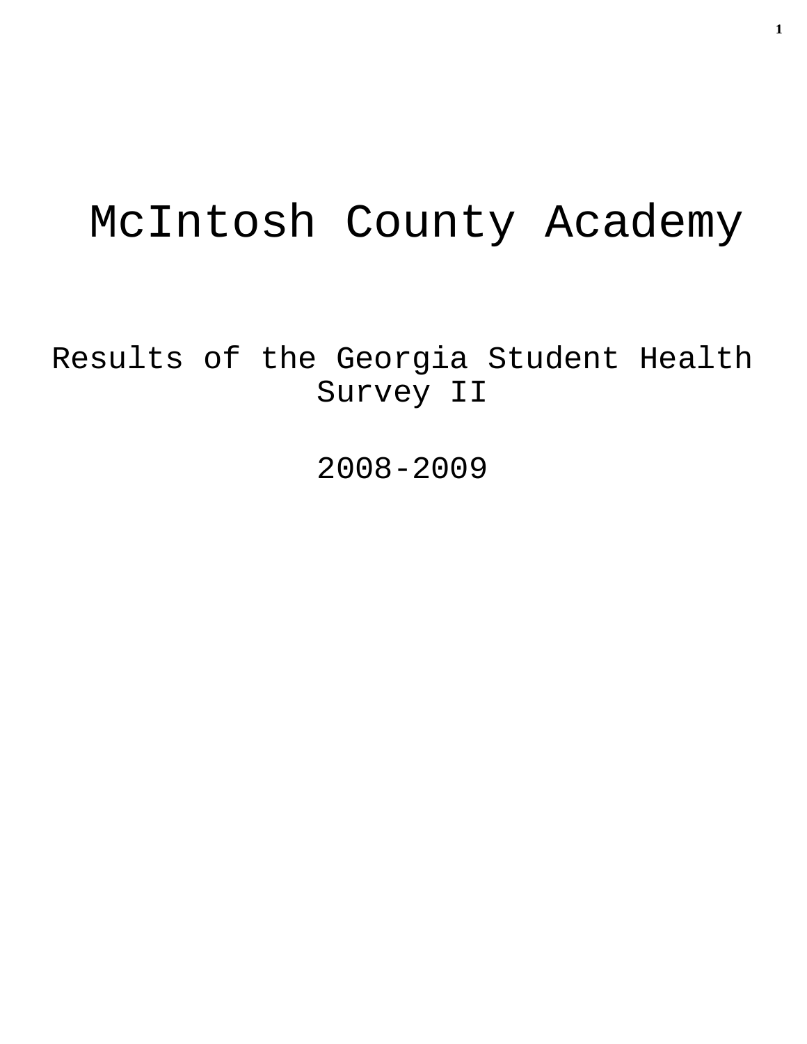# McIntosh County Academy

## Results of the Georgia Student Health Survey II

## 2008-2009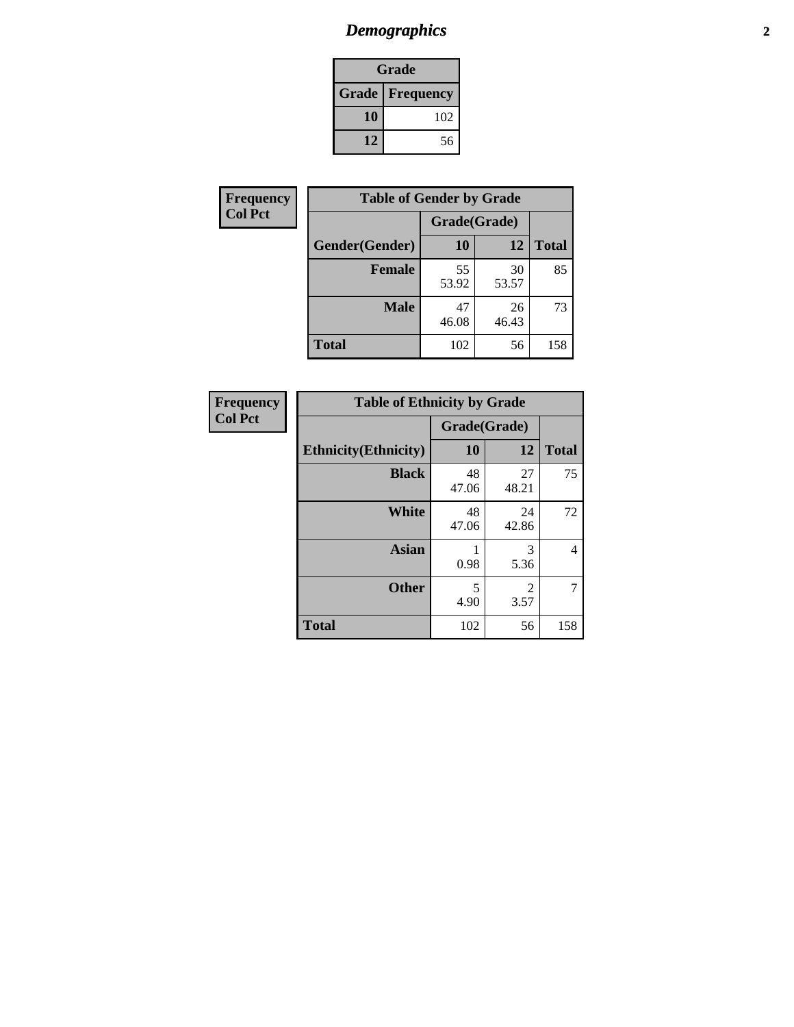## *Demographics*

| Grade | |
|---|---|
| **Grade** | **Frequency** |
| **10** | 102 |
| **12** | 56 |

**Frequency**
**Col Pct**

| Table of Gender by Grade | | | |
|---|---|---|---|
| | Grade(Grade) | | |
| **Gender(Gender)** | **10** | **12** | **Total** |
| **Female** | 55<br>53.92 | 30<br>53.57 | 85 |
| **Male** | 47<br>46.08 | 26<br>46.43 | 73 |
| **Total** | 102 | 56 | 158 |

**Frequency**
**Col Pct**

| Table of Ethnicity by Grade | | | |
|---|---|---|---|
| | Grade(Grade) | | |
| **Ethnicity(Ethnicity)** | **10** | **12** | **Total** |
| **Black** | 48<br>47.06 | 27<br>48.21 | 75 |
| **White** | 48<br>47.06 | 24<br>42.86 | 72 |
| **Asian** | 1<br>0.98 | 3<br>5.36 | 4 |
| **Other** | 5<br>4.90 | 2<br>3.57 | 7 |
| **Total** | 102 | 56 | 158 |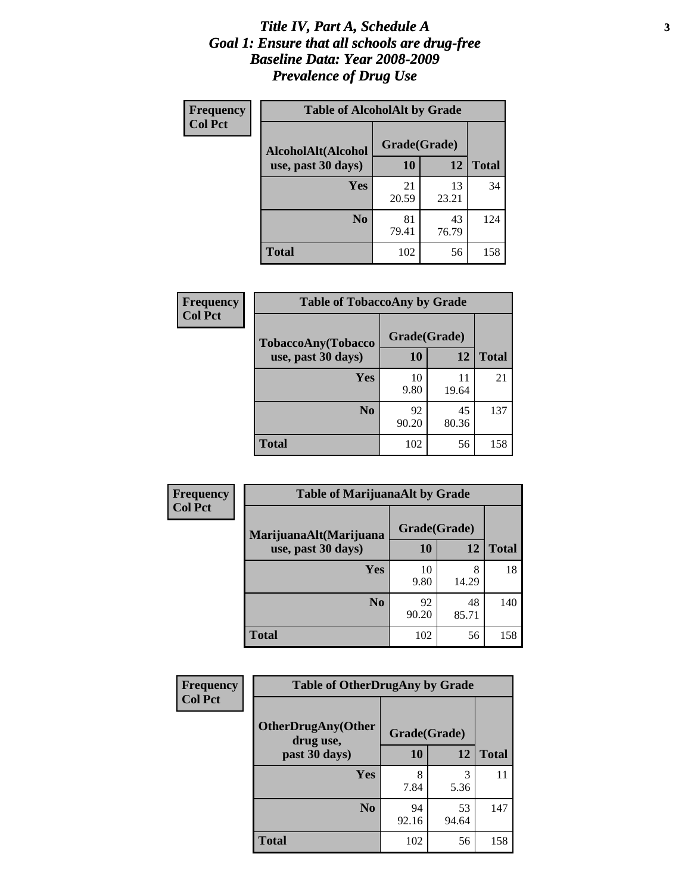# *Title IV, Part A, Schedule A*
# *Goal 1: Ensure that all schools are drug-free*
# *Baseline Data: Year 2008-2009*
# *Prevalence of Drug Use*

**Frequency**
**Col Pct**

**Table of AlcoholAlt by Grade**

| AlcoholAlt(Alcohol use, past 30 days) | Grade(Grade) | | Total |
|---|---|---|---|
| | 10 | 12 | |
| Yes | 21<br>20.59 | 13<br>23.21 | 34 |
| No | 81<br>79.41 | 43<br>76.79 | 124 |
| Total | 102 | 56 | 158 |

**Frequency**
**Col Pct**

**Table of TobaccoAny by Grade**

| TobaccoAny(Tobacco use, past 30 days) | Grade(Grade) | | Total |
|---|---|---|---|
| | 10 | 12 | |
| Yes | 10<br>9.80 | 11<br>19.64 | 21 |
| No | 92<br>90.20 | 45<br>80.36 | 137 |
| Total | 102 | 56 | 158 |

**Frequency**
**Col Pct**

**Table of MarijuanaAlt by Grade**

| MarijuanaAlt(Marijuana use, past 30 days) | Grade(Grade) | | Total |
|---|---|---|---|
| | 10 | 12 | |
| Yes | 10<br>9.80 | 8<br>14.29 | 18 |
| No | 92<br>90.20 | 48<br>85.71 | 140 |
| Total | 102 | 56 | 158 |

**Frequency**
**Col Pct**

**Table of OtherDrugAny by Grade**

| OtherDrugAny(Other drug use, past 30 days) | Grade(Grade) | | Total |
|---|---|---|---|
| | 10 | 12 | |
| Yes | 8<br>7.84 | 3<br>5.36 | 11 |
| No | 94<br>92.16 | 53<br>94.64 | 147 |
| Total | 102 | 56 | 158 |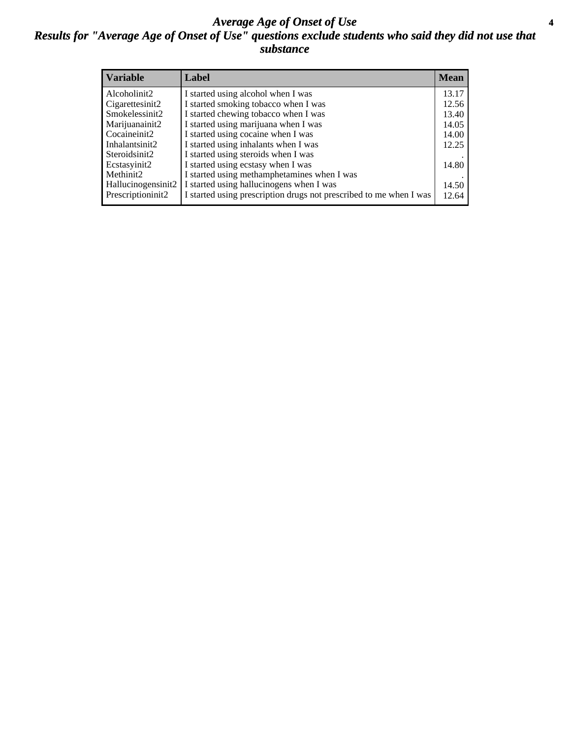# *Average Age of Onset of Use*

## *Results for "Average Age of Onset of Use" questions exclude students who said they did not use that substance*

| Variable | Label | Mean |
|---|---|---|
| Alcoholinit2 | I started using alcohol when I was | 13.17 |
| Cigarettesinit2 | I started smoking tobacco when I was | 12.56 |
| Smokelessinit2 | I started chewing tobacco when I was | 13.40 |
| Marijuanainit2 | I started using marijuana when I was | 14.05 |
| Cocaineinit2 | I started using cocaine when I was | 14.00 |
| Inhalantsinit2 | I started using inhalants when I was | 12.25 |
| Steroidsinit2 | I started using steroids when I was | . |
| Ecstasyinit2 | I started using ecstasy when I was | 14.80 |
| Methinit2 | I started using methamphetamines when I was | . |
| Hallucinogensinit2 | I started using hallucinogens when I was | 14.50 |
| Prescriptioninit2 | I started using prescription drugs not prescribed to me when I was | 12.64 |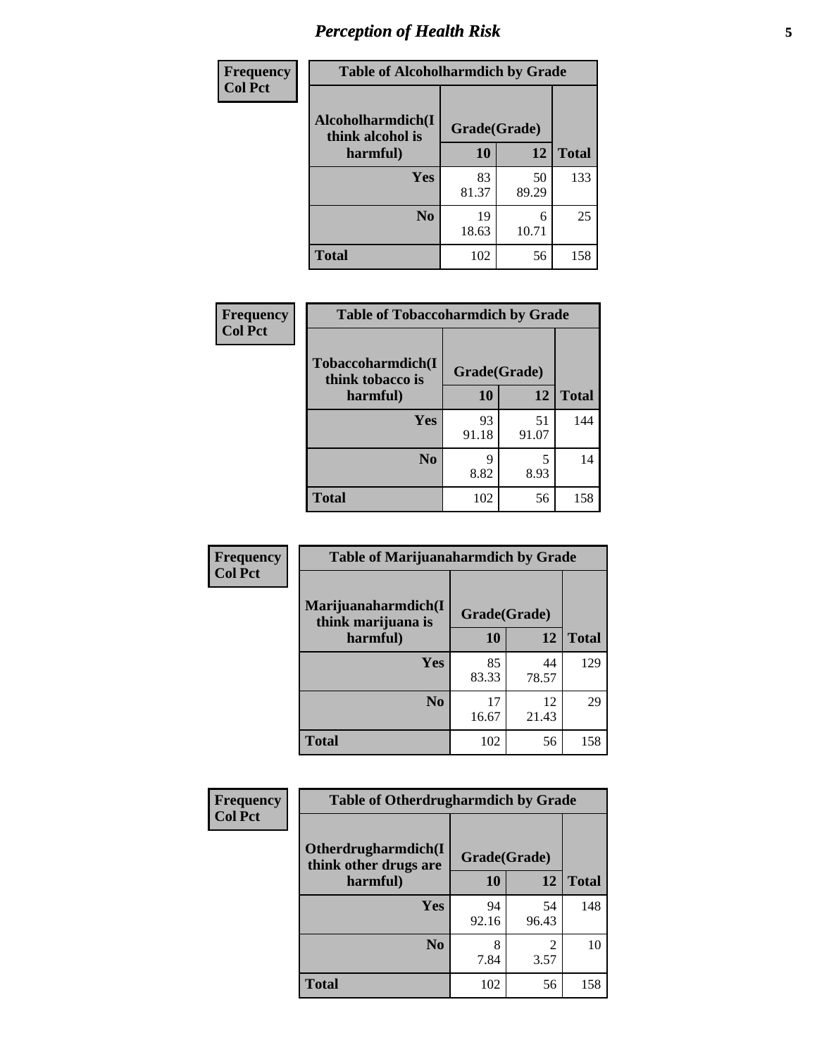| Frequency<br>Col Pct | Table of Alcoholharmdich by Grade | | |
|---|---|---|---|
| Alcoholharmdich(I think alcohol is harmful) | Grade(Grade) | | |
| | 10 | 12 | Total |
| Yes | 83<br>81.37 | 50<br>89.29 | 133 |
| No | 19<br>18.63 | 6<br>10.71 | 25 |
| Total | 102 | 56 | 158 |

| Frequency<br>Col Pct | Table of Tobaccoharmdich by Grade | | |
|---|---|---|---|
| Tobaccoharmdich(I think tobacco is harmful) | Grade(Grade) | | |
| | 10 | 12 | Total |
| Yes | 93<br>91.18 | 51<br>91.07 | 144 |
| No | 9<br>8.82 | 5<br>8.93 | 14 |
| Total | 102 | 56 | 158 |

| Frequency<br>Col Pct | Table of Marijuanaharmdich by Grade | | |
|---|---|---|---|
| Marijuanaharmdich(I think marijuana is harmful) | Grade(Grade) | | |
| | 10 | 12 | Total |
| Yes | 85<br>83.33 | 44<br>78.57 | 129 |
| No | 17<br>16.67 | 12<br>21.43 | 29 |
| Total | 102 | 56 | 158 |

| Frequency<br>Col Pct | Table of Otherdrugharmdich by Grade | | |
|---|---|---|---|
| Otherdrugharmdich(I think other drugs are harmful) | Grade(Grade) | | |
| | 10 | 12 | Total |
| Yes | 94<br>92.16 | 54<br>96.43 | 148 |
| No | 8<br>7.84 | 2<br>3.57 | 10 |
| Total | 102 | 56 | 158 |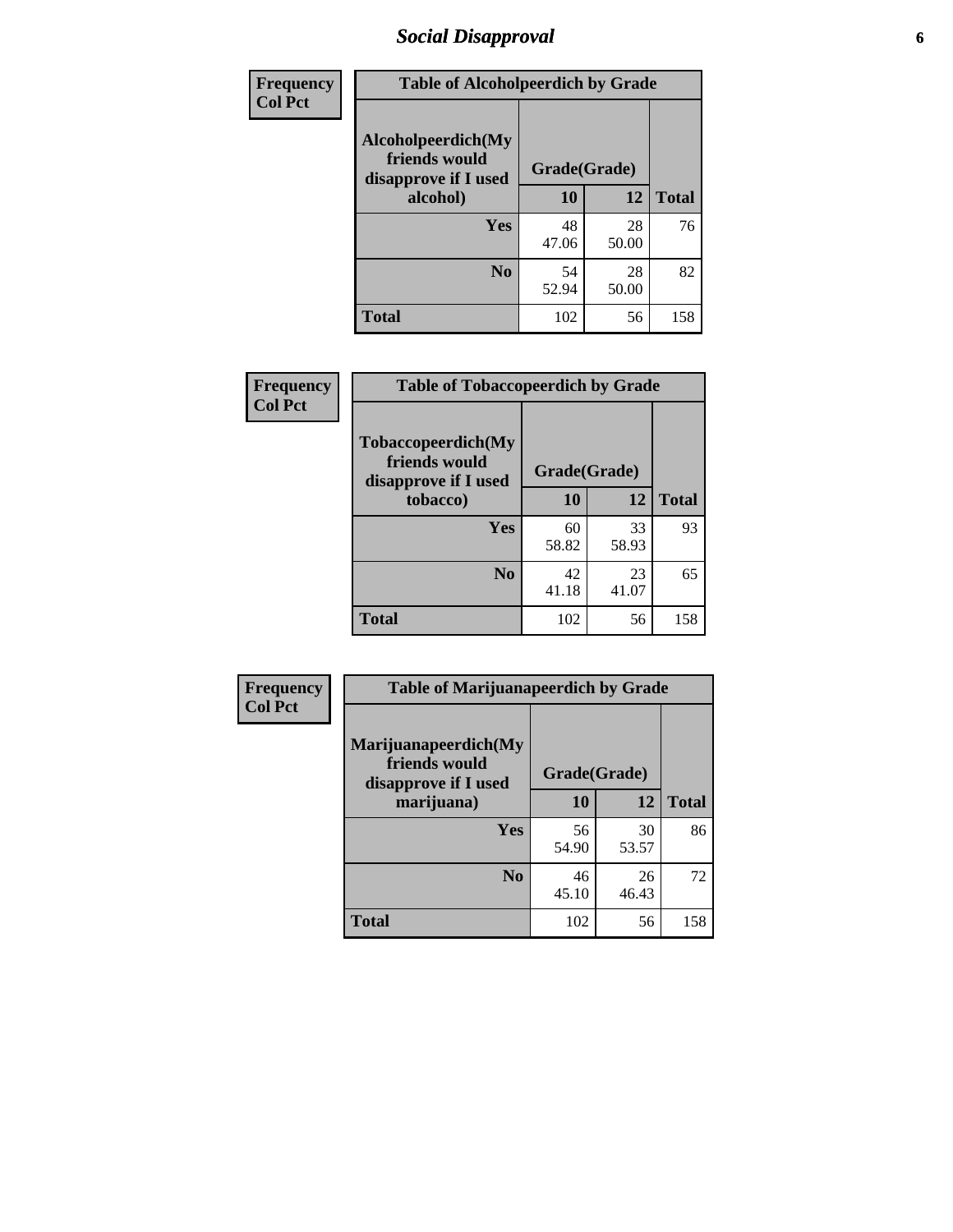| Frequency Col Pct |
|---|

**Table of Alcoholpeerdich by Grade**

| Alcoholpeerdich(My friends would disapprove if I used alcohol) | Grade(Grade) | | |
|---|---|---|---|
| | 10 | 12 | Total |
| Yes | 48<br>47.06 | 28<br>50.00 | 76 |
| No | 54<br>52.94 | 28<br>50.00 | 82 |
| Total | 102 | 56 | 158 |

| Frequency Col Pct |
|---|

**Table of Tobaccopeerdich by Grade**

| Tobaccopeerdich(My friends would disapprove if I used tobacco) | Grade(Grade) | | |
|---|---|---|---|
| | 10 | 12 | Total |
| Yes | 60<br>58.82 | 33<br>58.93 | 93 |
| No | 42<br>41.18 | 23<br>41.07 | 65 |
| Total | 102 | 56 | 158 |

| Frequency Col Pct |
|---|

**Table of Marijuanapeerdich by Grade**

| Marijuanapeerdich(My friends would disapprove if I used marijuana) | Grade(Grade) | | |
|---|---|---|---|
| | 10 | 12 | Total |
| Yes | 56<br>54.90 | 30<br>53.57 | 86 |
| No | 46<br>45.10 | 26<br>46.43 | 72 |
| Total | 102 | 56 | 158 |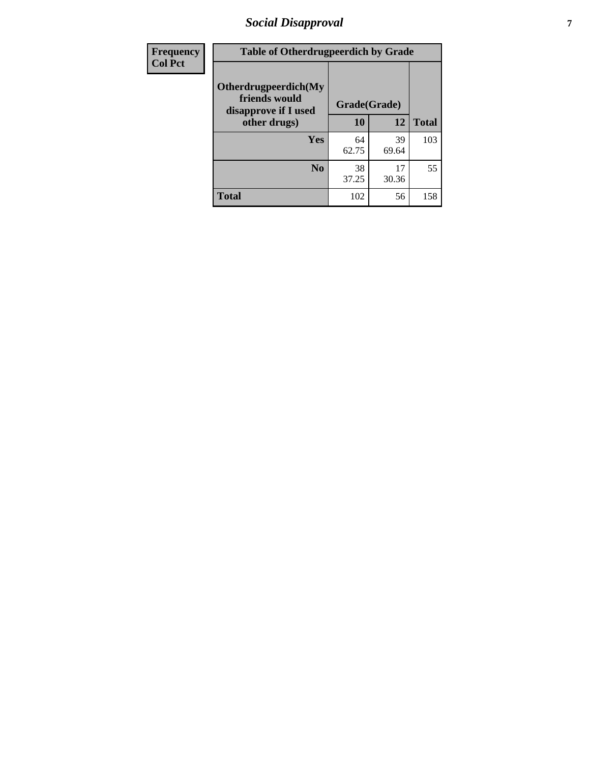| Frequency Col Pct | Table of Otherdrugpeerdich by Grade | | |
|---|---|---|---|
| **Otherdrugpeerdich(My friends would disapprove if I used other drugs)** | **Grade(Grade)** | | |
| | **10** | **12** | **Total** |
| **Yes** | 64<br>62.75 | 39<br>69.64 | 103 |
| **No** | 38<br>37.25 | 17<br>30.36 | 55 |
| **Total** | 102 | 56 | 158 |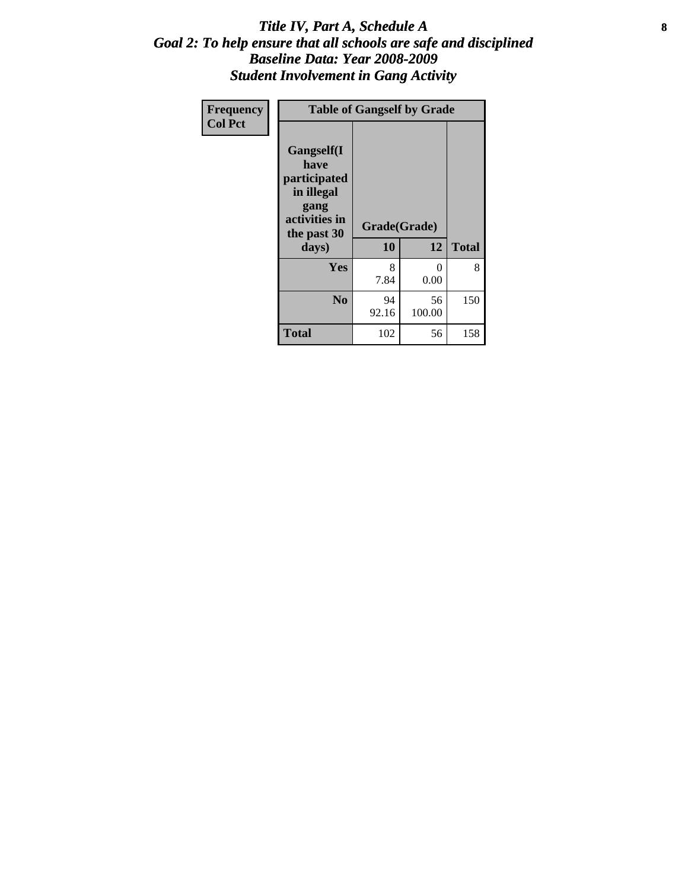# *Title IV, Part A, Schedule A*
## *Goal 2: To help ensure that all schools are safe and disciplined*
## *Baseline Data: Year 2008-2009*
## *Student Involvement in Gang Activity*

| Frequency<br>Col Pct | Table of Gangself by Grade | | | |
|---|---|---|---|---|
| | Gangself(I have participated in illegal gang activities in the past 30 days) | Grade(Grade) | | |
| | | 10 | 12 | Total |
| | Yes | 8<br>7.84 | 0<br>0.00 | 8 |
| | No | 94<br>92.16 | 56<br>100.00 | 150 |
| | Total | 102 | 56 | 158 |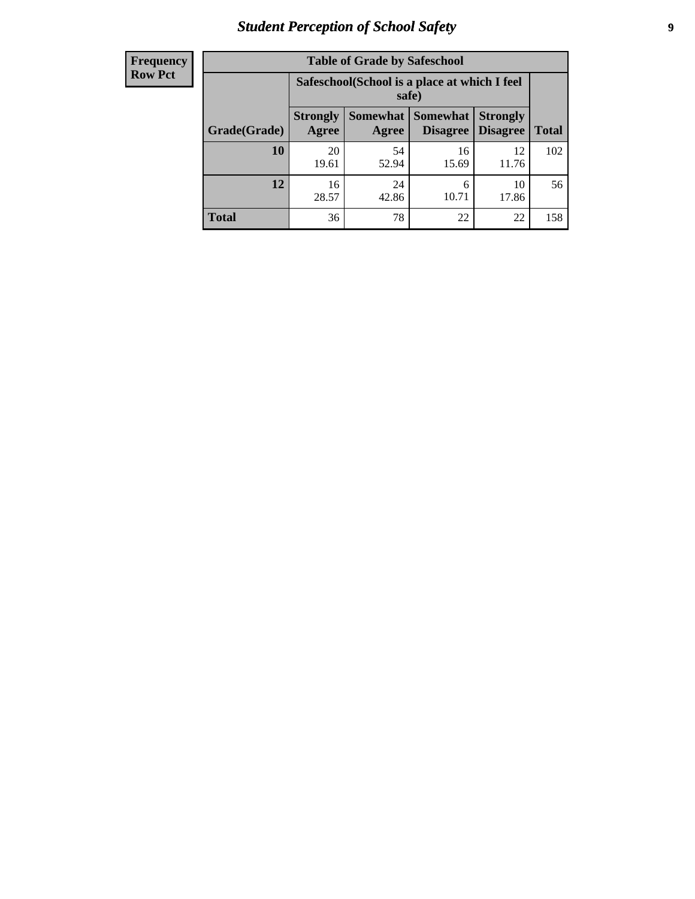| Frequency Row Pct |
|---|

| Table of Grade by Safeschool | | | | | |
|---|---|---|---|---|---|
| | Safeschool(School is a place at which I feel safe) | | | | |
| Grade(Grade) | Strongly Agree | Somewhat Agree | Somewhat Disagree | Strongly Disagree | Total |
| 10 | 20<br>19.61 | 54<br>52.94 | 16<br>15.69 | 12<br>11.76 | 102 |
| 12 | 16<br>28.57 | 24<br>42.86 | 6<br>10.71 | 10<br>17.86 | 56 |
| Total | 36 | 78 | 22 | 22 | 158 |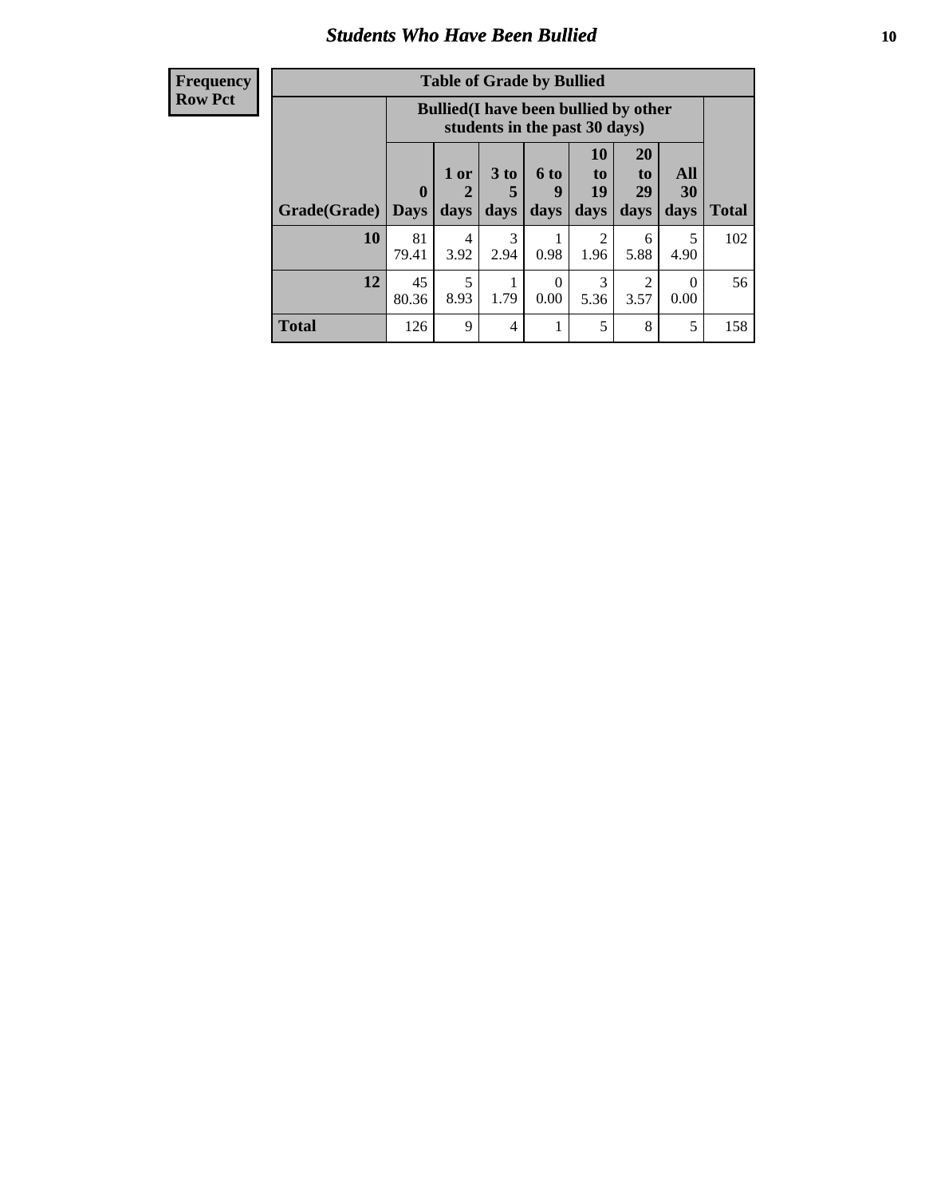| Frequency Row Pct |
|---|

**Table of Grade by Bullied**

| Grade(Grade) | Bullied(I have been bullied by other students in the past 30 days) | | | | | | | Total |
|---|---|---|---|---|---|---|---|---|
| | 0 Days | 1 or 2 days | 3 to 5 days | 6 to 9 days | 10 to 19 days | 20 to 29 days | All 30 days | |
| **10** | 81<br>79.41 | 4<br>3.92 | 3<br>2.94 | 1<br>0.98 | 2<br>1.96 | 6<br>5.88 | 5<br>4.90 | 102 |
| **12** | 45<br>80.36 | 5<br>8.93 | 1<br>1.79 | 0<br>0.00 | 3<br>5.36 | 2<br>3.57 | 0<br>0.00 | 56 |
| **Total** | 126 | 9 | 4 | 1 | 5 | 8 | 5 | 158 |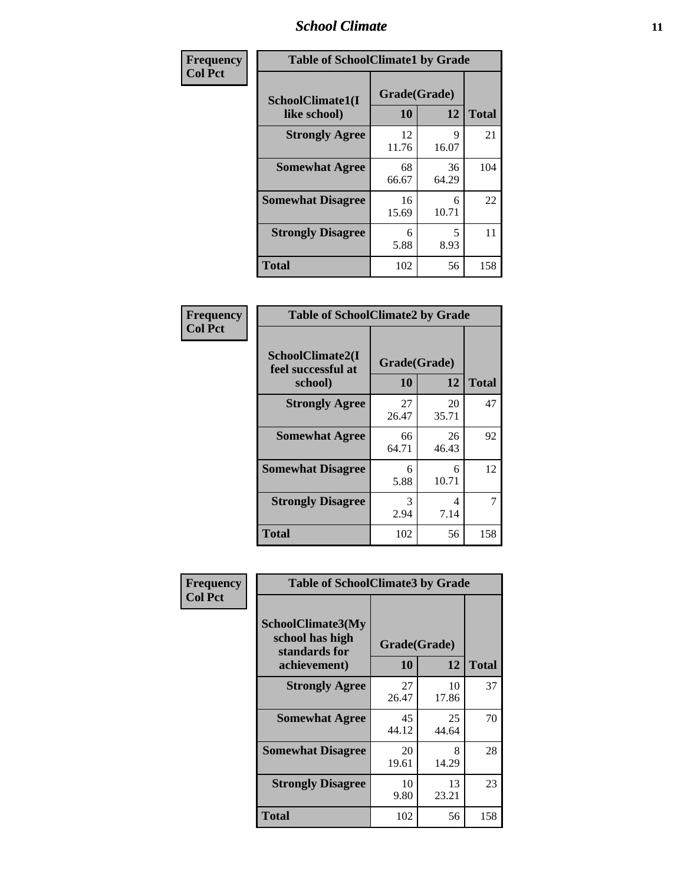| Frequency<br>Col Pct | Table of SchoolClimate1 by Grade | | |
|---|---|---|---|
| **SchoolClimate1(I like school)** | **Grade(Grade)** | | |
| | **10** | **12** | **Total** |
| **Strongly Agree** | 12<br>11.76 | 9<br>16.07 | 21 |
| **Somewhat Agree** | 68<br>66.67 | 36<br>64.29 | 104 |
| **Somewhat Disagree** | 16<br>15.69 | 6<br>10.71 | 22 |
| **Strongly Disagree** | 6<br>5.88 | 5<br>8.93 | 11 |
| **Total** | 102 | 56 | 158 |

| Frequency<br>Col Pct | Table of SchoolClimate2 by Grade | | |
|---|---|---|---|
| **SchoolClimate2(I feel successful at school)** | **Grade(Grade)** | | |
| | **10** | **12** | **Total** |
| **Strongly Agree** | 27<br>26.47 | 20<br>35.71 | 47 |
| **Somewhat Agree** | 66<br>64.71 | 26<br>46.43 | 92 |
| **Somewhat Disagree** | 6<br>5.88 | 6<br>10.71 | 12 |
| **Strongly Disagree** | 3<br>2.94 | 4<br>7.14 | 7 |
| **Total** | 102 | 56 | 158 |

| Frequency<br>Col Pct | Table of SchoolClimate3 by Grade | | |
|---|---|---|---|
| **SchoolClimate3(My school has high standards for achievement)** | **Grade(Grade)** | | |
| | **10** | **12** | **Total** |
| **Strongly Agree** | 27<br>26.47 | 10<br>17.86 | 37 |
| **Somewhat Agree** | 45<br>44.12 | 25<br>44.64 | 70 |
| **Somewhat Disagree** | 20<br>19.61 | 8<br>14.29 | 28 |
| **Strongly Disagree** | 10<br>9.80 | 13<br>23.21 | 23 |
| **Total** | 102 | 56 | 158 |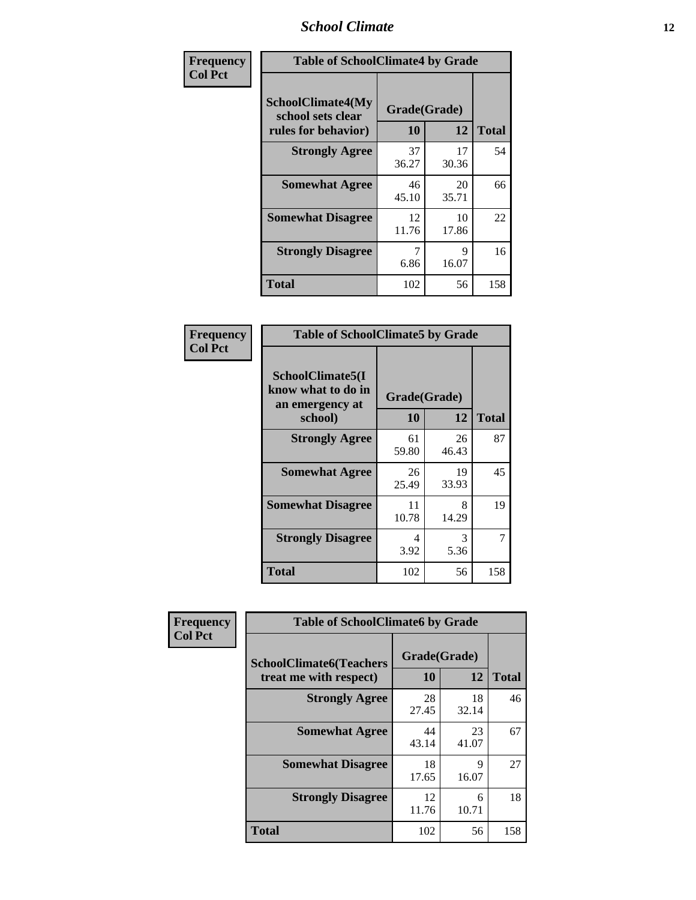| Frequency<br>Col Pct | Table of SchoolClimate4 by Grade | | |
|---|---|---|---|
| SchoolClimate4(My school sets clear rules for behavior) | Grade(Grade) | | |
| | 10 | 12 | Total |
| Strongly Agree | 37<br>36.27 | 17<br>30.36 | 54 |
| Somewhat Agree | 46<br>45.10 | 20<br>35.71 | 66 |
| Somewhat Disagree | 12<br>11.76 | 10<br>17.86 | 22 |
| Strongly Disagree | 7<br>6.86 | 9<br>16.07 | 16 |
| Total | 102 | 56 | 158 |

| Frequency<br>Col Pct | Table of SchoolClimate5 by Grade | | |
|---|---|---|---|
| SchoolClimate5(I know what to do in an emergency at school) | Grade(Grade) | | |
| | 10 | 12 | Total |
| Strongly Agree | 61<br>59.80 | 26<br>46.43 | 87 |
| Somewhat Agree | 26<br>25.49 | 19<br>33.93 | 45 |
| Somewhat Disagree | 11<br>10.78 | 8<br>14.29 | 19 |
| Strongly Disagree | 4<br>3.92 | 3<br>5.36 | 7 |
| Total | 102 | 56 | 158 |

| Frequency<br>Col Pct | Table of SchoolClimate6 by Grade | | |
|---|---|---|---|
| SchoolClimate6(Teachers treat me with respect) | Grade(Grade) | | |
| | 10 | 12 | Total |
| Strongly Agree | 28<br>27.45 | 18<br>32.14 | 46 |
| Somewhat Agree | 44<br>43.14 | 23<br>41.07 | 67 |
| Somewhat Disagree | 18<br>17.65 | 9<br>16.07 | 27 |
| Strongly Disagree | 12<br>11.76 | 6<br>10.71 | 18 |
| Total | 102 | 56 | 158 |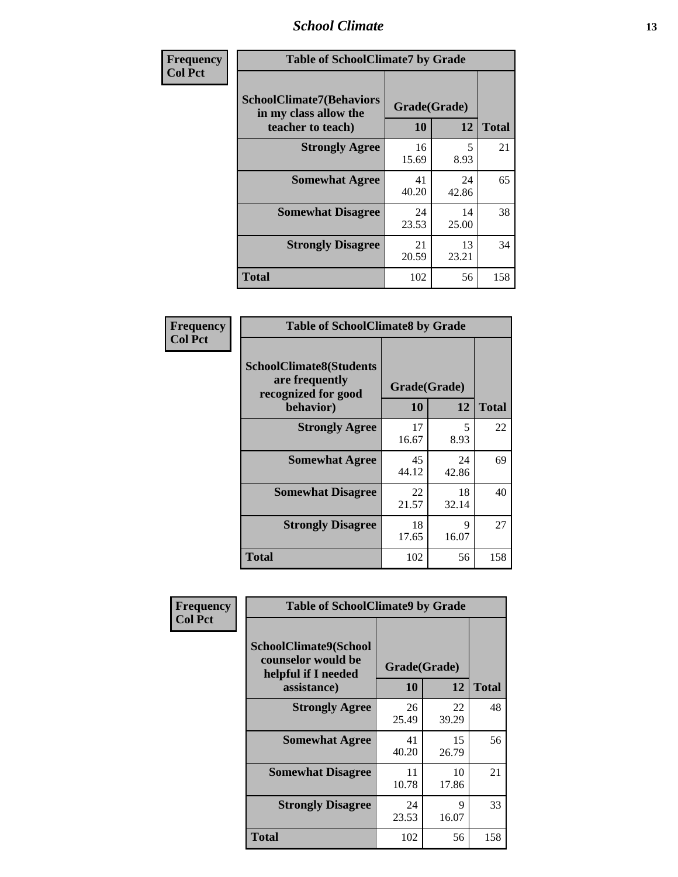| Frequency<br>Col Pct | Table of SchoolClimate7 by Grade | | |
|---|---|---|---|
| SchoolClimate7(Behaviors in my class allow the teacher to teach) | Grade(Grade) | | |
| | 10 | 12 | Total |
| Strongly Agree | 16<br>15.69 | 5<br>8.93 | 21 |
| Somewhat Agree | 41<br>40.20 | 24<br>42.86 | 65 |
| Somewhat Disagree | 24<br>23.53 | 14<br>25.00 | 38 |
| Strongly Disagree | 21<br>20.59 | 13<br>23.21 | 34 |
| Total | 102 | 56 | 158 |

| Frequency<br>Col Pct | Table of SchoolClimate8 by Grade | | |
|---|---|---|---|
| SchoolClimate8(Students are frequently recognized for good behavior) | Grade(Grade) | | |
| | 10 | 12 | Total |
| Strongly Agree | 17<br>16.67 | 5<br>8.93 | 22 |
| Somewhat Agree | 45<br>44.12 | 24<br>42.86 | 69 |
| Somewhat Disagree | 22<br>21.57 | 18<br>32.14 | 40 |
| Strongly Disagree | 18<br>17.65 | 9<br>16.07 | 27 |
| Total | 102 | 56 | 158 |

| Frequency<br>Col Pct | Table of SchoolClimate9 by Grade | | |
|---|---|---|---|
| SchoolClimate9(School counselor would be helpful if I needed assistance) | Grade(Grade) | | |
| | 10 | 12 | Total |
| Strongly Agree | 26<br>25.49 | 22<br>39.29 | 48 |
| Somewhat Agree | 41<br>40.20 | 15<br>26.79 | 56 |
| Somewhat Disagree | 11<br>10.78 | 10<br>17.86 | 21 |
| Strongly Disagree | 24<br>23.53 | 9<br>16.07 | 33 |
| Total | 102 | 56 | 158 |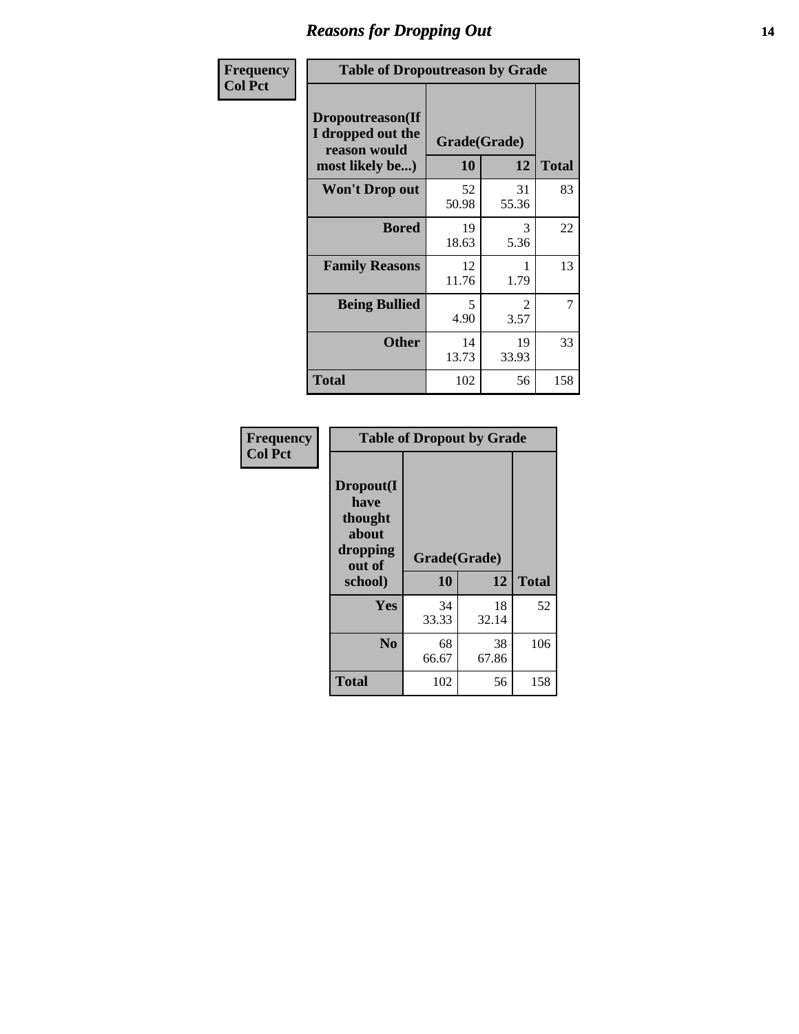# Reasons for Dropping Out

Frequency
Col Pct

**Table of Dropoutreason by Grade**

| Dropoutreason(If I dropped out the reason would most likely be...) | Grade(Grade) | | Total |
|---|---|---|---|
| | 10 | 12 | |
| Won't Drop out | 52<br>50.98 | 31<br>55.36 | 83 |
| Bored | 19<br>18.63 | 3<br>5.36 | 22 |
| Family Reasons | 12<br>11.76 | 1<br>1.79 | 13 |
| Being Bullied | 5<br>4.90 | 2<br>3.57 | 7 |
| Other | 14<br>13.73 | 19<br>33.93 | 33 |
| Total | 102 | 56 | 158 |

Frequency
Col Pct

**Table of Dropout by Grade**

| Dropout(I have thought about dropping out of school) | Grade(Grade) | | Total |
|---|---|---|---|
| | 10 | 12 | |
| Yes | 34<br>33.33 | 18<br>32.14 | 52 |
| No | 68<br>66.67 | 38<br>67.86 | 106 |
| Total | 102 | 56 | 158 |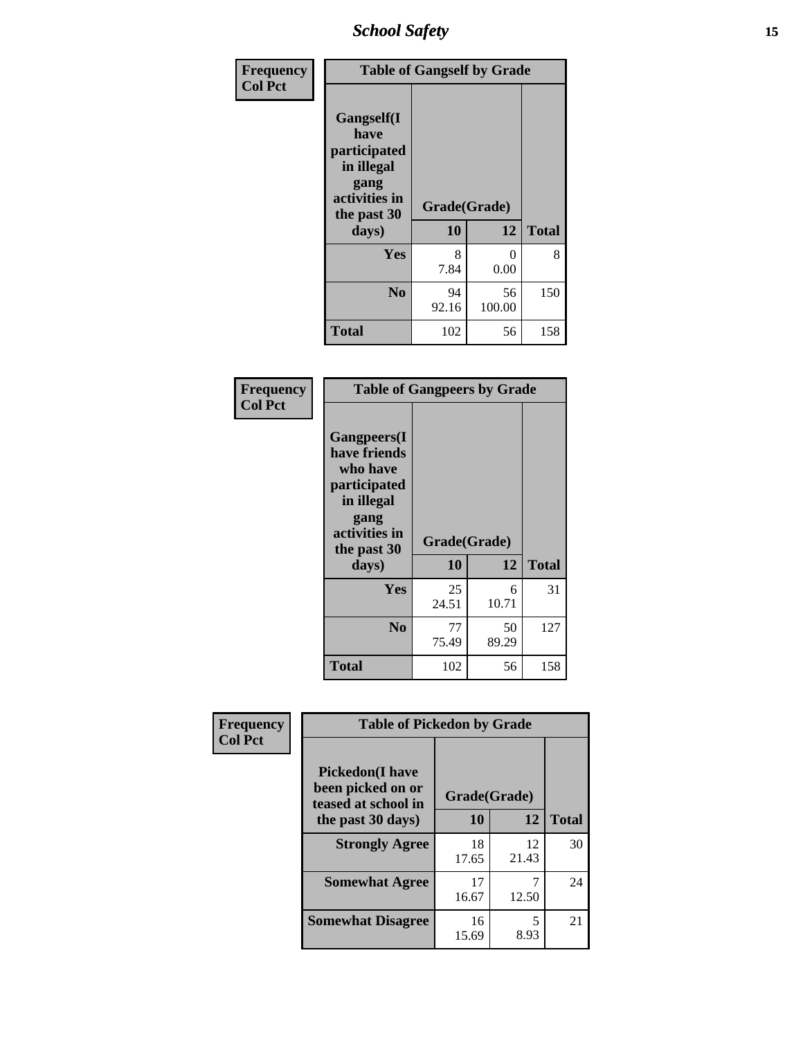| Frequency<br>Col Pct | Table of Gangself by Grade | | |
|---|---|---|---|
| Gangself(I have participated in illegal gang activities in the past 30 days) | Grade(Grade) | | |
| | 10 | 12 | Total |
| Yes | 8<br>7.84 | 0<br>0.00 | 8 |
| No | 94<br>92.16 | 56<br>100.00 | 150 |
| Total | 102 | 56 | 158 |

| Frequency<br>Col Pct | Table of Gangpeers by Grade | | |
|---|---|---|---|
| Gangpeers(I have friends who have participated in illegal gang activities in the past 30 days) | Grade(Grade) | | |
| | 10 | 12 | Total |
| Yes | 25<br>24.51 | 6<br>10.71 | 31 |
| No | 77<br>75.49 | 50<br>89.29 | 127 |
| Total | 102 | 56 | 158 |

| Frequency<br>Col Pct | Table of Pickedon by Grade | | |
|---|---|---|---|
| Pickedon(I have been picked on or teased at school in the past 30 days) | Grade(Grade) | | |
| | 10 | 12 | Total |
| Strongly Agree | 18<br>17.65 | 12<br>21.43 | 30 |
| Somewhat Agree | 17<br>16.67 | 7<br>12.50 | 24 |
| Somewhat Disagree | 16<br>15.69 | 5<br>8.93 | 21 |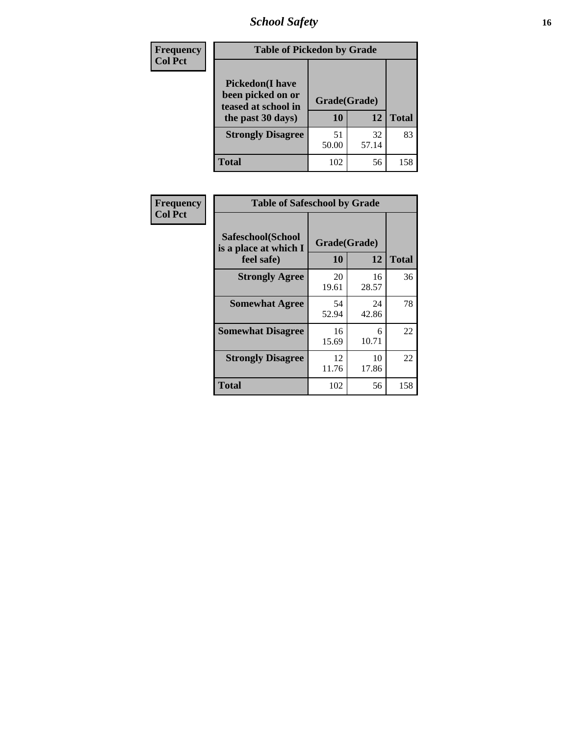| Frequency<br>Col Pct | Table of Pickedon by Grade | | |
|---|---|---|---|
| Pickedon(I have been picked on or teased at school in the past 30 days) | Grade(Grade) | | |
| | 10 | 12 | Total |
| Strongly Disagree | 51<br>50.00 | 32<br>57.14 | 83 |
| Total | 102 | 56 | 158 |

| Frequency<br>Col Pct | Table of Safeschool by Grade | | |
|---|---|---|---|
| Safeschool(School is a place at which I feel safe) | Grade(Grade) | | |
| | 10 | 12 | Total |
| Strongly Agree | 20<br>19.61 | 16<br>28.57 | 36 |
| Somewhat Agree | 54<br>52.94 | 24<br>42.86 | 78 |
| Somewhat Disagree | 16<br>15.69 | 6<br>10.71 | 22 |
| Strongly Disagree | 12<br>11.76 | 10<br>17.86 | 22 |
| Total | 102 | 56 | 158 |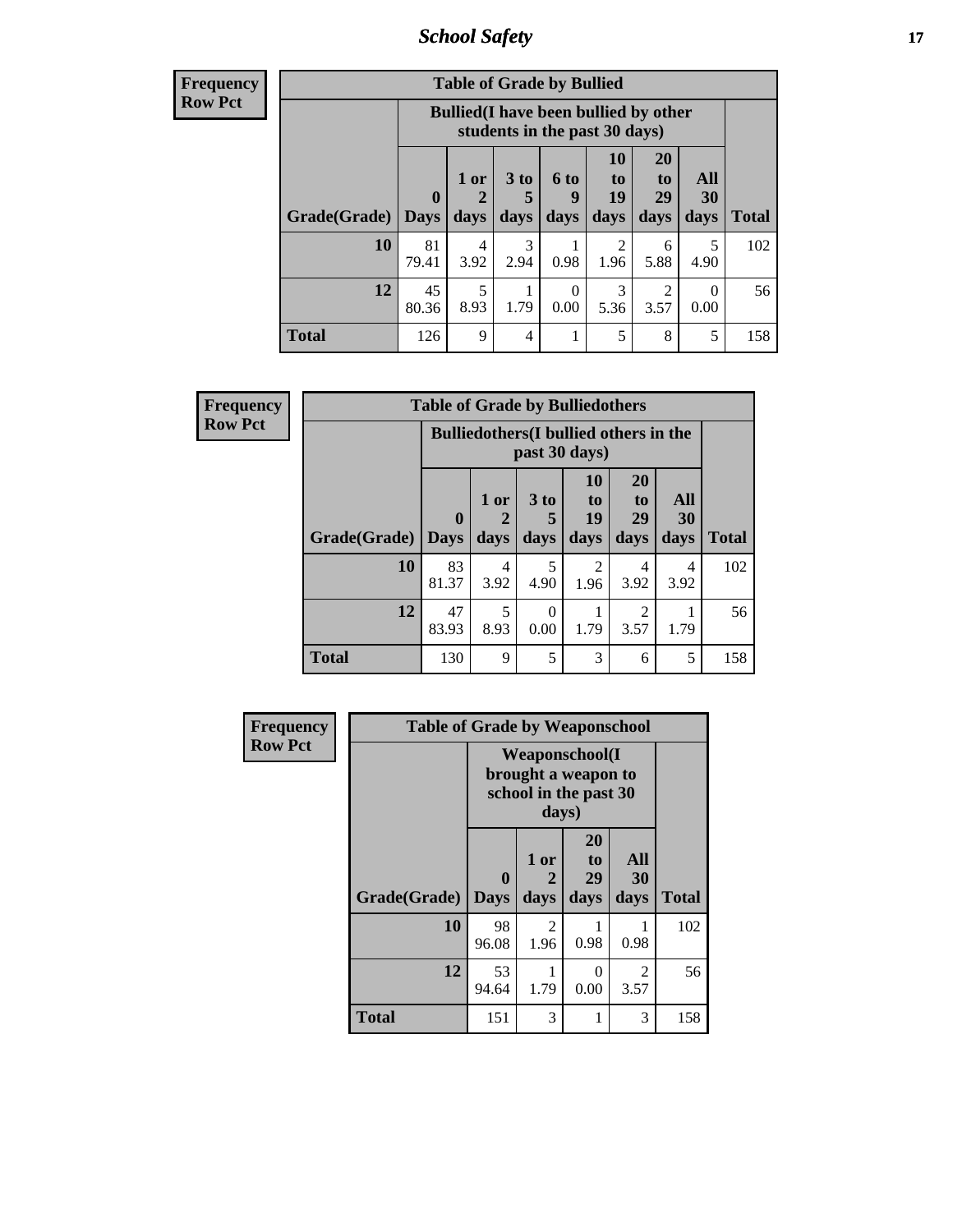# School Safety

**Frequency**
**Row Pct**

| Table of Grade by Bullied | | | | | | | | |
|---|---|---|---|---|---|---|---|---|
| | Bullied(I have been bullied by other students in the past 30 days) | | | | | | | |
| Grade(Grade) | 0 Days | 1 or 2 days | 3 to 5 days | 6 to 9 days | 10 to 19 days | 20 to 29 days | All 30 days | Total |
| **10** | 81<br>79.41 | 4<br>3.92 | 3<br>2.94 | 1<br>0.98 | 2<br>1.96 | 6<br>5.88 | 5<br>4.90 | 102 |
| **12** | 45<br>80.36 | 5<br>8.93 | 1<br>1.79 | 0<br>0.00 | 3<br>5.36 | 2<br>3.57 | 0<br>0.00 | 56 |
| **Total** | 126 | 9 | 4 | 1 | 5 | 8 | 5 | 158 |

**Frequency**
**Row Pct**

| Table of Grade by Bulliedothers | | | | | | | |
|---|---|---|---|---|---|---|---|
| | Bulliedothers(I bullied others in the past 30 days) | | | | | | |
| Grade(Grade) | 0 Days | 1 or 2 days | 3 to 5 days | 10 to 19 days | 20 to 29 days | All 30 days | Total |
| **10** | 83<br>81.37 | 4<br>3.92 | 5<br>4.90 | 2<br>1.96 | 4<br>3.92 | 4<br>3.92 | 102 |
| **12** | 47<br>83.93 | 5<br>8.93 | 0<br>0.00 | 1<br>1.79 | 2<br>3.57 | 1<br>1.79 | 56 |
| **Total** | 130 | 9 | 5 | 3 | 6 | 5 | 158 |

**Frequency**
**Row Pct**

| Table of Grade by Weaponschool | | | | | |
|---|---|---|---|---|---|
| | Weaponschool(I brought a weapon to school in the past 30 days) | | | | |
| Grade(Grade) | 0 Days | 1 or 2 days | 20 to 29 days | All 30 days | Total |
| **10** | 98<br>96.08 | 2<br>1.96 | 1<br>0.98 | 1<br>0.98 | 102 |
| **12** | 53<br>94.64 | 1<br>1.79 | 0<br>0.00 | 2<br>3.57 | 56 |
| **Total** | 151 | 3 | 1 | 3 | 158 |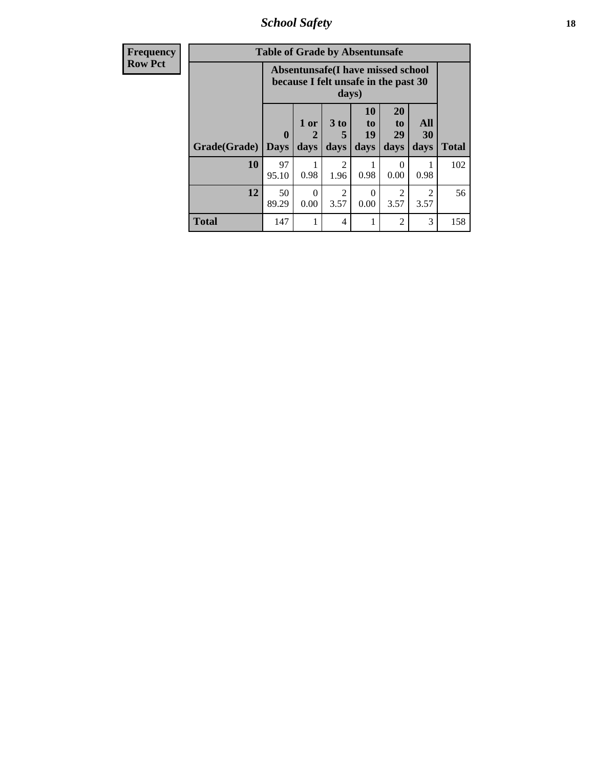| Frequency<br>Row Pct | | | | | | | |
|---|---|---|---|---|---|---|---|

**Table of Grade by Absentunsafe**

| | Absentunsafe(I have missed school because I felt unsafe in the past 30 days) | | | | | | |
|---|---|---|---|---|---|---|---|
| Grade(Grade) | 0 Days | 1 or 2 days | 3 to 5 days | 10 to 19 days | 20 to 29 days | All 30 days | Total |
| 10 | 97<br>95.10 | 1<br>0.98 | 2<br>1.96 | 1<br>0.98 | 0<br>0.00 | 1<br>0.98 | 102 |
| 12 | 50<br>89.29 | 0<br>0.00 | 2<br>3.57 | 0<br>0.00 | 2<br>3.57 | 2<br>3.57 | 56 |
| Total | 147 | 1 | 4 | 1 | 2 | 3 | 158 |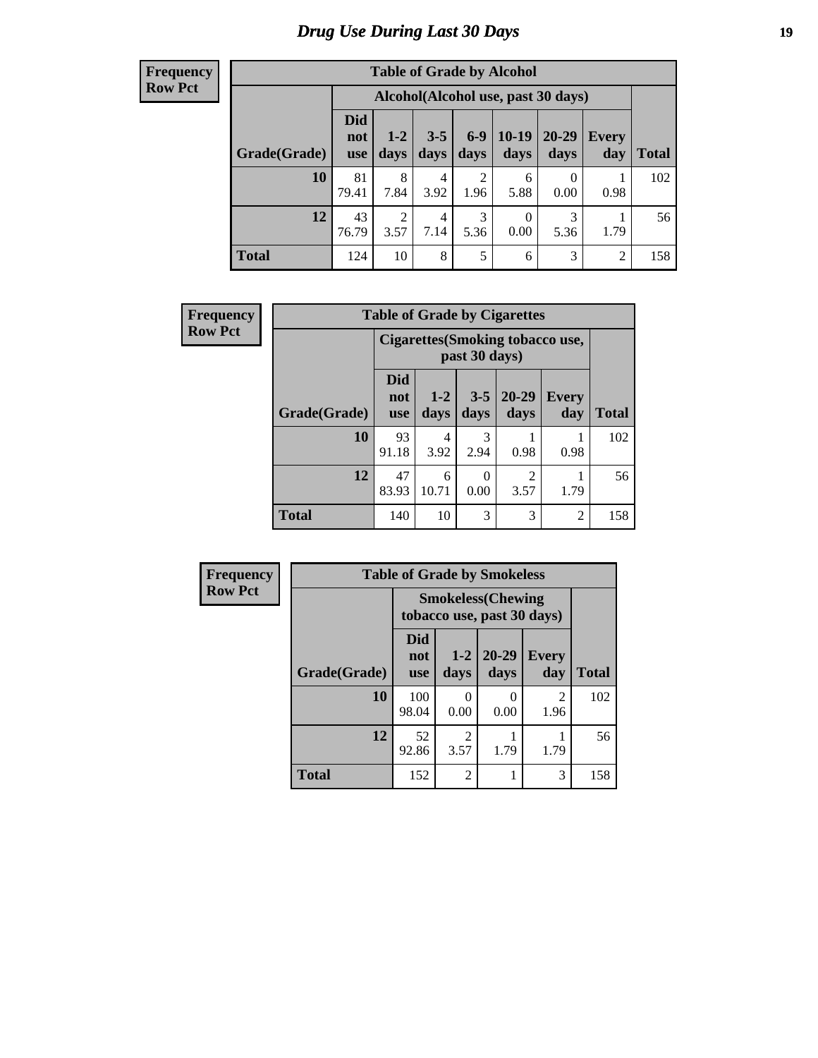# Drug Use During Last 30 Days

**Frequency**
**Row Pct**

| Table of Grade by Alcohol | | | | | | | | |
|---|---|---|---|---|---|---|---|---|
| | Alcohol(Alcohol use, past 30 days) | | | | | | | |
| Grade(Grade) | Did not use | 1-2 days | 3-5 days | 6-9 days | 10-19 days | 20-29 days | Every day | Total |
| 10 | 81<br>79.41 | 8<br>7.84 | 4<br>3.92 | 2<br>1.96 | 6<br>5.88 | 0<br>0.00 | 1<br>0.98 | 102 |
| 12 | 43<br>76.79 | 2<br>3.57 | 4<br>7.14 | 3<br>5.36 | 0<br>0.00 | 3<br>5.36 | 1<br>1.79 | 56 |
| Total | 124 | 10 | 8 | 5 | 6 | 3 | 2 | 158 |

**Frequency**
**Row Pct**

| Table of Grade by Cigarettes | | | | | | |
|---|---|---|---|---|---|---|
| | Cigarettes(Smoking tobacco use, past 30 days) | | | | | |
| Grade(Grade) | Did not use | 1-2 days | 3-5 days | 20-29 days | Every day | Total |
| 10 | 93<br>91.18 | 4<br>3.92 | 3<br>2.94 | 1<br>0.98 | 1<br>0.98 | 102 |
| 12 | 47<br>83.93 | 6<br>10.71 | 0<br>0.00 | 2<br>3.57 | 1<br>1.79 | 56 |
| Total | 140 | 10 | 3 | 3 | 2 | 158 |

**Frequency**
**Row Pct**

| Table of Grade by Smokeless | | | | | |
|---|---|---|---|---|---|
| | Smokeless(Chewing tobacco use, past 30 days) | | | | |
| Grade(Grade) | Did not use | 1-2 days | 20-29 days | Every day | Total |
| 10 | 100<br>98.04 | 0<br>0.00 | 0<br>0.00 | 2<br>1.96 | 102 |
| 12 | 52<br>92.86 | 2<br>3.57 | 1<br>1.79 | 1<br>1.79 | 56 |
| Total | 152 | 2 | 1 | 3 | 158 |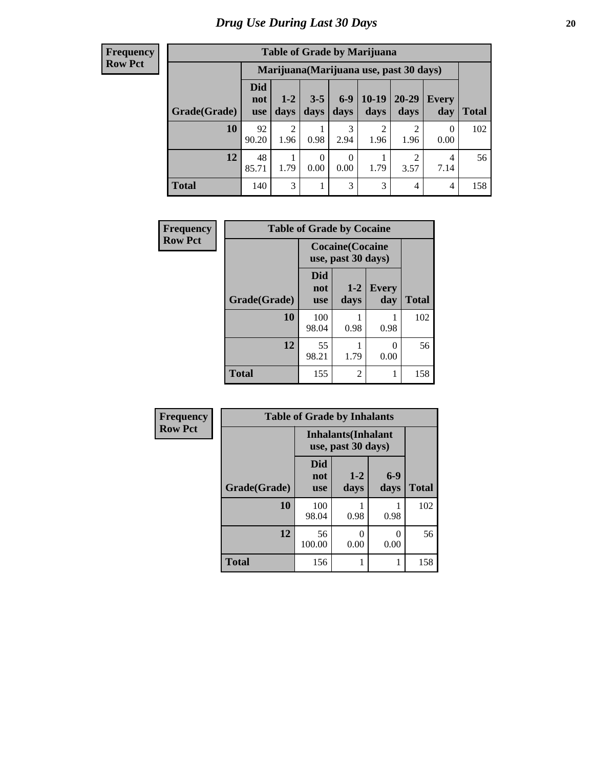# Drug Use During Last 30 Days

**Frequency**
**Row Pct**

| Table of Grade by Marijuana | | | | | | | | |
|---|---|---|---|---|---|---|---|---|
| | Marijuana(Marijuana use, past 30 days) | | | | | | | |
| Grade(Grade) | Did not use | 1-2 days | 3-5 days | 6-9 days | 10-19 days | 20-29 days | Every day | Total |
| 10 | 92<br>90.20 | 2<br>1.96 | 1<br>0.98 | 3<br>2.94 | 2<br>1.96 | 2<br>1.96 | 0<br>0.00 | 102 |
| 12 | 48<br>85.71 | 1<br>1.79 | 0<br>0.00 | 0<br>0.00 | 1<br>1.79 | 2<br>3.57 | 4<br>7.14 | 56 |
| Total | 140 | 3 | 1 | 3 | 3 | 4 | 4 | 158 |

**Frequency**
**Row Pct**

| Table of Grade by Cocaine | | | | |
|---|---|---|---|---|
| | Cocaine(Cocaine use, past 30 days) | | | |
| Grade(Grade) | Did not use | 1-2 days | Every day | Total |
| 10 | 100<br>98.04 | 1<br>0.98 | 1<br>0.98 | 102 |
| 12 | 55<br>98.21 | 1<br>1.79 | 0<br>0.00 | 56 |
| Total | 155 | 2 | 1 | 158 |

**Frequency**
**Row Pct**

| Table of Grade by Inhalants | | | | |
|---|---|---|---|---|
| | Inhalants(Inhalant use, past 30 days) | | | |
| Grade(Grade) | Did not use | 1-2 days | 6-9 days | Total |
| 10 | 100<br>98.04 | 1<br>0.98 | 1<br>0.98 | 102 |
| 12 | 56<br>100.00 | 0<br>0.00 | 0<br>0.00 | 56 |
| Total | 156 | 1 | 1 | 158 |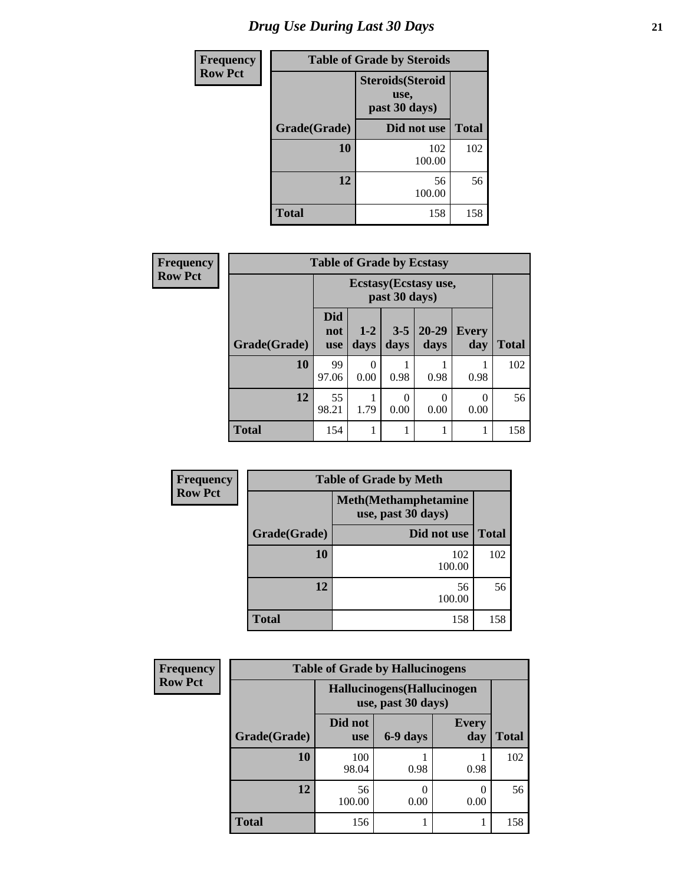# Drug Use During Last 30 Days

| Frequency<br>Row Pct | Table of Grade by Steroids | |
|---|---|---|
| | Steroids(Steroid use, past 30 days) | |
| Grade(Grade) | Did not use | Total |
| 10 | 102<br>100.00 | 102 |
| 12 | 56<br>100.00 | 56 |
| Total | 158 | 158 |

| Frequency<br>Row Pct | Table of Grade by Ecstasy | | | | | |
|---|---|---|---|---|---|---|
| | Ecstasy(Ecstasy use, past 30 days) | | | | | |
| Grade(Grade) | Did not use | 1-2 days | 3-5 days | 20-29 days | Every day | Total |
| 10 | 99<br>97.06 | 0<br>0.00 | 1<br>0.98 | 1<br>0.98 | 1<br>0.98 | 102 |
| 12 | 55<br>98.21 | 1<br>1.79 | 0<br>0.00 | 0<br>0.00 | 0<br>0.00 | 56 |
| Total | 154 | 1 | 1 | 1 | 1 | 158 |

| Frequency<br>Row Pct | Table of Grade by Meth | |
|---|---|---|
| | Meth(Methamphetamine use, past 30 days) | |
| Grade(Grade) | Did not use | Total |
| 10 | 102<br>100.00 | 102 |
| 12 | 56<br>100.00 | 56 |
| Total | 158 | 158 |

| Frequency<br>Row Pct | Table of Grade by Hallucinogens | | | |
|---|---|---|---|---|
| | Hallucinogens(Hallucinogen use, past 30 days) | | | |
| Grade(Grade) | Did not use | 6-9 days | Every day | Total |
| 10 | 100<br>98.04 | 1<br>0.98 | 1<br>0.98 | 102 |
| 12 | 56<br>100.00 | 0<br>0.00 | 0<br>0.00 | 56 |
| Total | 156 | 1 | 1 | 158 |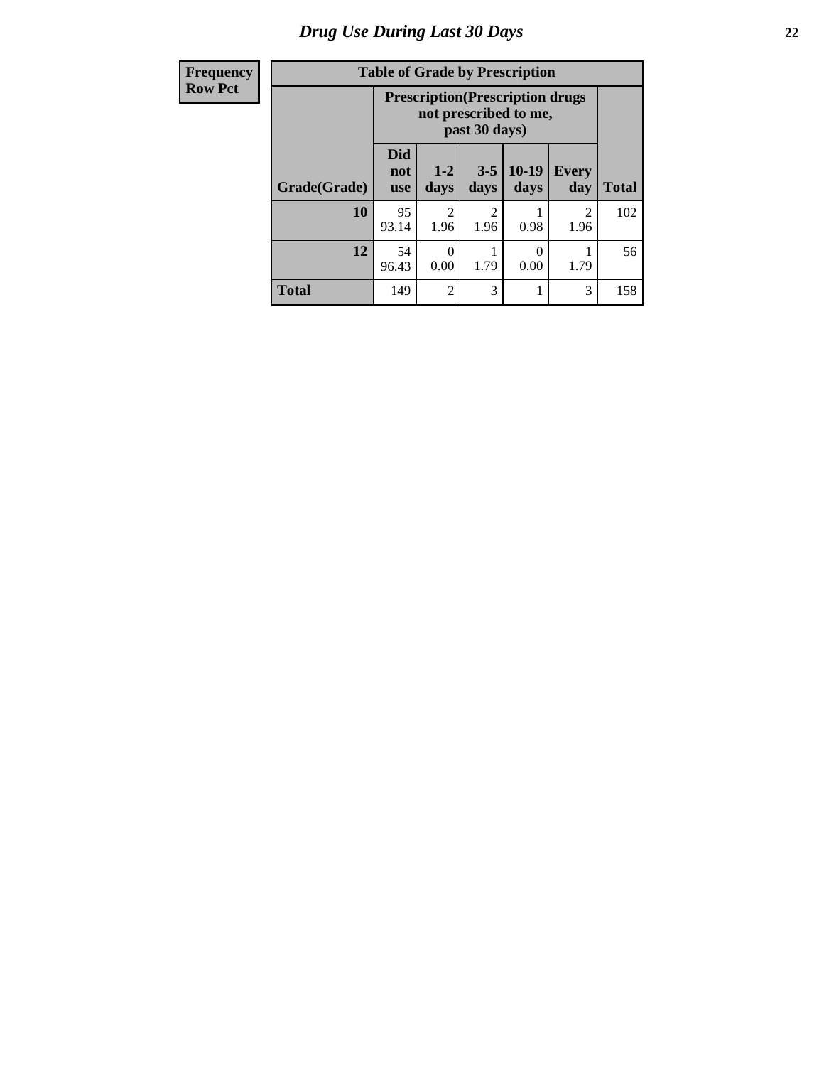# Drug Use During Last 30 Days

| Frequency<br>Row Pct | Table of Grade by Prescription | | | | | |
|---|---|---|---|---|---|---|
| | Prescription(Prescription drugs not prescribed to me, past 30 days) | | | | | |
| Grade(Grade) | Did not use | 1-2 days | 3-5 days | 10-19 days | Every day | Total |
| 10 | 95<br>93.14 | 2<br>1.96 | 2<br>1.96 | 1<br>0.98 | 2<br>1.96 | 102 |
| 12 | 54<br>96.43 | 0<br>0.00 | 1<br>1.79 | 0<br>0.00 | 1<br>1.79 | 56 |
| Total | 149 | 2 | 3 | 1 | 3 | 158 |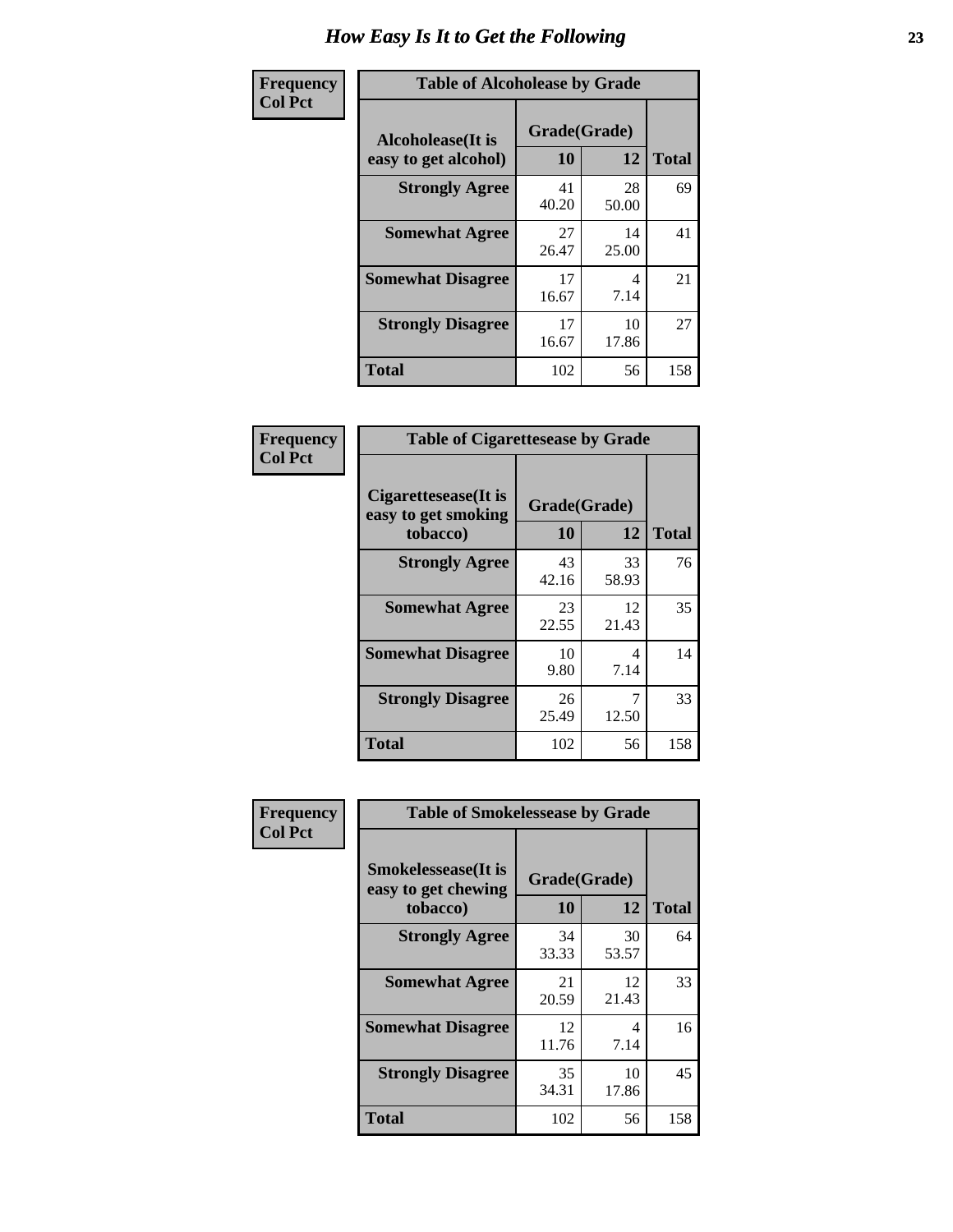# How Easy Is It to Get the Following

**Frequency**
**Col Pct**

| Table of Alcoholease by Grade | | | |
|---|---|---|---|
| Alcoholease(It is easy to get alcohol) | Grade(Grade) | | Total |
| | 10 | 12 | |
| **Strongly Agree** | 41<br>40.20 | 28<br>50.00 | 69 |
| **Somewhat Agree** | 27<br>26.47 | 14<br>25.00 | 41 |
| **Somewhat Disagree** | 17<br>16.67 | 4<br>7.14 | 21 |
| **Strongly Disagree** | 17<br>16.67 | 10<br>17.86 | 27 |
| **Total** | 102 | 56 | 158 |

**Frequency**
**Col Pct**

| Table of Cigarettesease by Grade | | | |
|---|---|---|---|
| Cigarettesease(It is easy to get smoking tobacco) | Grade(Grade) | | Total |
| | 10 | 12 | |
| **Strongly Agree** | 43<br>42.16 | 33<br>58.93 | 76 |
| **Somewhat Agree** | 23<br>22.55 | 12<br>21.43 | 35 |
| **Somewhat Disagree** | 10<br>9.80 | 4<br>7.14 | 14 |
| **Strongly Disagree** | 26<br>25.49 | 7<br>12.50 | 33 |
| **Total** | 102 | 56 | 158 |

**Frequency**
**Col Pct**

| Table of Smokelessease by Grade | | | |
|---|---|---|---|
| Smokelessease(It is easy to get chewing tobacco) | Grade(Grade) | | Total |
| | 10 | 12 | |
| **Strongly Agree** | 34<br>33.33 | 30<br>53.57 | 64 |
| **Somewhat Agree** | 21<br>20.59 | 12<br>21.43 | 33 |
| **Somewhat Disagree** | 12<br>11.76 | 4<br>7.14 | 16 |
| **Strongly Disagree** | 35<br>34.31 | 10<br>17.86 | 45 |
| **Total** | 102 | 56 | 158 |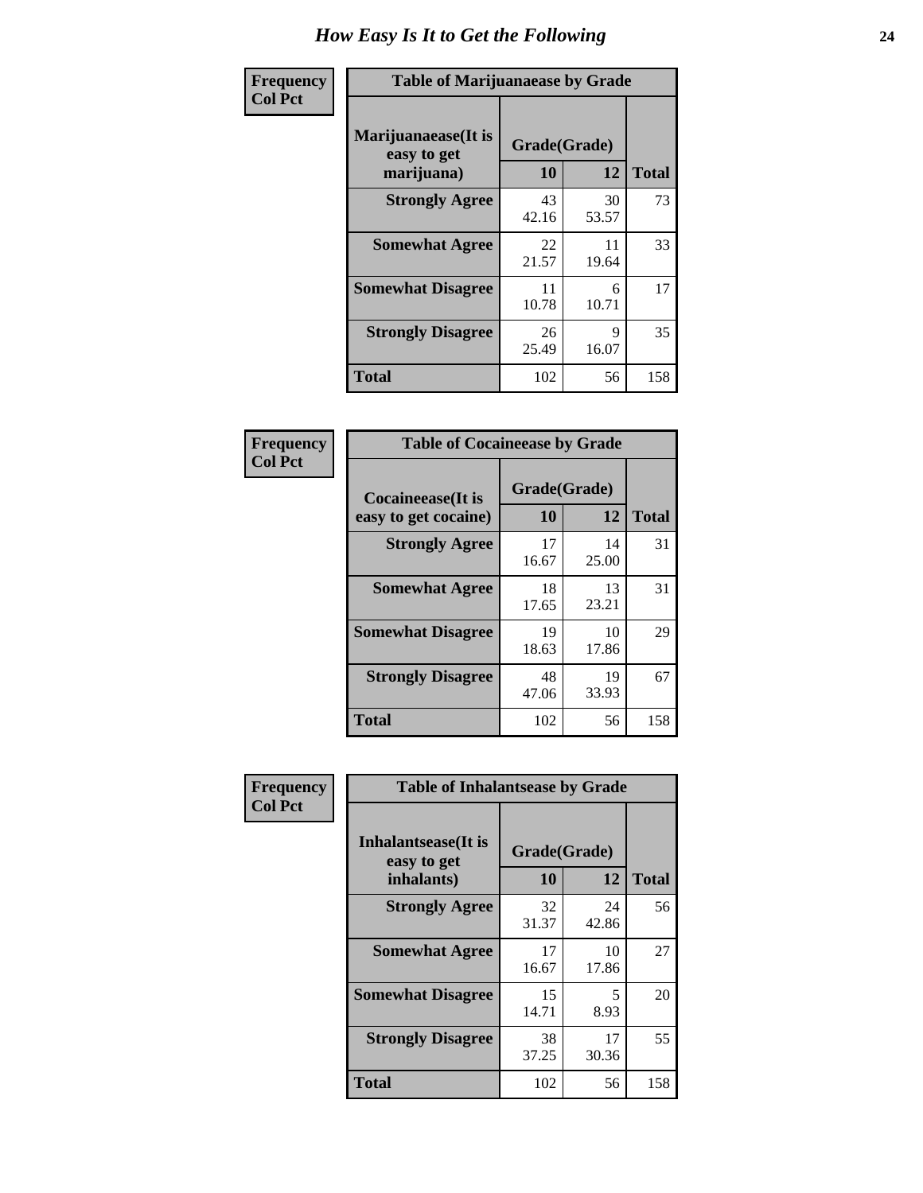# How Easy Is It to Get the Following

**Frequency**
**Col Pct**

| Table of Marijuanaease by Grade | | | |
|---|---|---|---|
| Marijuanaease(It is easy to get marijuana) | Grade(Grade) | | Total |
| | 10 | 12 | |
| Strongly Agree | 43<br>42.16 | 30<br>53.57 | 73 |
| Somewhat Agree | 22<br>21.57 | 11<br>19.64 | 33 |
| Somewhat Disagree | 11<br>10.78 | 6<br>10.71 | 17 |
| Strongly Disagree | 26<br>25.49 | 9<br>16.07 | 35 |
| Total | 102 | 56 | 158 |

**Frequency**
**Col Pct**

| Table of Cocaineease by Grade | | | |
|---|---|---|---|
| Cocaineease(It is easy to get cocaine) | Grade(Grade) | | Total |
| | 10 | 12 | |
| Strongly Agree | 17<br>16.67 | 14<br>25.00 | 31 |
| Somewhat Agree | 18<br>17.65 | 13<br>23.21 | 31 |
| Somewhat Disagree | 19<br>18.63 | 10<br>17.86 | 29 |
| Strongly Disagree | 48<br>47.06 | 19<br>33.93 | 67 |
| Total | 102 | 56 | 158 |

**Frequency**
**Col Pct**

| Table of Inhalantsease by Grade | | | |
|---|---|---|---|
| Inhalantsease(It is easy to get inhalants) | Grade(Grade) | | Total |
| | 10 | 12 | |
| Strongly Agree | 32<br>31.37 | 24<br>42.86 | 56 |
| Somewhat Agree | 17<br>16.67 | 10<br>17.86 | 27 |
| Somewhat Disagree | 15<br>14.71 | 5<br>8.93 | 20 |
| Strongly Disagree | 38<br>37.25 | 17<br>30.36 | 55 |
| Total | 102 | 56 | 158 |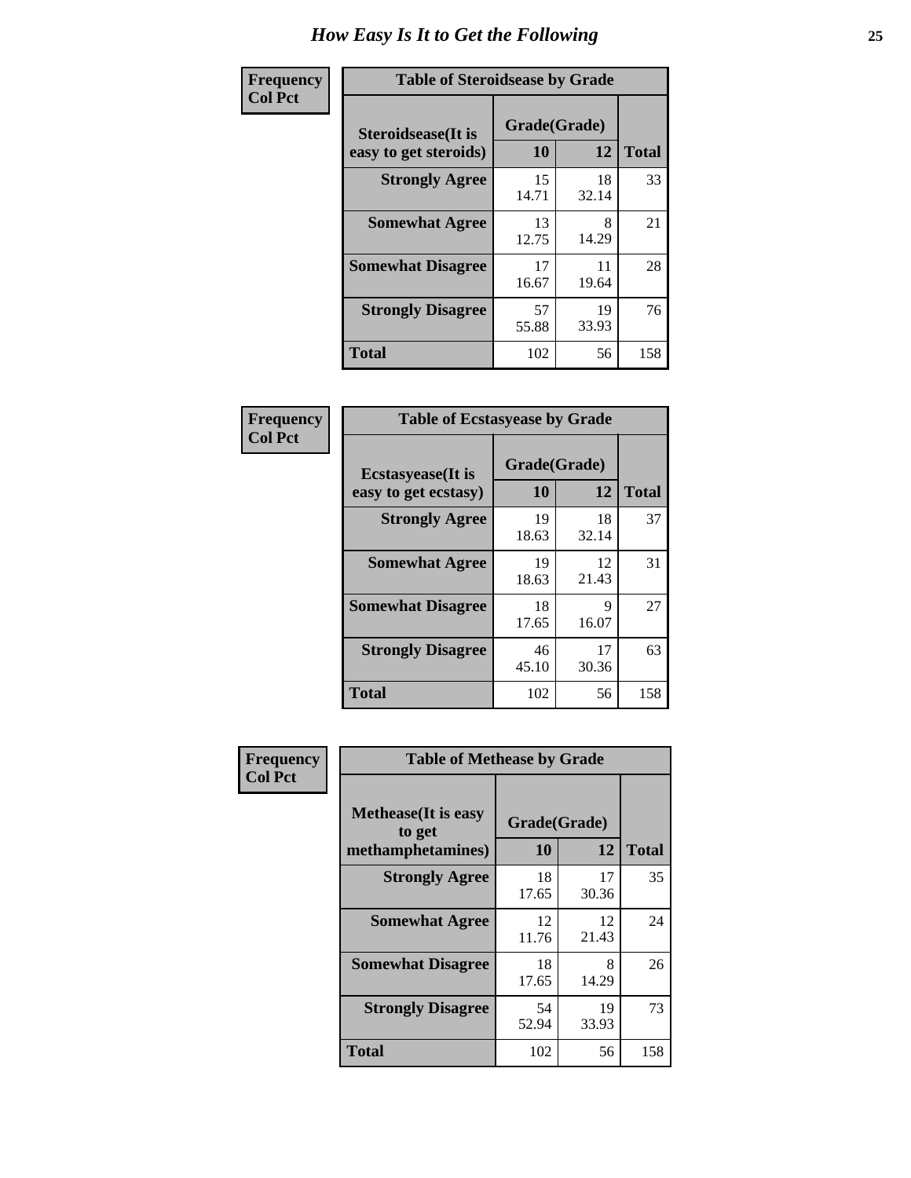# How Easy Is It to Get the Following

**Frequency**
**Col Pct**

**Table of Steroidsease by Grade**

| Steroidsease(It is easy to get steroids) | Grade(Grade) 10 | 12 | Total |
|---|---|---|---|
| **Strongly Agree** | 15<br>14.71 | 18<br>32.14 | 33 |
| **Somewhat Agree** | 13<br>12.75 | 8<br>14.29 | 21 |
| **Somewhat Disagree** | 17<br>16.67 | 11<br>19.64 | 28 |
| **Strongly Disagree** | 57<br>55.88 | 19<br>33.93 | 76 |
| **Total** | 102 | 56 | 158 |

**Frequency**
**Col Pct**

**Table of Ecstasyease by Grade**

| Ecstasyease(It is easy to get ecstasy) | Grade(Grade) 10 | 12 | Total |
|---|---|---|---|
| **Strongly Agree** | 19<br>18.63 | 18<br>32.14 | 37 |
| **Somewhat Agree** | 19<br>18.63 | 12<br>21.43 | 31 |
| **Somewhat Disagree** | 18<br>17.65 | 9<br>16.07 | 27 |
| **Strongly Disagree** | 46<br>45.10 | 17<br>30.36 | 63 |
| **Total** | 102 | 56 | 158 |

**Frequency**
**Col Pct**

**Table of Methease by Grade**

| Methease(It is easy to get methamphetamines) | Grade(Grade) 10 | 12 | Total |
|---|---|---|---|
| **Strongly Agree** | 18<br>17.65 | 17<br>30.36 | 35 |
| **Somewhat Agree** | 12<br>11.76 | 12<br>21.43 | 24 |
| **Somewhat Disagree** | 18<br>17.65 | 8<br>14.29 | 26 |
| **Strongly Disagree** | 54<br>52.94 | 19<br>33.93 | 73 |
| **Total** | 102 | 56 | 158 |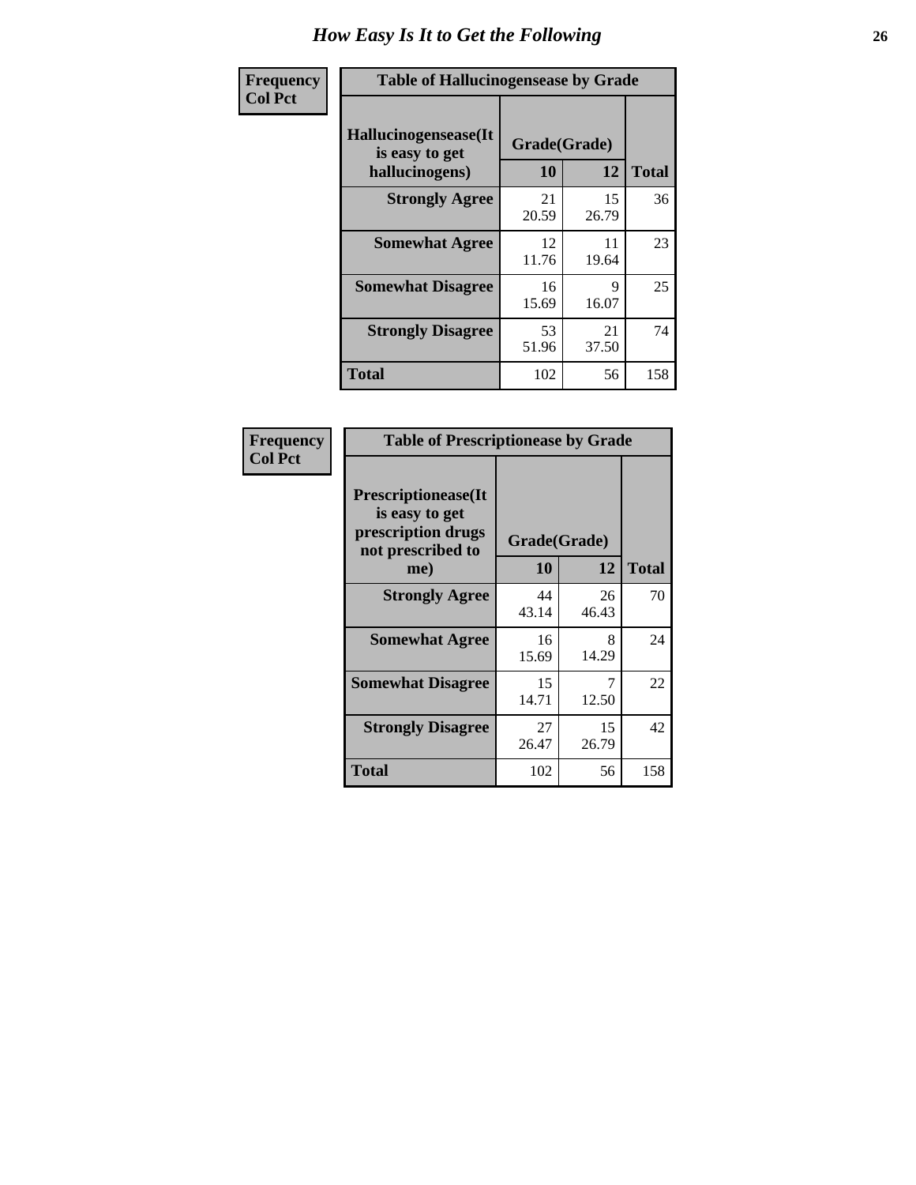## How Easy Is It to Get the Following

| Frequency Col Pct | Table of Hallucinogensease by Grade | | |
|---|---|---|---|
| Hallucinogensease(It is easy to get hallucinogens) | Grade(Grade) | | |
| | 10 | 12 | Total |
| Strongly Agree | 21<br>20.59 | 15<br>26.79 | 36 |
| Somewhat Agree | 12<br>11.76 | 11<br>19.64 | 23 |
| Somewhat Disagree | 16<br>15.69 | 9<br>16.07 | 25 |
| Strongly Disagree | 53<br>51.96 | 21<br>37.50 | 74 |
| Total | 102 | 56 | 158 |

| Frequency Col Pct | Table of Prescriptionease by Grade | | |
|---|---|---|---|
| Prescriptionease(It is easy to get prescription drugs not prescribed to me) | Grade(Grade) | | |
| | 10 | 12 | Total |
| Strongly Agree | 44<br>43.14 | 26<br>46.43 | 70 |
| Somewhat Agree | 16<br>15.69 | 8<br>14.29 | 24 |
| Somewhat Disagree | 15<br>14.71 | 7<br>12.50 | 22 |
| Strongly Disagree | 27<br>26.47 | 15<br>26.79 | 42 |
| Total | 102 | 56 | 158 |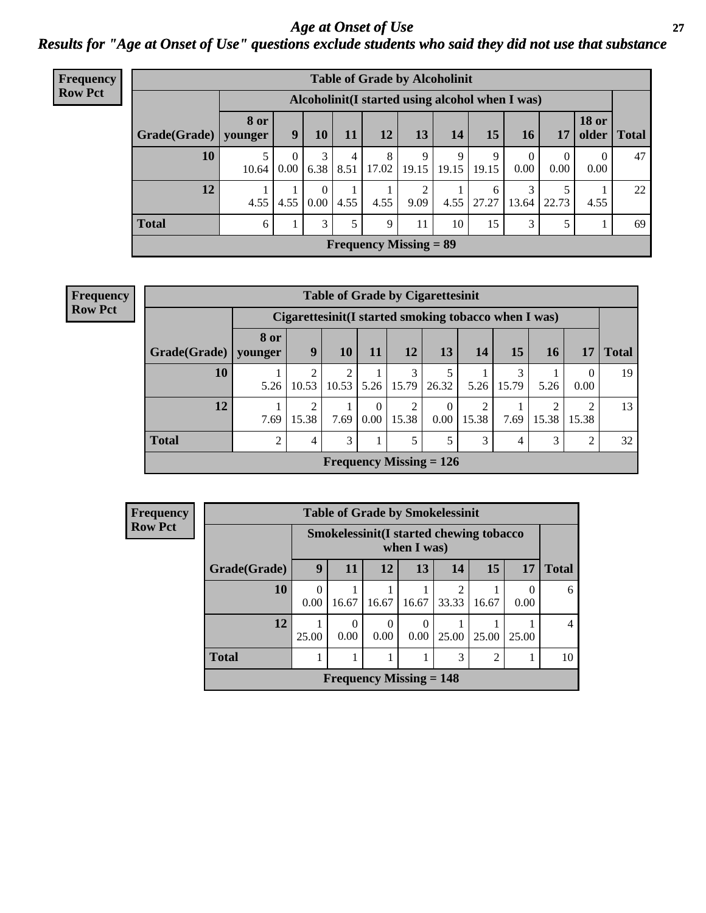# Age at Onset of Use

## Results for "Age at Onset of Use" questions exclude students who said they did not use that substance

**Frequency**
**Row Pct**

**Table of Grade by Alcoholinit**

| | Alcoholinit(I started using alcohol when I was) | | | | | | | | | | | |
|---|---|---|---|---|---|---|---|---|---|---|---|---|
| **Grade(Grade)** | **8 or younger** | **9** | **10** | **11** | **12** | **13** | **14** | **15** | **16** | **17** | **18 or older** | **Total** |
| **10** | 5<br>10.64 | 0<br>0.00 | 3<br>6.38 | 4<br>8.51 | 8<br>17.02 | 9<br>19.15 | 9<br>19.15 | 9<br>19.15 | 0<br>0.00 | 0<br>0.00 | 0<br>0.00 | 47 |
| **12** | 1<br>4.55 | 1<br>4.55 | 0<br>0.00 | 1<br>4.55 | 1<br>4.55 | 2<br>9.09 | 1<br>4.55 | 6<br>27.27 | 3<br>13.64 | 5<br>22.73 | 1<br>4.55 | 22 |
| **Total** | 6 | 1 | 3 | 5 | 9 | 11 | 10 | 15 | 3 | 5 | 1 | 69 |

**Frequency Missing = 89**

**Frequency**
**Row Pct**

**Table of Grade by Cigarettesinit**

| | Cigarettesinit(I started smoking tobacco when I was) | | | | | | | | | | |
|---|---|---|---|---|---|---|---|---|---|---|---|
| **Grade(Grade)** | **8 or younger** | **9** | **10** | **11** | **12** | **13** | **14** | **15** | **16** | **17** | **Total** |
| **10** | 1<br>5.26 | 2<br>10.53 | 2<br>10.53 | 1<br>5.26 | 3<br>15.79 | 5<br>26.32 | 1<br>5.26 | 3<br>15.79 | 1<br>5.26 | 0<br>0.00 | 19 |
| **12** | 1<br>7.69 | 2<br>15.38 | 1<br>7.69 | 0<br>0.00 | 2<br>15.38 | 0<br>0.00 | 2<br>15.38 | 1<br>7.69 | 2<br>15.38 | 2<br>15.38 | 13 |
| **Total** | 2 | 4 | 3 | 1 | 5 | 5 | 3 | 4 | 3 | 2 | 32 |

**Frequency Missing = 126**

**Frequency**
**Row Pct**

**Table of Grade by Smokelessinit**

| | Smokelessinit(I started chewing tobacco when I was) | | | | | | | |
|---|---|---|---|---|---|---|---|---|
| **Grade(Grade)** | **9** | **11** | **12** | **13** | **14** | **15** | **17** | **Total** |
| **10** | 0<br>0.00 | 1<br>16.67 | 1<br>16.67 | 1<br>16.67 | 2<br>33.33 | 1<br>16.67 | 0<br>0.00 | 6 |
| **12** | 1<br>25.00 | 0<br>0.00 | 0<br>0.00 | 0<br>0.00 | 1<br>25.00 | 1<br>25.00 | 1<br>25.00 | 4 |
| **Total** | 1 | 1 | 1 | 1 | 3 | 2 | 1 | 10 |

**Frequency Missing = 148**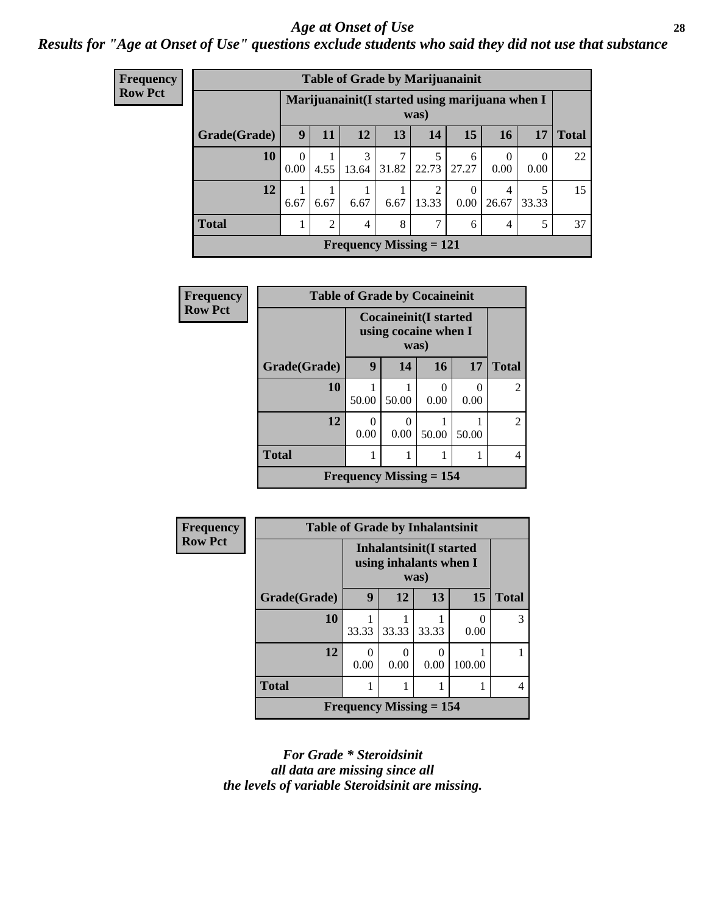# *Age at Onset of Use*

## *Results for "Age at Onset of Use" questions exclude students who said they did not use that substance*

**Frequency**
**Row Pct**

| Table of Grade by Marijuanainit | | | | | | | | | |
|---|---|---|---|---|---|---|---|---|---|
| | Marijuanainit(I started using marijuana when I was) | | | | | | | | |
| Grade(Grade) | 9 | 11 | 12 | 13 | 14 | 15 | 16 | 17 | Total |
| 10 | 0<br>0.00 | 1<br>4.55 | 3<br>13.64 | 7<br>31.82 | 5<br>22.73 | 6<br>27.27 | 0<br>0.00 | 0<br>0.00 | 22 |
| 12 | 1<br>6.67 | 1<br>6.67 | 1<br>6.67 | 1<br>6.67 | 2<br>13.33 | 0<br>0.00 | 4<br>26.67 | 5<br>33.33 | 15 |
| Total | 1 | 2 | 4 | 8 | 7 | 6 | 4 | 5 | 37 |
| Frequency Missing = 121 | | | | | | | | | |

**Frequency**
**Row Pct**

| Table of Grade by Cocaineinit | | | | | |
|---|---|---|---|---|---|
| | Cocaineinit(I started using cocaine when I was) | | | | |
| Grade(Grade) | 9 | 14 | 16 | 17 | Total |
| 10 | 1<br>50.00 | 1<br>50.00 | 0<br>0.00 | 0<br>0.00 | 2 |
| 12 | 0<br>0.00 | 0<br>0.00 | 1<br>50.00 | 1<br>50.00 | 2 |
| Total | 1 | 1 | 1 | 1 | 4 |
| Frequency Missing = 154 | | | | | |

**Frequency**
**Row Pct**

| Table of Grade by Inhalantsinit | | | | | |
|---|---|---|---|---|---|
| | Inhalantsinit(I started using inhalants when I was) | | | | |
| Grade(Grade) | 9 | 12 | 13 | 15 | Total |
| 10 | 1<br>33.33 | 1<br>33.33 | 1<br>33.33 | 0<br>0.00 | 3 |
| 12 | 0<br>0.00 | 0<br>0.00 | 0<br>0.00 | 1<br>100.00 | 1 |
| Total | 1 | 1 | 1 | 1 | 4 |
| Frequency Missing = 154 | | | | | |

*For Grade * Steroidsinit*
*all data are missing since all*
*the levels of variable Steroidsinit are missing.*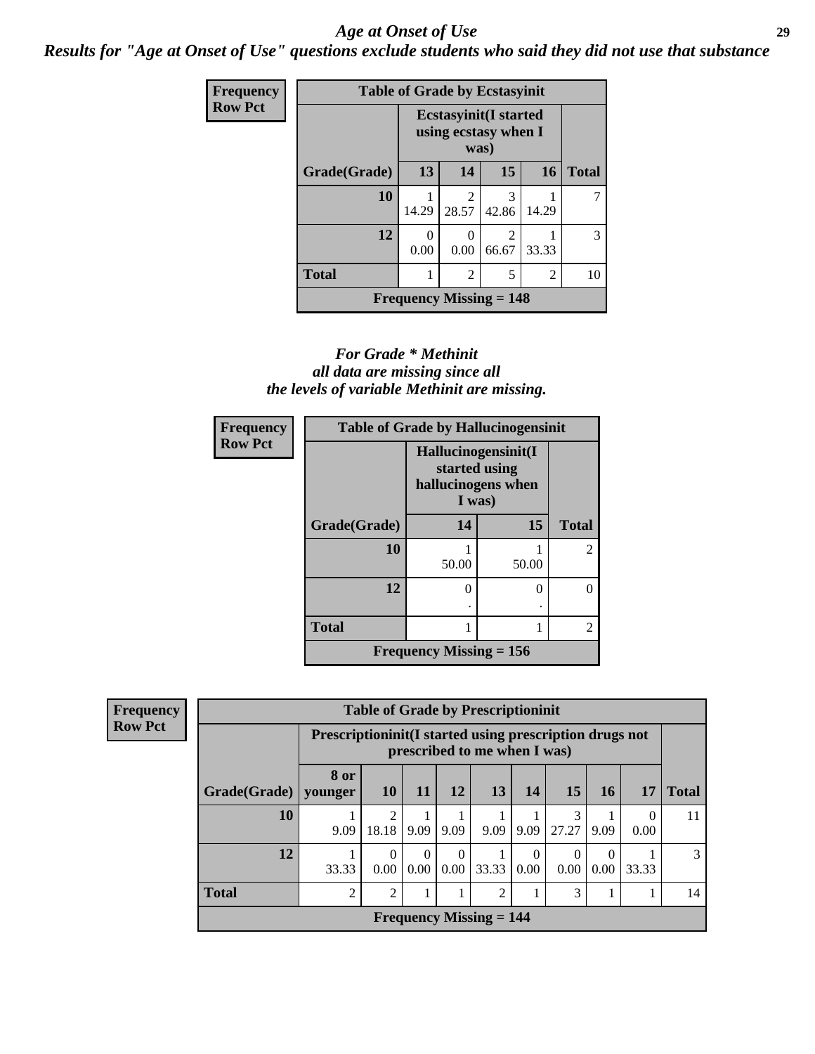## *Age at Onset of Use*

***Results for "Age at Onset of Use" questions exclude students who said they did not use that substance***

**Frequency**
**Row Pct**

| Table of Grade by Ecstasyinit | | | | | |
|---|---|---|---|---|---|
| | **Ecstasyinit(I started using ecstasy when I was)** | | | | |
| **Grade(Grade)** | **13** | **14** | **15** | **16** | **Total** |
| **10** | 1<br>14.29 | 2<br>28.57 | 3<br>42.86 | 1<br>14.29 | 7 |
| **12** | 0<br>0.00 | 0<br>0.00 | 2<br>66.67 | 1<br>33.33 | 3 |
| **Total** | 1 | 2 | 5 | 2 | 10 |
| **Frequency Missing = 148** | | | | | |

***For Grade * Methinit all data are missing since all the levels of variable Methinit are missing.***

**Frequency**
**Row Pct**

| Table of Grade by Hallucinogensinit | | | |
|---|---|---|---|
| | **Hallucinogensinit(I started using hallucinogens when I was)** | | |
| **Grade(Grade)** | **14** | **15** | **Total** |
| **10** | 1<br>50.00 | 1<br>50.00 | 2 |
| **12** | 0<br>. | 0<br>. | 0 |
| **Total** | 1 | 1 | 2 |
| **Frequency Missing = 156** | | | |

**Frequency**
**Row Pct**

| Table of Grade by Prescriptioninit | | | | | | | | | | |
|---|---|---|---|---|---|---|---|---|---|---|
| | **Prescriptioninit(I started using prescription drugs not prescribed to me when I was)** | | | | | | | | | |
| **Grade(Grade)** | **8 or younger** | **10** | **11** | **12** | **13** | **14** | **15** | **16** | **17** | **Total** |
| **10** | 1<br>9.09 | 2<br>18.18 | 1<br>9.09 | 1<br>9.09 | 1<br>9.09 | 1<br>9.09 | 3<br>27.27 | 1<br>9.09 | 0<br>0.00 | 11 |
| **12** | 1<br>33.33 | 0<br>0.00 | 0<br>0.00 | 0<br>0.00 | 1<br>33.33 | 0<br>0.00 | 0<br>0.00 | 0<br>0.00 | 1<br>33.33 | 3 |
| **Total** | 2 | 2 | 1 | 1 | 2 | 1 | 3 | 1 | 1 | 14 |
| **Frequency Missing = 144** | | | | | | | | | | |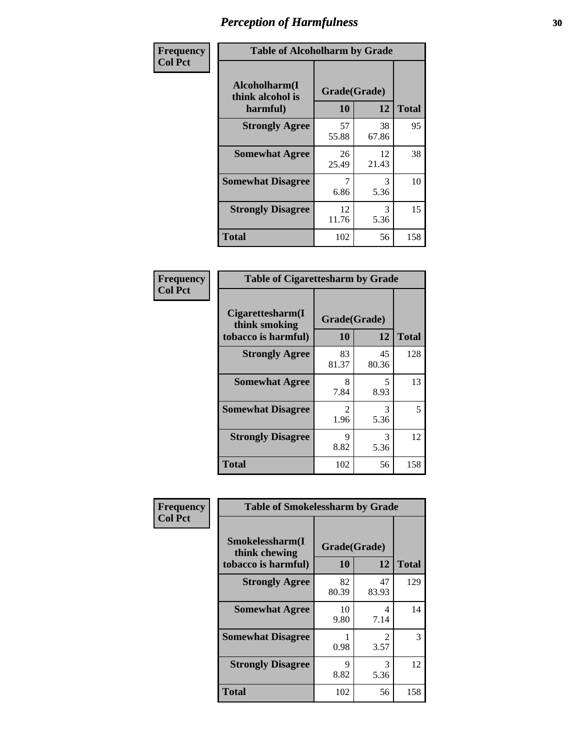# Perception of Harmfulness

| Frequency Col Pct | Table of Alcoholharm by Grade | | |
|---|---|---|---|
| Alcoholharm(I think alcohol is harmful) | Grade(Grade) | | |
| | 10 | 12 | Total |
| Strongly Agree | 57<br>55.88 | 38<br>67.86 | 95 |
| Somewhat Agree | 26<br>25.49 | 12<br>21.43 | 38 |
| Somewhat Disagree | 7<br>6.86 | 3<br>5.36 | 10 |
| Strongly Disagree | 12<br>11.76 | 3<br>5.36 | 15 |
| Total | 102 | 56 | 158 |

| Frequency Col Pct | Table of Cigarettesharm by Grade | | |
|---|---|---|---|
| Cigarettesharm(I think smoking tobacco is harmful) | Grade(Grade) | | |
| | 10 | 12 | Total |
| Strongly Agree | 83<br>81.37 | 45<br>80.36 | 128 |
| Somewhat Agree | 8<br>7.84 | 5<br>8.93 | 13 |
| Somewhat Disagree | 2<br>1.96 | 3<br>5.36 | 5 |
| Strongly Disagree | 9<br>8.82 | 3<br>5.36 | 12 |
| Total | 102 | 56 | 158 |

| Frequency Col Pct | Table of Smokelessharm by Grade | | |
|---|---|---|---|
| Smokelessharm(I think chewing tobacco is harmful) | Grade(Grade) | | |
| | 10 | 12 | Total |
| Strongly Agree | 82<br>80.39 | 47<br>83.93 | 129 |
| Somewhat Agree | 10<br>9.80 | 4<br>7.14 | 14 |
| Somewhat Disagree | 1<br>0.98 | 2<br>3.57 | 3 |
| Strongly Disagree | 9<br>8.82 | 3<br>5.36 | 12 |
| Total | 102 | 56 | 158 |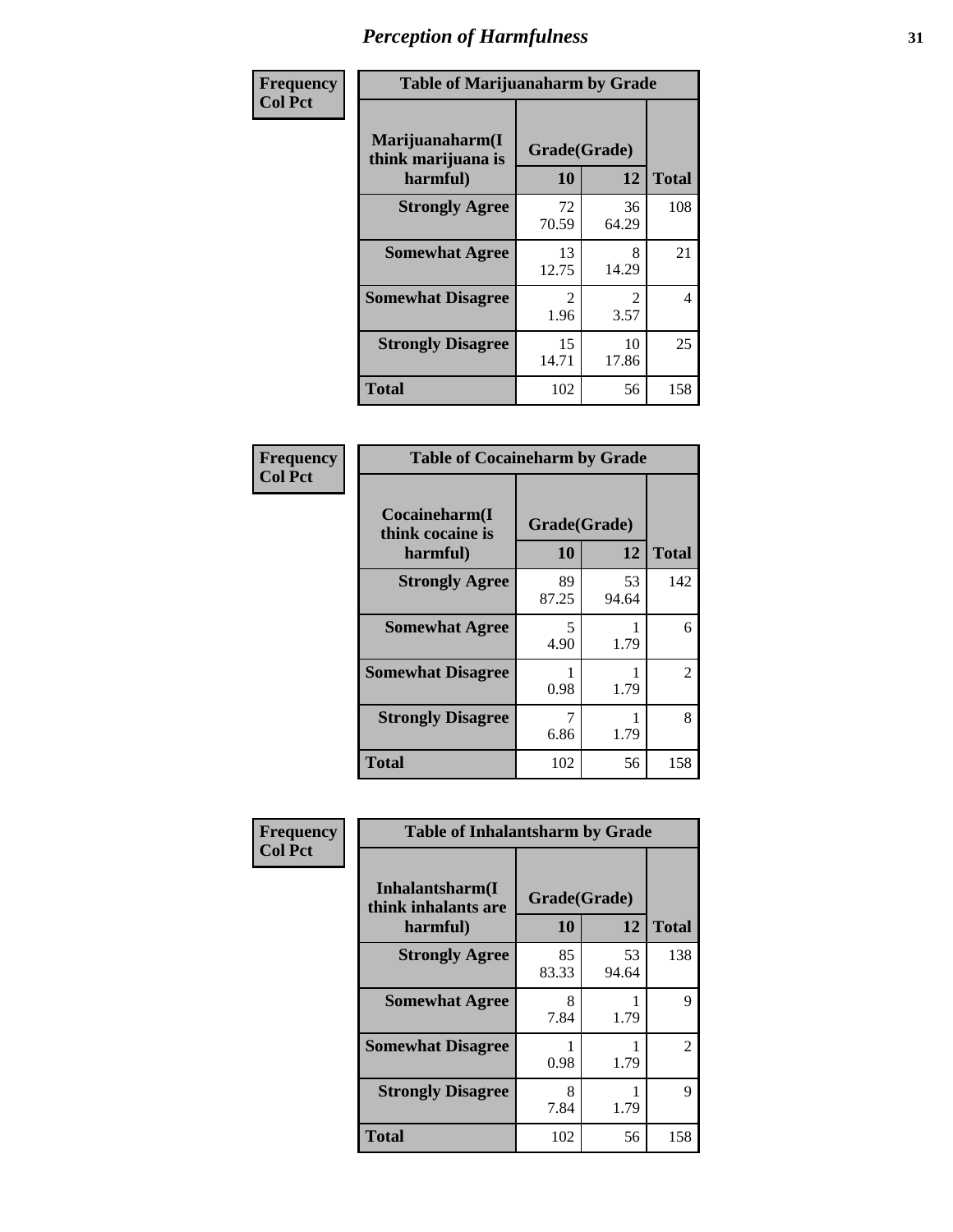# Perception of Harmfulness

**Frequency**
**Col Pct**

| Table of Marijuanaharm by Grade | | | |
|---|---|---|---|
| **Marijuanaharm(I think marijuana is harmful)** | **Grade(Grade)** | | **Total** |
| | **10** | **12** | |
| **Strongly Agree** | 72<br>70.59 | 36<br>64.29 | 108 |
| **Somewhat Agree** | 13<br>12.75 | 8<br>14.29 | 21 |
| **Somewhat Disagree** | 2<br>1.96 | 2<br>3.57 | 4 |
| **Strongly Disagree** | 15<br>14.71 | 10<br>17.86 | 25 |
| **Total** | 102 | 56 | 158 |

**Frequency**
**Col Pct**

| Table of Cocaineharm by Grade | | | |
|---|---|---|---|
| **Cocaineharm(I think cocaine is harmful)** | **Grade(Grade)** | | **Total** |
| | **10** | **12** | |
| **Strongly Agree** | 89<br>87.25 | 53<br>94.64 | 142 |
| **Somewhat Agree** | 5<br>4.90 | 1<br>1.79 | 6 |
| **Somewhat Disagree** | 1<br>0.98 | 1<br>1.79 | 2 |
| **Strongly Disagree** | 7<br>6.86 | 1<br>1.79 | 8 |
| **Total** | 102 | 56 | 158 |

**Frequency**
**Col Pct**

| Table of Inhalantsharm by Grade | | | |
|---|---|---|---|
| **Inhalantsharm(I think inhalants are harmful)** | **Grade(Grade)** | | **Total** |
| | **10** | **12** | |
| **Strongly Agree** | 85<br>83.33 | 53<br>94.64 | 138 |
| **Somewhat Agree** | 8<br>7.84 | 1<br>1.79 | 9 |
| **Somewhat Disagree** | 1<br>0.98 | 1<br>1.79 | 2 |
| **Strongly Disagree** | 8<br>7.84 | 1<br>1.79 | 9 |
| **Total** | 102 | 56 | 158 |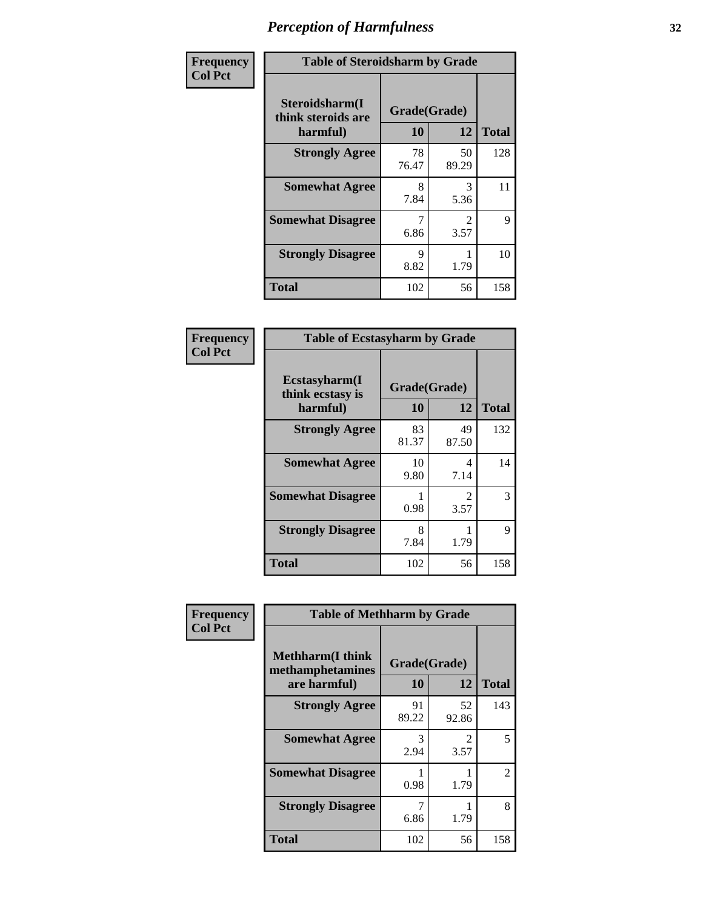# Perception of Harmfulness

**Frequency**
**Col Pct**

**Table of Steroidsharm by Grade**

| Steroidsharm(I think steroids are harmful) | Grade(Grade) 10 | 12 | Total |
|---|---|---|---|
| **Strongly Agree** | 78<br>76.47 | 50<br>89.29 | 128 |
| **Somewhat Agree** | 8<br>7.84 | 3<br>5.36 | 11 |
| **Somewhat Disagree** | 7<br>6.86 | 2<br>3.57 | 9 |
| **Strongly Disagree** | 9<br>8.82 | 1<br>1.79 | 10 |
| **Total** | 102 | 56 | 158 |

**Frequency**
**Col Pct**

**Table of Ecstasyharm by Grade**

| Ecstasyharm(I think ecstasy is harmful) | Grade(Grade) 10 | 12 | Total |
|---|---|---|---|
| **Strongly Agree** | 83<br>81.37 | 49<br>87.50 | 132 |
| **Somewhat Agree** | 10<br>9.80 | 4<br>7.14 | 14 |
| **Somewhat Disagree** | 1<br>0.98 | 2<br>3.57 | 3 |
| **Strongly Disagree** | 8<br>7.84 | 1<br>1.79 | 9 |
| **Total** | 102 | 56 | 158 |

**Frequency**
**Col Pct**

**Table of Methharm by Grade**

| Methharm(I think methamphetamines are harmful) | Grade(Grade) 10 | 12 | Total |
|---|---|---|---|
| **Strongly Agree** | 91<br>89.22 | 52<br>92.86 | 143 |
| **Somewhat Agree** | 3<br>2.94 | 2<br>3.57 | 5 |
| **Somewhat Disagree** | 1<br>0.98 | 1<br>1.79 | 2 |
| **Strongly Disagree** | 7<br>6.86 | 1<br>1.79 | 8 |
| **Total** | 102 | 56 | 158 |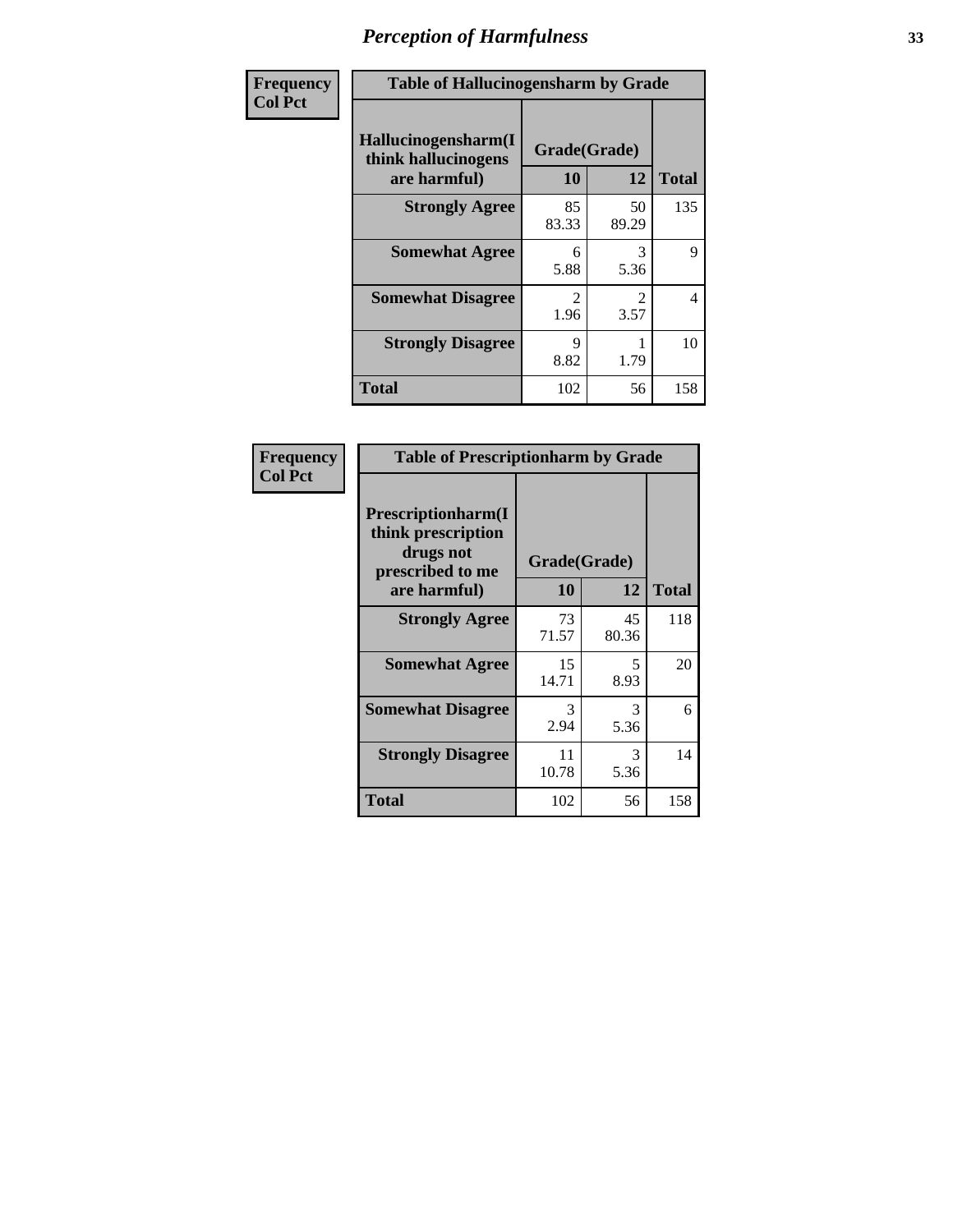# Perception of Harmfulness

| Frequency<br>Col Pct | Table of Hallucinogensharm by Grade | | |
|---|---|---|---|
| Hallucinogensharm(I think hallucinogens are harmful) | Grade(Grade) | | |
| | 10 | 12 | Total |
| Strongly Agree | 85<br>83.33 | 50<br>89.29 | 135 |
| Somewhat Agree | 6<br>5.88 | 3<br>5.36 | 9 |
| Somewhat Disagree | 2<br>1.96 | 2<br>3.57 | 4 |
| Strongly Disagree | 9<br>8.82 | 1<br>1.79 | 10 |
| Total | 102 | 56 | 158 |

| Frequency<br>Col Pct | Table of Prescriptionharm by Grade | | |
|---|---|---|---|
| Prescriptionharm(I think prescription drugs not prescribed to me are harmful) | Grade(Grade) | | |
| | 10 | 12 | Total |
| Strongly Agree | 73<br>71.57 | 45<br>80.36 | 118 |
| Somewhat Agree | 15<br>14.71 | 5<br>8.93 | 20 |
| Somewhat Disagree | 3<br>2.94 | 3<br>5.36 | 6 |
| Strongly Disagree | 11<br>10.78 | 3<br>5.36 | 14 |
| Total | 102 | 56 | 158 |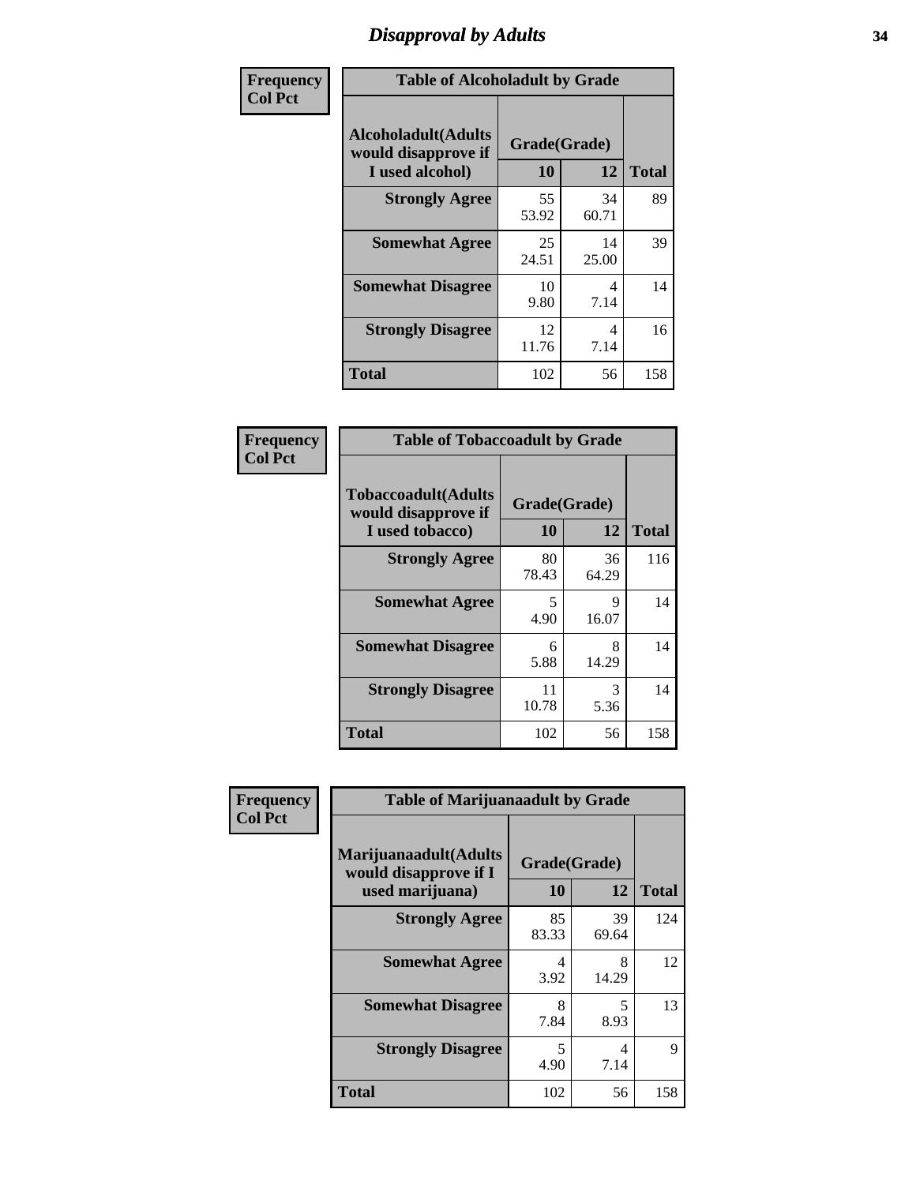# Disapproval by Adults

**Frequency**
**Col Pct**

| Table of Alcoholadult by Grade | | | |
|---|---|---|---|
| **Alcoholadult(Adults would disapprove if I used alcohol)** | **Grade(Grade)** | | **Total** |
| | **10** | **12** | |
| **Strongly Agree** | 55<br>53.92 | 34<br>60.71 | 89 |
| **Somewhat Agree** | 25<br>24.51 | 14<br>25.00 | 39 |
| **Somewhat Disagree** | 10<br>9.80 | 4<br>7.14 | 14 |
| **Strongly Disagree** | 12<br>11.76 | 4<br>7.14 | 16 |
| **Total** | 102 | 56 | 158 |

**Frequency**
**Col Pct**

| Table of Tobaccoadult by Grade | | | |
|---|---|---|---|
| **Tobaccoadult(Adults would disapprove if I used tobacco)** | **Grade(Grade)** | | **Total** |
| | **10** | **12** | |
| **Strongly Agree** | 80<br>78.43 | 36<br>64.29 | 116 |
| **Somewhat Agree** | 5<br>4.90 | 9<br>16.07 | 14 |
| **Somewhat Disagree** | 6<br>5.88 | 8<br>14.29 | 14 |
| **Strongly Disagree** | 11<br>10.78 | 3<br>5.36 | 14 |
| **Total** | 102 | 56 | 158 |

**Frequency**
**Col Pct**

| Table of Marijuanaadult by Grade | | | |
|---|---|---|---|
| **Marijuanaadult(Adults would disapprove if I used marijuana)** | **Grade(Grade)** | | **Total** |
| | **10** | **12** | |
| **Strongly Agree** | 85<br>83.33 | 39<br>69.64 | 124 |
| **Somewhat Agree** | 4<br>3.92 | 8<br>14.29 | 12 |
| **Somewhat Disagree** | 8<br>7.84 | 5<br>8.93 | 13 |
| **Strongly Disagree** | 5<br>4.90 | 4<br>7.14 | 9 |
| **Total** | 102 | 56 | 158 |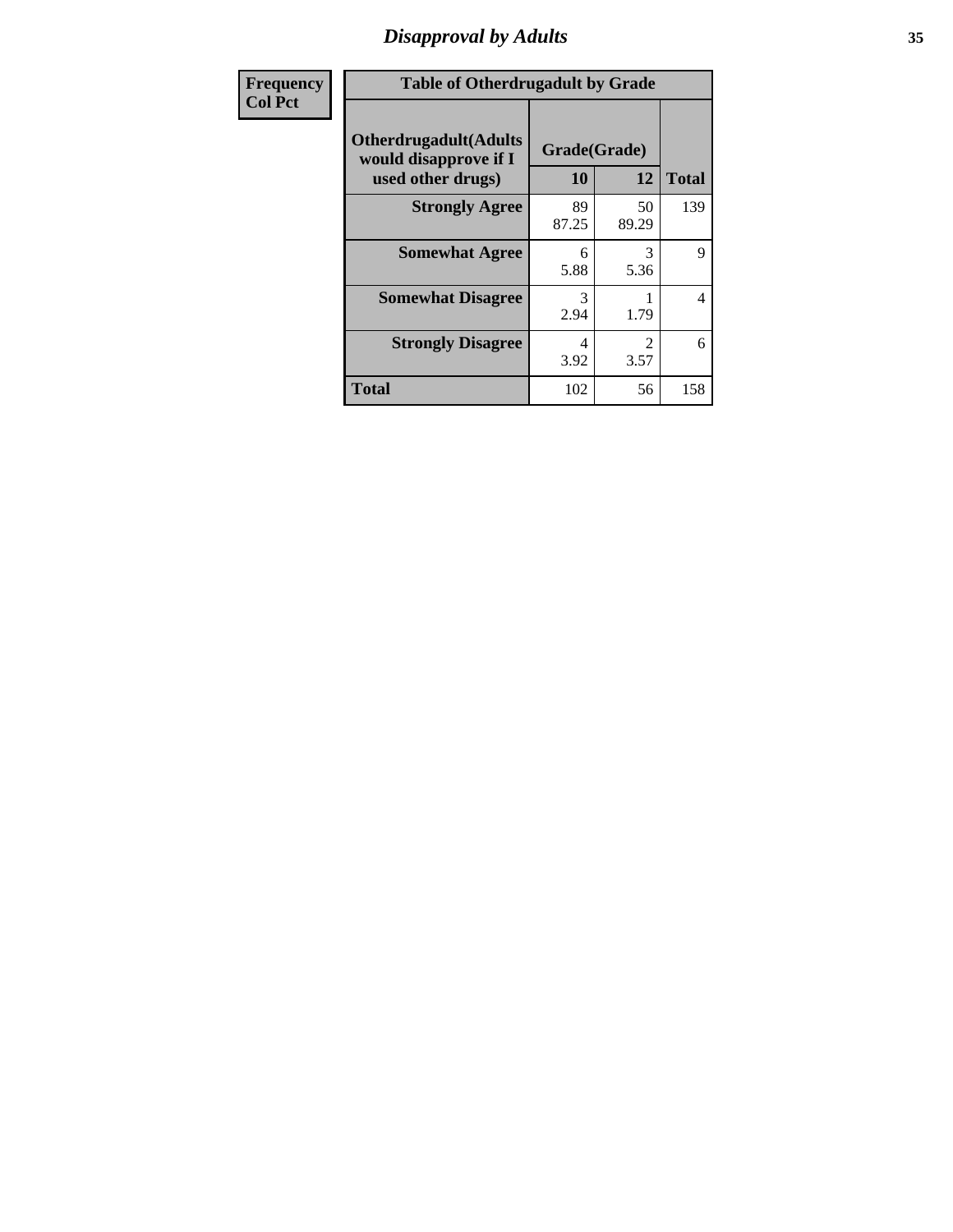## Disapproval by Adults

| Frequency<br>Col Pct | | | |
|---|---|---|---|

**Table of Otherdrugadult by Grade**

| Otherdrugadult(Adults would disapprove if I used other drugs) | Grade(Grade) | | |
|---|---|---|---|
| | 10 | 12 | Total |
| **Strongly Agree** | 89<br>87.25 | 50<br>89.29 | 139 |
| **Somewhat Agree** | 6<br>5.88 | 3<br>5.36 | 9 |
| **Somewhat Disagree** | 3<br>2.94 | 1<br>1.79 | 4 |
| **Strongly Disagree** | 4<br>3.92 | 2<br>3.57 | 6 |
| **Total** | 102 | 56 | 158 |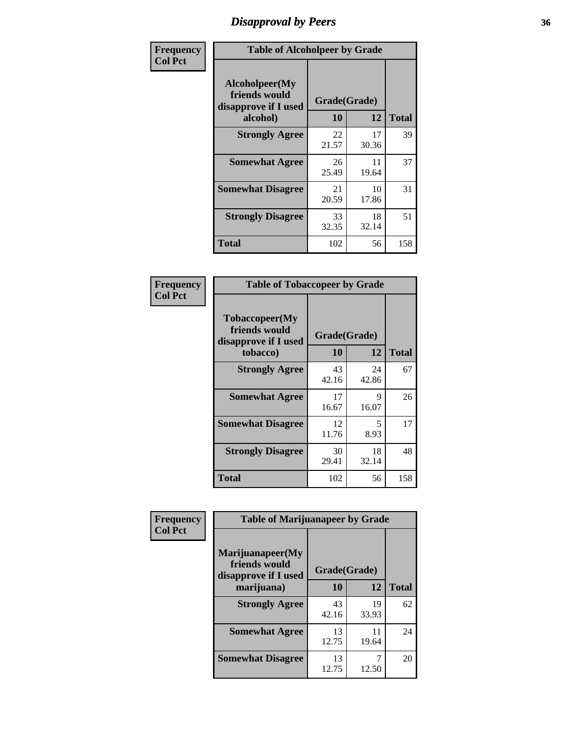# Disapproval by Peers

| Frequency Col Pct |
|---|

**Table of Alcoholpeer by Grade**

| Alcoholpeer(My friends would disapprove if I used alcohol) | Grade(Grade) 10 | 12 | Total |
|---|---|---|---|
| **Strongly Agree** | 22<br>21.57 | 17<br>30.36 | 39 |
| **Somewhat Agree** | 26<br>25.49 | 11<br>19.64 | 37 |
| **Somewhat Disagree** | 21<br>20.59 | 10<br>17.86 | 31 |
| **Strongly Disagree** | 33<br>32.35 | 18<br>32.14 | 51 |
| **Total** | 102 | 56 | 158 |

| Frequency Col Pct |
|---|

**Table of Tobaccopeer by Grade**

| Tobaccopeer(My friends would disapprove if I used tobacco) | Grade(Grade) 10 | 12 | Total |
|---|---|---|---|
| **Strongly Agree** | 43<br>42.16 | 24<br>42.86 | 67 |
| **Somewhat Agree** | 17<br>16.67 | 9<br>16.07 | 26 |
| **Somewhat Disagree** | 12<br>11.76 | 5<br>8.93 | 17 |
| **Strongly Disagree** | 30<br>29.41 | 18<br>32.14 | 48 |
| **Total** | 102 | 56 | 158 |

| Frequency Col Pct |
|---|

**Table of Marijuanapeer by Grade**

| Marijuanapeer(My friends would disapprove if I used marijuana) | Grade(Grade) 10 | 12 | Total |
|---|---|---|---|
| **Strongly Agree** | 43<br>42.16 | 19<br>33.93 | 62 |
| **Somewhat Agree** | 13<br>12.75 | 11<br>19.64 | 24 |
| **Somewhat Disagree** | 13<br>12.75 | 7<br>12.50 | 20 |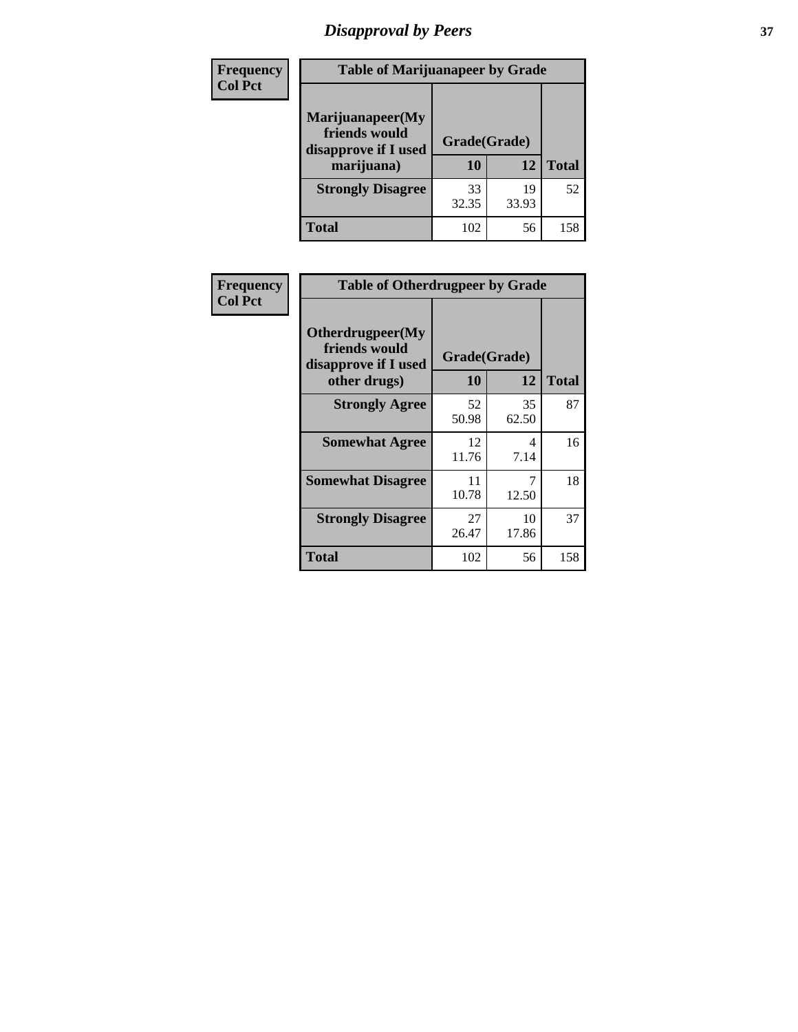# Disapproval by Peers

| Frequency Col Pct | Table of Marijuanapeer by Grade | | |
|---|---|---|---|
| Marijuanapeer(My friends would disapprove if I used marijuana) | Grade(Grade) | | |
| | 10 | 12 | Total |
| Strongly Disagree | 33<br>32.35 | 19<br>33.93 | 52 |
| Total | 102 | 56 | 158 |

| Frequency Col Pct | Table of Otherdrugpeer by Grade | | |
|---|---|---|---|
| Otherdrugpeer(My friends would disapprove if I used other drugs) | Grade(Grade) | | |
| | 10 | 12 | Total |
| Strongly Agree | 52<br>50.98 | 35<br>62.50 | 87 |
| Somewhat Agree | 12<br>11.76 | 4<br>7.14 | 16 |
| Somewhat Disagree | 11<br>10.78 | 7<br>12.50 | 18 |
| Strongly Disagree | 27<br>26.47 | 10<br>17.86 | 37 |
| Total | 102 | 56 | 158 |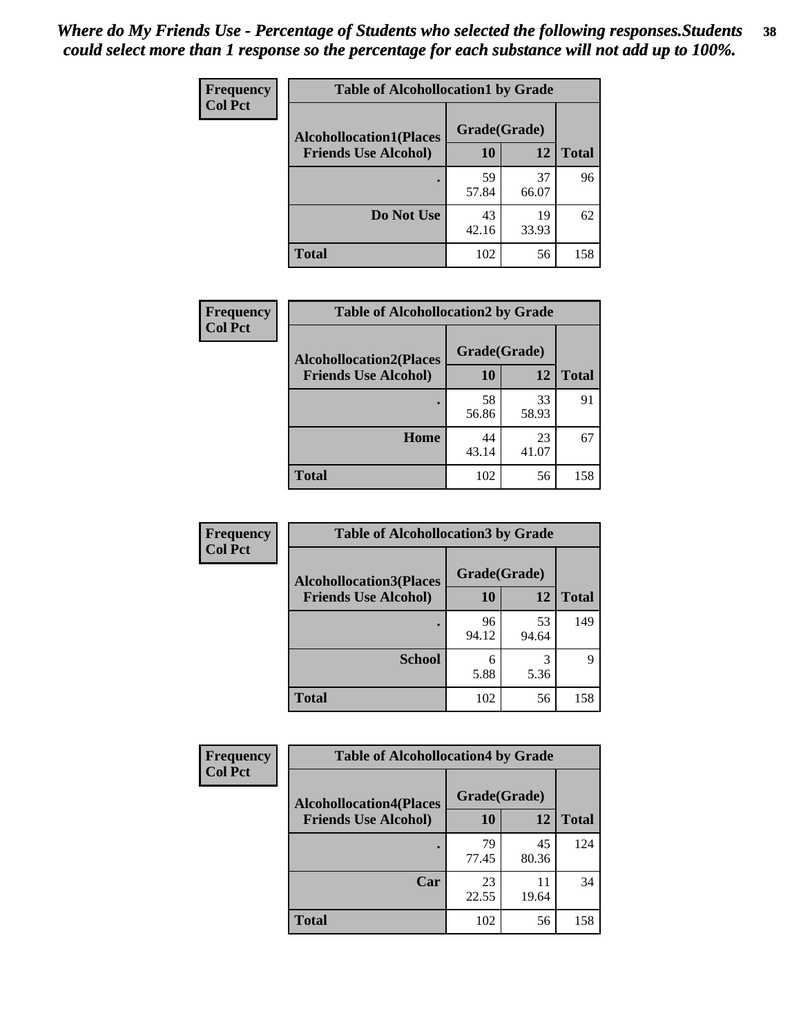*Where do My Friends Use - Percentage of Students who selected the following responses.Students could select more than 1 response so the percentage for each substance will not add up to 100%.*

**Frequency**
**Col Pct**

| Table of Alcohollocation1 by Grade | | | |
|---|---|---|---|
| **Alcohollocation1(Places Friends Use Alcohol)** | **Grade(Grade)** | | **Total** |
| | **10** | **12** | |
| **.** | 59<br>57.84 | 37<br>66.07 | 96 |
| **Do Not Use** | 43<br>42.16 | 19<br>33.93 | 62 |
| **Total** | 102 | 56 | 158 |

**Frequency**
**Col Pct**

| Table of Alcohollocation2 by Grade | | | |
|---|---|---|---|
| **Alcohollocation2(Places Friends Use Alcohol)** | **Grade(Grade)** | | **Total** |
| | **10** | **12** | |
| **.** | 58<br>56.86 | 33<br>58.93 | 91 |
| **Home** | 44<br>43.14 | 23<br>41.07 | 67 |
| **Total** | 102 | 56 | 158 |

**Frequency**
**Col Pct**

| Table of Alcohollocation3 by Grade | | | |
|---|---|---|---|
| **Alcohollocation3(Places Friends Use Alcohol)** | **Grade(Grade)** | | **Total** |
| | **10** | **12** | |
| **.** | 96<br>94.12 | 53<br>94.64 | 149 |
| **School** | 6<br>5.88 | 3<br>5.36 | 9 |
| **Total** | 102 | 56 | 158 |

**Frequency**
**Col Pct**

| Table of Alcohollocation4 by Grade | | | |
|---|---|---|---|
| **Alcohollocation4(Places Friends Use Alcohol)** | **Grade(Grade)** | | **Total** |
| | **10** | **12** | |
| **.** | 79<br>77.45 | 45<br>80.36 | 124 |
| **Car** | 23<br>22.55 | 11<br>19.64 | 34 |
| **Total** | 102 | 56 | 158 |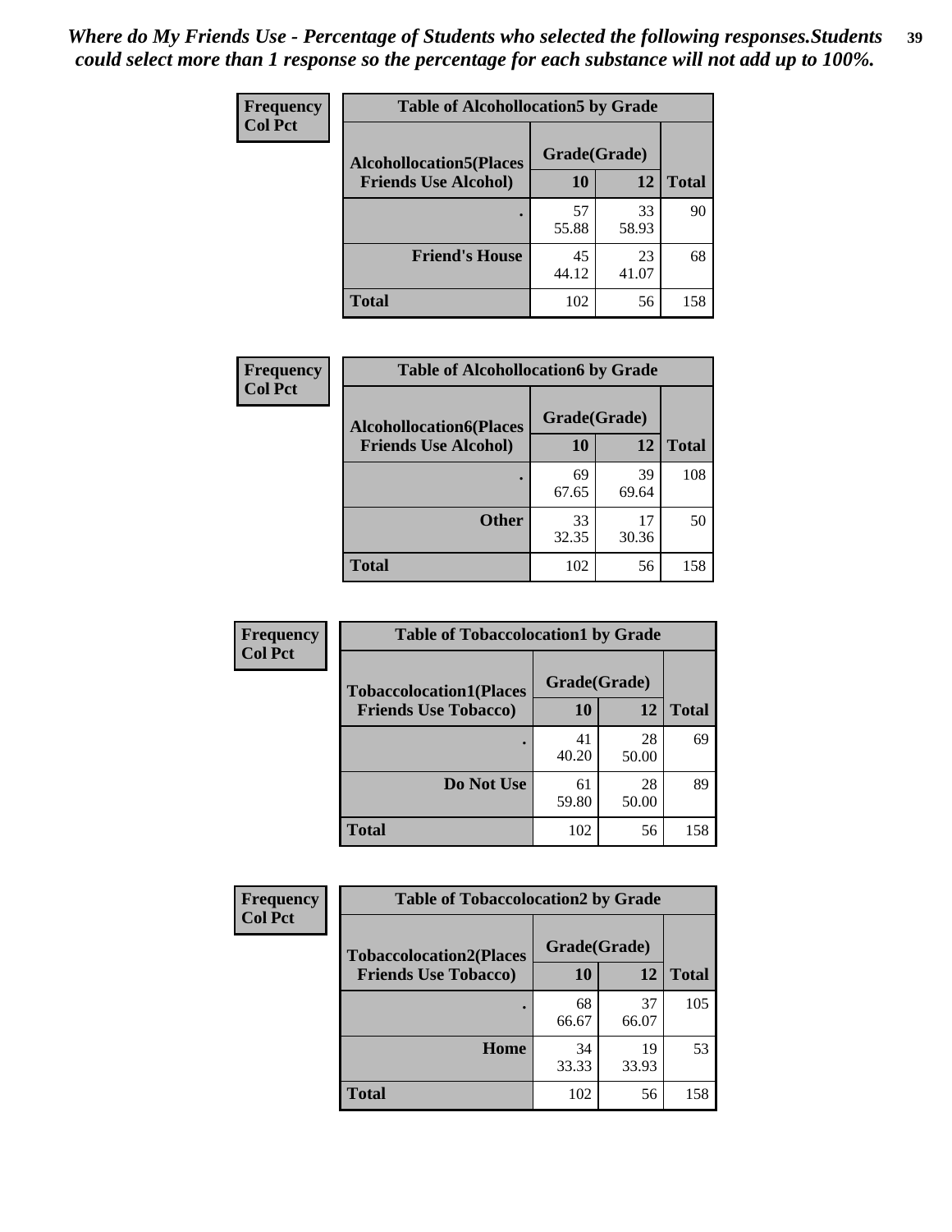*Where do My Friends Use - Percentage of Students who selected the following responses.Students could select more than 1 response so the percentage for each substance will not add up to 100%.*

**Frequency**
**Col Pct**

| Table of Alcohollocation5 by Grade | | | |
|---|---|---|---|
| Alcohollocation5(Places Friends Use Alcohol) | Grade(Grade) | | Total |
| | 10 | 12 | |
| . | 57<br>55.88 | 33<br>58.93 | 90 |
| Friend's House | 45<br>44.12 | 23<br>41.07 | 68 |
| Total | 102 | 56 | 158 |

**Frequency**
**Col Pct**

| Table of Alcohollocation6 by Grade | | | |
|---|---|---|---|
| Alcohollocation6(Places Friends Use Alcohol) | Grade(Grade) | | Total |
| | 10 | 12 | |
| . | 69<br>67.65 | 39<br>69.64 | 108 |
| Other | 33<br>32.35 | 17<br>30.36 | 50 |
| Total | 102 | 56 | 158 |

**Frequency**
**Col Pct**

| Table of Tobaccolocation1 by Grade | | | |
|---|---|---|---|
| Tobaccolocation1(Places Friends Use Tobacco) | Grade(Grade) | | Total |
| | 10 | 12 | |
| . | 41<br>40.20 | 28<br>50.00 | 69 |
| Do Not Use | 61<br>59.80 | 28<br>50.00 | 89 |
| Total | 102 | 56 | 158 |

**Frequency**
**Col Pct**

| Table of Tobaccolocation2 by Grade | | | |
|---|---|---|---|
| Tobaccolocation2(Places Friends Use Tobacco) | Grade(Grade) | | Total |
| | 10 | 12 | |
| . | 68<br>66.67 | 37<br>66.07 | 105 |
| Home | 34<br>33.33 | 19<br>33.93 | 53 |
| Total | 102 | 56 | 158 |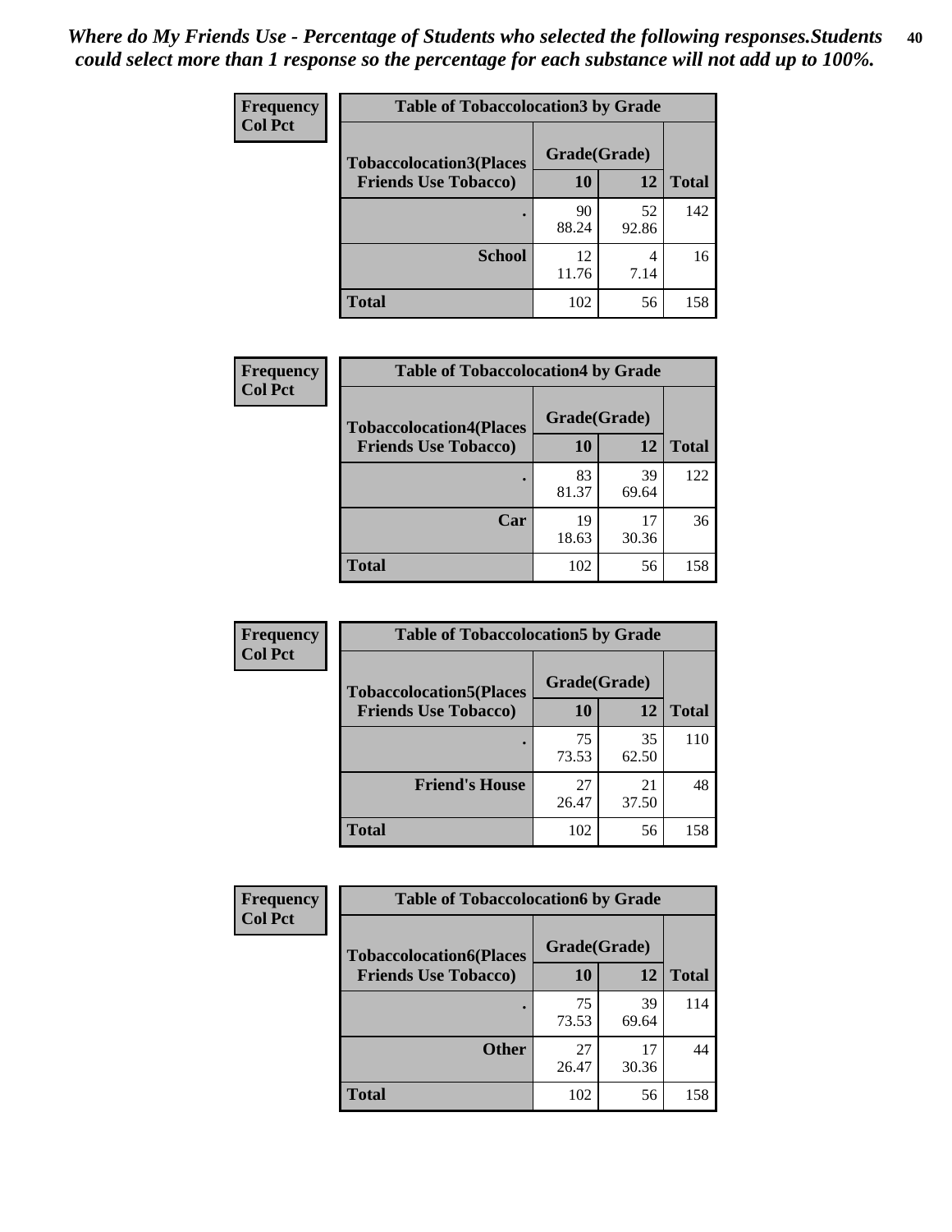*Where do My Friends Use - Percentage of Students who selected the following responses.Students could select more than 1 response so the percentage for each substance will not add up to 100%.*

**Frequency**
**Col Pct**

| Table of Tobaccolocation3 by Grade | | | |
|---|---|---|---|
| **Tobaccolocation3(Places Friends Use Tobacco)** | **Grade(Grade)** | | **Total** |
| | **10** | **12** | |
| **.** | 90<br>88.24 | 52<br>92.86 | 142 |
| **School** | 12<br>11.76 | 4<br>7.14 | 16 |
| **Total** | 102 | 56 | 158 |

**Frequency**
**Col Pct**

| Table of Tobaccolocation4 by Grade | | | |
|---|---|---|---|
| **Tobaccolocation4(Places Friends Use Tobacco)** | **Grade(Grade)** | | **Total** |
| | **10** | **12** | |
| **.** | 83<br>81.37 | 39<br>69.64 | 122 |
| **Car** | 19<br>18.63 | 17<br>30.36 | 36 |
| **Total** | 102 | 56 | 158 |

**Frequency**
**Col Pct**

| Table of Tobaccolocation5 by Grade | | | |
|---|---|---|---|
| **Tobaccolocation5(Places Friends Use Tobacco)** | **Grade(Grade)** | | **Total** |
| | **10** | **12** | |
| **.** | 75<br>73.53 | 35<br>62.50 | 110 |
| **Friend's House** | 27<br>26.47 | 21<br>37.50 | 48 |
| **Total** | 102 | 56 | 158 |

**Frequency**
**Col Pct**

| Table of Tobaccolocation6 by Grade | | | |
|---|---|---|---|
| **Tobaccolocation6(Places Friends Use Tobacco)** | **Grade(Grade)** | | **Total** |
| | **10** | **12** | |
| **.** | 75<br>73.53 | 39<br>69.64 | 114 |
| **Other** | 27<br>26.47 | 17<br>30.36 | 44 |
| **Total** | 102 | 56 | 158 |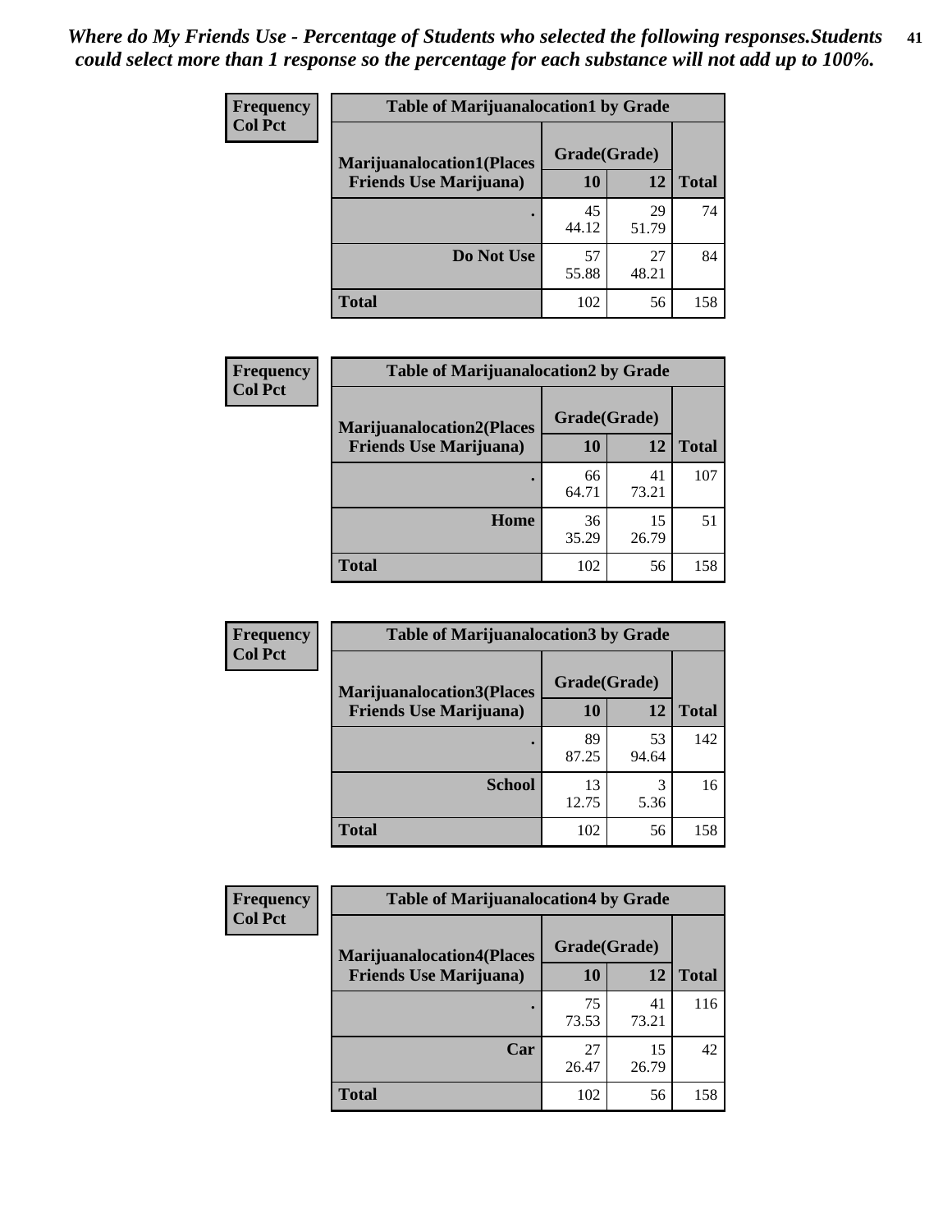*Where do My Friends Use - Percentage of Students who selected the following responses.Students could select more than 1 response so the percentage for each substance will not add up to 100%.*

| Frequency Col Pct | Table of Marijuanalocation1 by Grade | | |
|---|---|---|---|
| Marijuanalocation1(Places Friends Use Marijuana) | Grade(Grade) | | Total |
| | 10 | 12 | |
| . | 45<br>44.12 | 29<br>51.79 | 74 |
| Do Not Use | 57<br>55.88 | 27<br>48.21 | 84 |
| Total | 102 | 56 | 158 |

| Frequency Col Pct | Table of Marijuanalocation2 by Grade | | |
|---|---|---|---|
| Marijuanalocation2(Places Friends Use Marijuana) | Grade(Grade) | | Total |
| | 10 | 12 | |
| . | 66<br>64.71 | 41<br>73.21 | 107 |
| Home | 36<br>35.29 | 15<br>26.79 | 51 |
| Total | 102 | 56 | 158 |

| Frequency Col Pct | Table of Marijuanalocation3 by Grade | | |
|---|---|---|---|
| Marijuanalocation3(Places Friends Use Marijuana) | Grade(Grade) | | Total |
| | 10 | 12 | |
| . | 89<br>87.25 | 53<br>94.64 | 142 |
| School | 13<br>12.75 | 3<br>5.36 | 16 |
| Total | 102 | 56 | 158 |

| Frequency Col Pct | Table of Marijuanalocation4 by Grade | | |
|---|---|---|---|
| Marijuanalocation4(Places Friends Use Marijuana) | Grade(Grade) | | Total |
| | 10 | 12 | |
| . | 75<br>73.53 | 41<br>73.21 | 116 |
| Car | 27<br>26.47 | 15<br>26.79 | 42 |
| Total | 102 | 56 | 158 |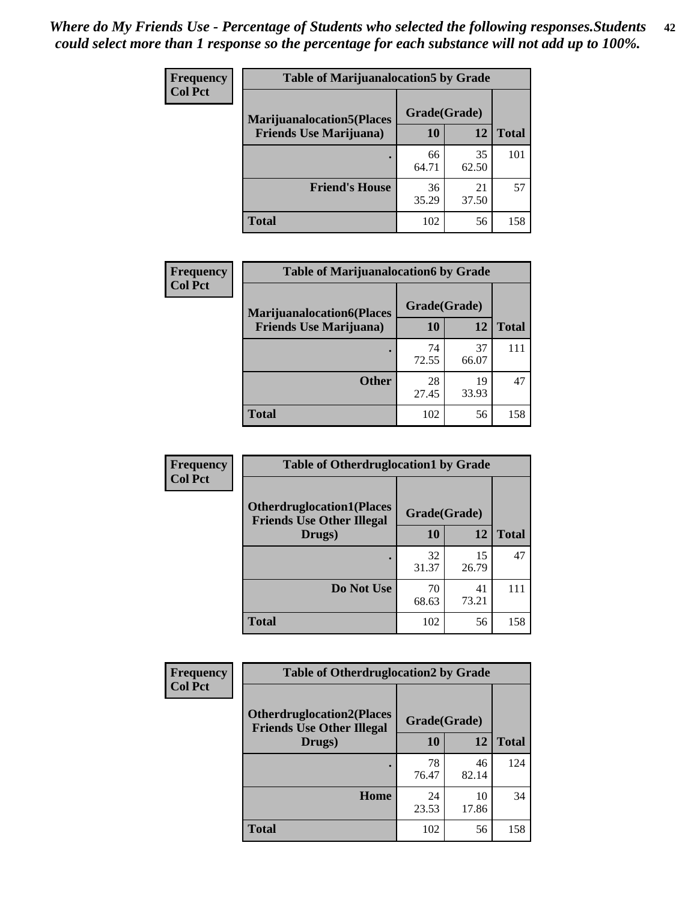*Where do My Friends Use - Percentage of Students who selected the following responses.Students could select more than 1 response so the percentage for each substance will not add up to 100%.*

**Frequency**
**Col Pct**

| Table of Marijuanalocation5 by Grade | | | |
|---|---|---|---|
| **Marijuanalocation5(Places Friends Use Marijuana)** | **Grade(Grade)** | | |
| | **10** | **12** | **Total** |
| . | 66<br>64.71 | 35<br>62.50 | 101 |
| **Friend's House** | 36<br>35.29 | 21<br>37.50 | 57 |
| **Total** | 102 | 56 | 158 |

**Frequency**
**Col Pct**

| Table of Marijuanalocation6 by Grade | | | |
|---|---|---|---|
| **Marijuanalocation6(Places Friends Use Marijuana)** | **Grade(Grade)** | | |
| | **10** | **12** | **Total** |
| . | 74<br>72.55 | 37<br>66.07 | 111 |
| **Other** | 28<br>27.45 | 19<br>33.93 | 47 |
| **Total** | 102 | 56 | 158 |

**Frequency**
**Col Pct**

| Table of Otherdruglocation1 by Grade | | | |
|---|---|---|---|
| **Otherdruglocation1(Places Friends Use Other Illegal Drugs)** | **Grade(Grade)** | | |
| | **10** | **12** | **Total** |
| . | 32<br>31.37 | 15<br>26.79 | 47 |
| **Do Not Use** | 70<br>68.63 | 41<br>73.21 | 111 |
| **Total** | 102 | 56 | 158 |

**Frequency**
**Col Pct**

| Table of Otherdruglocation2 by Grade | | | |
|---|---|---|---|
| **Otherdruglocation2(Places Friends Use Other Illegal Drugs)** | **Grade(Grade)** | | |
| | **10** | **12** | **Total** |
| . | 78<br>76.47 | 46<br>82.14 | 124 |
| **Home** | 24<br>23.53 | 10<br>17.86 | 34 |
| **Total** | 102 | 56 | 158 |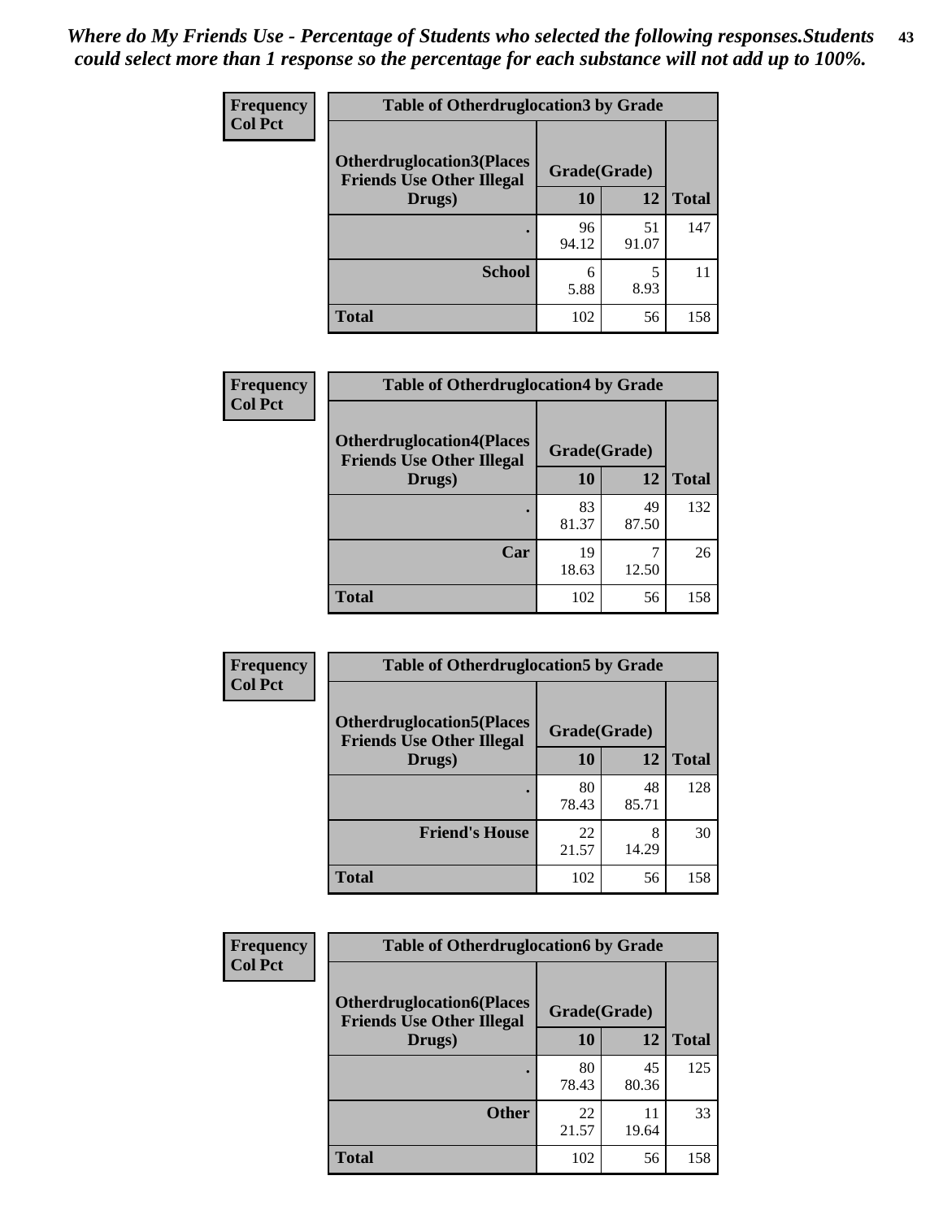*Where do My Friends Use - Percentage of Students who selected the following responses.Students could select more than 1 response so the percentage for each substance will not add up to 100%.*

**Frequency**
**Col Pct**

| Table of Otherdruglocation3 by Grade | | | |
|---|---|---|---|
| **Otherdruglocation3(Places Friends Use Other Illegal Drugs)** | **Grade(Grade)** | | **Total** |
| | **10** | **12** | |
| **.** | 96<br>94.12 | 51<br>91.07 | 147 |
| **School** | 6<br>5.88 | 5<br>8.93 | 11 |
| **Total** | 102 | 56 | 158 |

**Frequency**
**Col Pct**

| Table of Otherdruglocation4 by Grade | | | |
|---|---|---|---|
| **Otherdruglocation4(Places Friends Use Other Illegal Drugs)** | **Grade(Grade)** | | **Total** |
| | **10** | **12** | |
| **.** | 83<br>81.37 | 49<br>87.50 | 132 |
| **Car** | 19<br>18.63 | 7<br>12.50 | 26 |
| **Total** | 102 | 56 | 158 |

**Frequency**
**Col Pct**

| Table of Otherdruglocation5 by Grade | | | |
|---|---|---|---|
| **Otherdruglocation5(Places Friends Use Other Illegal Drugs)** | **Grade(Grade)** | | **Total** |
| | **10** | **12** | |
| **.** | 80<br>78.43 | 48<br>85.71 | 128 |
| **Friend's House** | 22<br>21.57 | 8<br>14.29 | 30 |
| **Total** | 102 | 56 | 158 |

**Frequency**
**Col Pct**

| Table of Otherdruglocation6 by Grade | | | |
|---|---|---|---|
| **Otherdruglocation6(Places Friends Use Other Illegal Drugs)** | **Grade(Grade)** | | **Total** |
| | **10** | **12** | |
| **.** | 80<br>78.43 | 45<br>80.36 | 125 |
| **Other** | 22<br>21.57 | 11<br>19.64 | 33 |
| **Total** | 102 | 56 | 158 |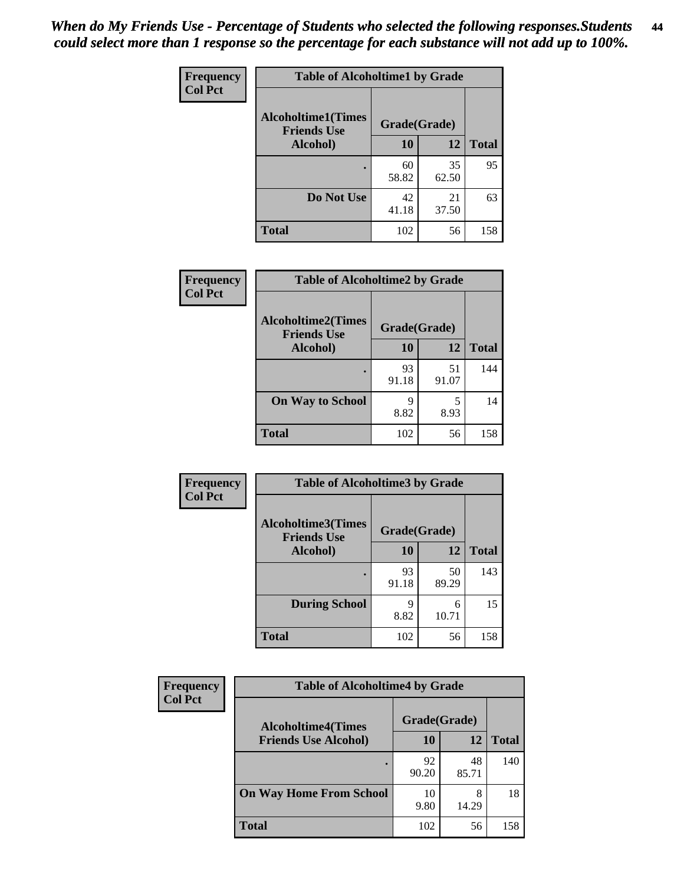*When do My Friends Use - Percentage of Students who selected the following responses.Students could select more than 1 response so the percentage for each substance will not add up to 100%.*

**Frequency**
**Col Pct**

| Alcoholtime1(Times Friends Use Alcohol) | Grade(Grade) 10 | 12 | Total |
|---|---|---|---|
| . | 60<br>58.82 | 35<br>62.50 | 95 |
| Do Not Use | 42<br>41.18 | 21<br>37.50 | 63 |
| Total | 102 | 56 | 158 |

Table of Alcoholtime1 by Grade

**Frequency**
**Col Pct**

| Alcoholtime2(Times Friends Use Alcohol) | Grade(Grade) 10 | 12 | Total |
|---|---|---|---|
| . | 93<br>91.18 | 51<br>91.07 | 144 |
| On Way to School | 9<br>8.82 | 5<br>8.93 | 14 |
| Total | 102 | 56 | 158 |

Table of Alcoholtime2 by Grade

**Frequency**
**Col Pct**

| Alcoholtime3(Times Friends Use Alcohol) | Grade(Grade) 10 | 12 | Total |
|---|---|---|---|
| . | 93<br>91.18 | 50<br>89.29 | 143 |
| During School | 9<br>8.82 | 6<br>10.71 | 15 |
| Total | 102 | 56 | 158 |

Table of Alcoholtime3 by Grade

**Frequency**
**Col Pct**

| Alcoholtime4(Times Friends Use Alcohol) | Grade(Grade) 10 | 12 | Total |
|---|---|---|---|
| . | 92<br>90.20 | 48<br>85.71 | 140 |
| On Way Home From School | 10<br>9.80 | 8<br>14.29 | 18 |
| Total | 102 | 56 | 158 |

Table of Alcoholtime4 by Grade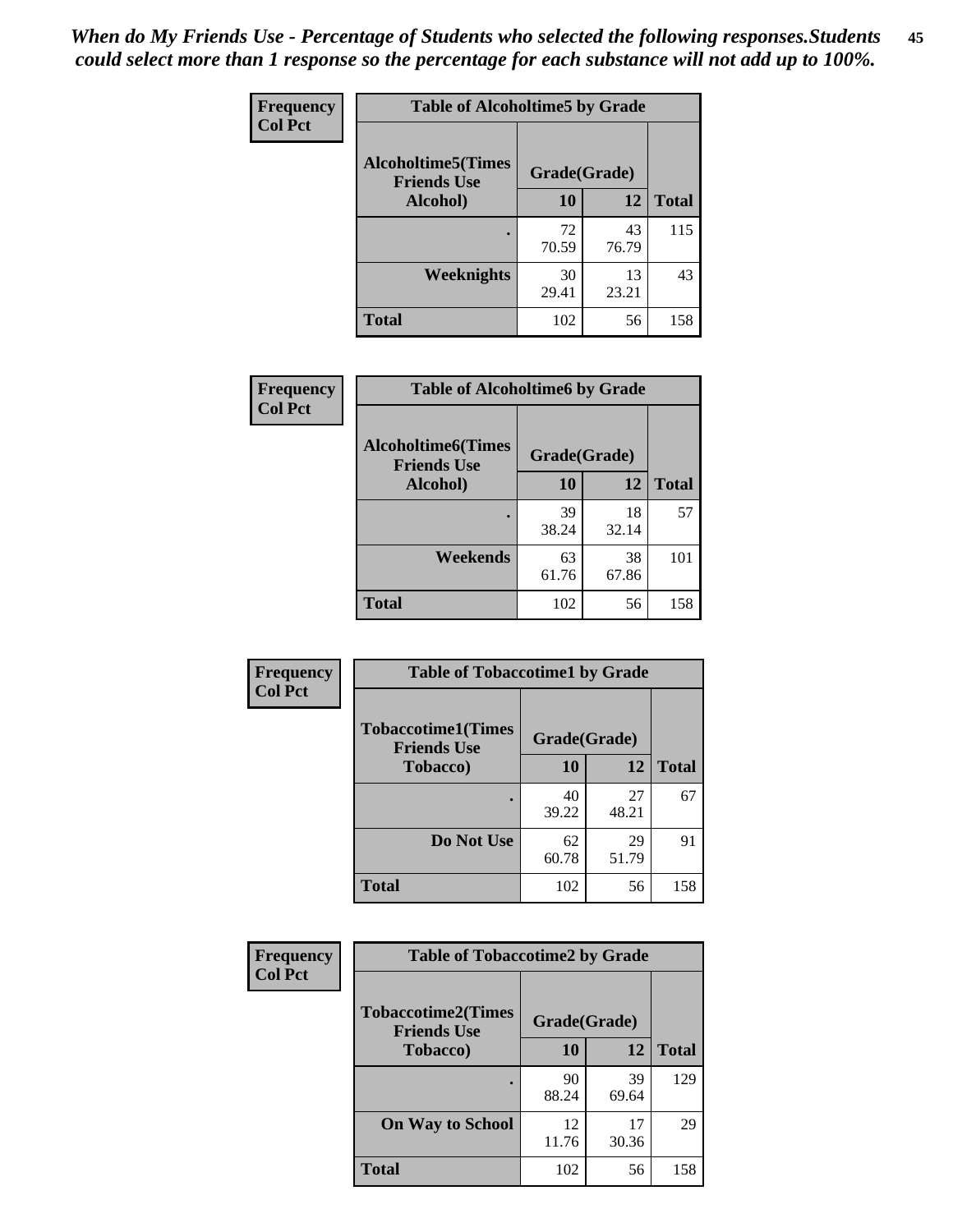*When do My Friends Use - Percentage of Students who selected the following responses.Students could select more than 1 response so the percentage for each substance will not add up to 100%.*

**Frequency**
**Col Pct**

| Table of Alcoholtime5 by Grade | | | |
|---|---|---|---|
| Alcoholtime5(Times Friends Use Alcohol) | Grade(Grade) | | Total |
| | 10 | 12 | |
| . | 72<br>70.59 | 43<br>76.79 | 115 |
| Weeknights | 30<br>29.41 | 13<br>23.21 | 43 |
| Total | 102 | 56 | 158 |

**Frequency**
**Col Pct**

| Table of Alcoholtime6 by Grade | | | |
|---|---|---|---|
| Alcoholtime6(Times Friends Use Alcohol) | Grade(Grade) | | Total |
| | 10 | 12 | |
| . | 39<br>38.24 | 18<br>32.14 | 57 |
| Weekends | 63<br>61.76 | 38<br>67.86 | 101 |
| Total | 102 | 56 | 158 |

**Frequency**
**Col Pct**

| Table of Tobaccotime1 by Grade | | | |
|---|---|---|---|
| Tobaccotime1(Times Friends Use Tobacco) | Grade(Grade) | | Total |
| | 10 | 12 | |
| . | 40<br>39.22 | 27<br>48.21 | 67 |
| Do Not Use | 62<br>60.78 | 29<br>51.79 | 91 |
| Total | 102 | 56 | 158 |

**Frequency**
**Col Pct**

| Table of Tobaccotime2 by Grade | | | |
|---|---|---|---|
| Tobaccotime2(Times Friends Use Tobacco) | Grade(Grade) | | Total |
| | 10 | 12 | |
| . | 90<br>88.24 | 39<br>69.64 | 129 |
| On Way to School | 12<br>11.76 | 17<br>30.36 | 29 |
| Total | 102 | 56 | 158 |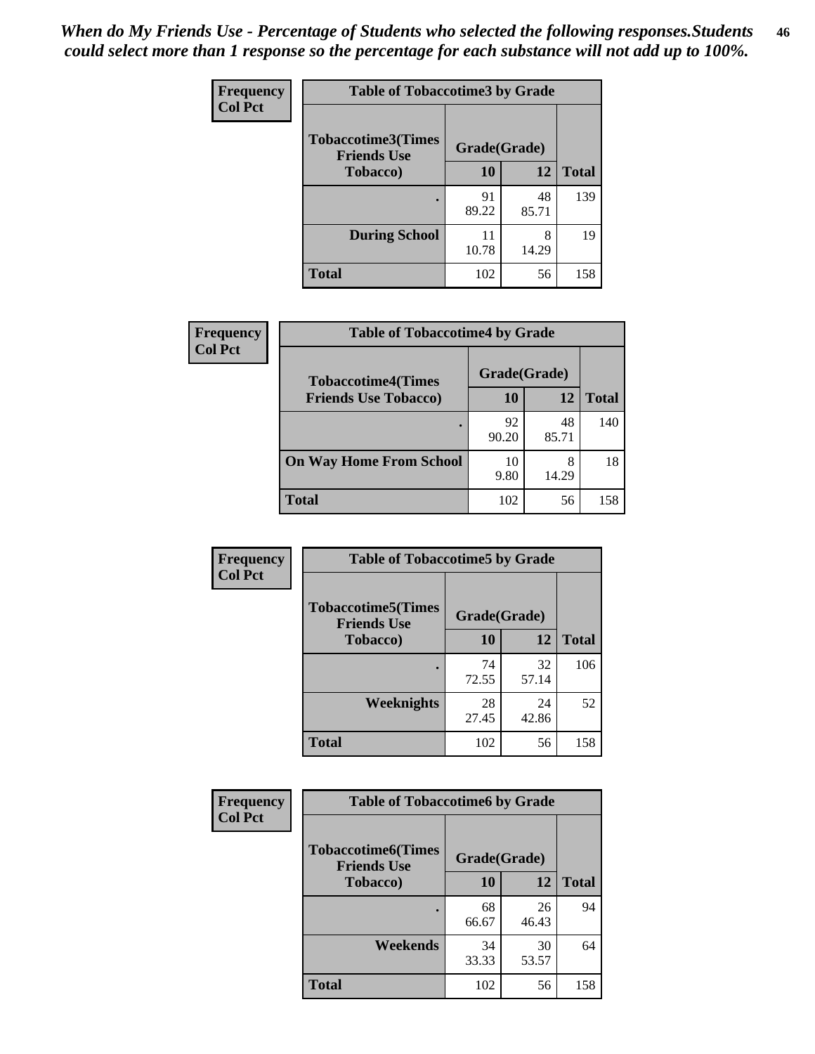*When do My Friends Use - Percentage of Students who selected the following responses.Students could select more than 1 response so the percentage for each substance will not add up to 100%.*

**Frequency**
**Col Pct**

| Table of Tobaccotime3 by Grade | | | |
|---|---|---|---|
| **Tobaccotime3(Times Friends Use Tobacco)** | **Grade(Grade)** | | **Total** |
| | **10** | **12** | |
| **.** | 91<br>89.22 | 48<br>85.71 | 139 |
| **During School** | 11<br>10.78 | 8<br>14.29 | 19 |
| **Total** | 102 | 56 | 158 |

**Frequency**
**Col Pct**

| Table of Tobaccotime4 by Grade | | | |
|---|---|---|---|
| **Tobaccotime4(Times Friends Use Tobacco)** | **Grade(Grade)** | | **Total** |
| | **10** | **12** | |
| **.** | 92<br>90.20 | 48<br>85.71 | 140 |
| **On Way Home From School** | 10<br>9.80 | 8<br>14.29 | 18 |
| **Total** | 102 | 56 | 158 |

**Frequency**
**Col Pct**

| Table of Tobaccotime5 by Grade | | | |
|---|---|---|---|
| **Tobaccotime5(Times Friends Use Tobacco)** | **Grade(Grade)** | | **Total** |
| | **10** | **12** | |
| **.** | 74<br>72.55 | 32<br>57.14 | 106 |
| **Weeknights** | 28<br>27.45 | 24<br>42.86 | 52 |
| **Total** | 102 | 56 | 158 |

**Frequency**
**Col Pct**

| Table of Tobaccotime6 by Grade | | | |
|---|---|---|---|
| **Tobaccotime6(Times Friends Use Tobacco)** | **Grade(Grade)** | | **Total** |
| | **10** | **12** | |
| **.** | 68<br>66.67 | 26<br>46.43 | 94 |
| **Weekends** | 34<br>33.33 | 30<br>53.57 | 64 |
| **Total** | 102 | 56 | 158 |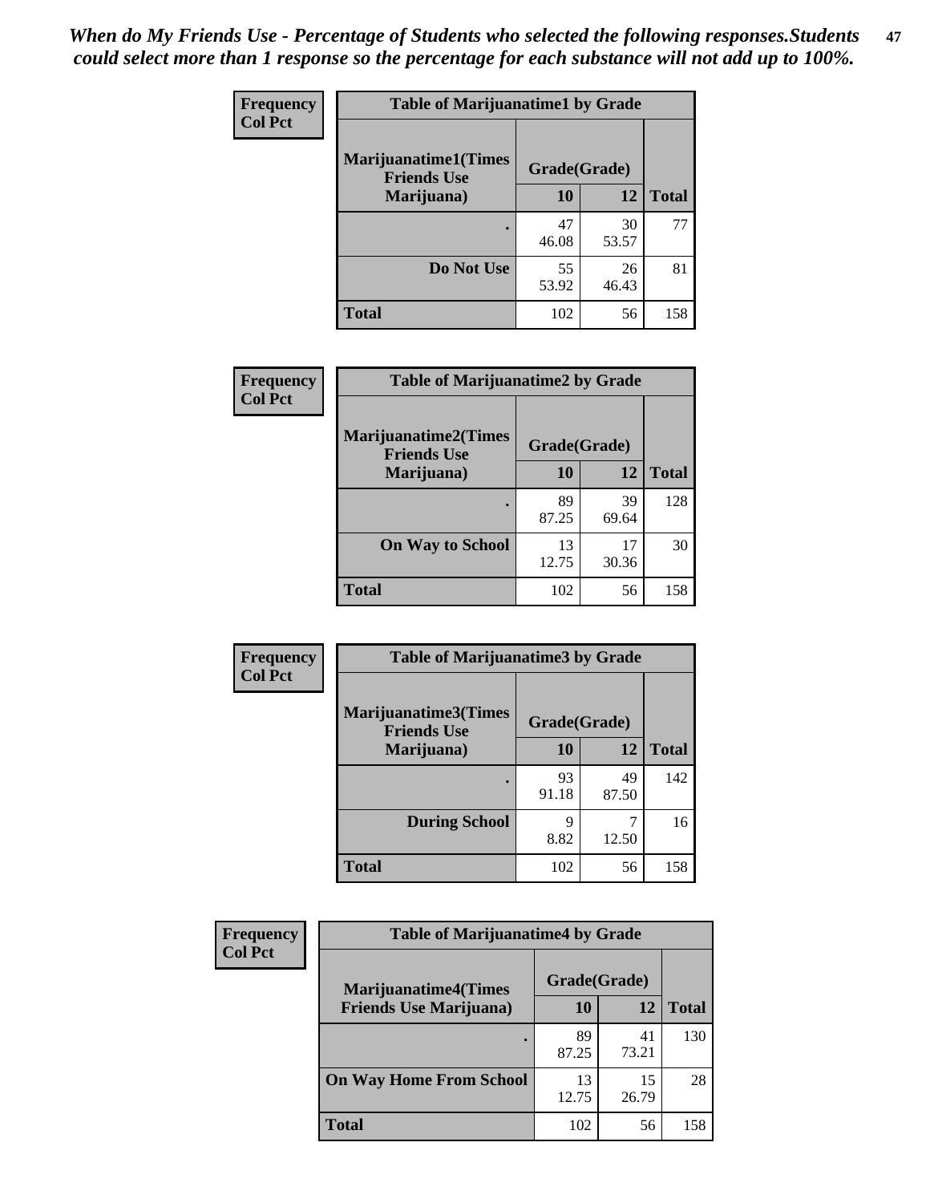*When do My Friends Use - Percentage of Students who selected the following responses.Students could select more than 1 response so the percentage for each substance will not add up to 100%.*

**Frequency Col Pct**

| Table of Marijuanatime1 by Grade | | | |
|---|---|---|---|
| **Marijuanatime1(Times Friends Use Marijuana)** | **Grade(Grade)** | | **Total** |
| | **10** | **12** | |
| **.** | 47<br>46.08 | 30<br>53.57 | 77 |
| **Do Not Use** | 55<br>53.92 | 26<br>46.43 | 81 |
| **Total** | 102 | 56 | 158 |

**Frequency Col Pct**

| Table of Marijuanatime2 by Grade | | | |
|---|---|---|---|
| **Marijuanatime2(Times Friends Use Marijuana)** | **Grade(Grade)** | | **Total** |
| | **10** | **12** | |
| **.** | 89<br>87.25 | 39<br>69.64 | 128 |
| **On Way to School** | 13<br>12.75 | 17<br>30.36 | 30 |
| **Total** | 102 | 56 | 158 |

**Frequency Col Pct**

| Table of Marijuanatime3 by Grade | | | |
|---|---|---|---|
| **Marijuanatime3(Times Friends Use Marijuana)** | **Grade(Grade)** | | **Total** |
| | **10** | **12** | |
| **.** | 93<br>91.18 | 49<br>87.50 | 142 |
| **During School** | 9<br>8.82 | 7<br>12.50 | 16 |
| **Total** | 102 | 56 | 158 |

**Frequency Col Pct**

| Table of Marijuanatime4 by Grade | | | |
|---|---|---|---|
| **Marijuanatime4(Times Friends Use Marijuana)** | **Grade(Grade)** | | **Total** |
| | **10** | **12** | |
| **.** | 89<br>87.25 | 41<br>73.21 | 130 |
| **On Way Home From School** | 13<br>12.75 | 15<br>26.79 | 28 |
| **Total** | 102 | 56 | 158 |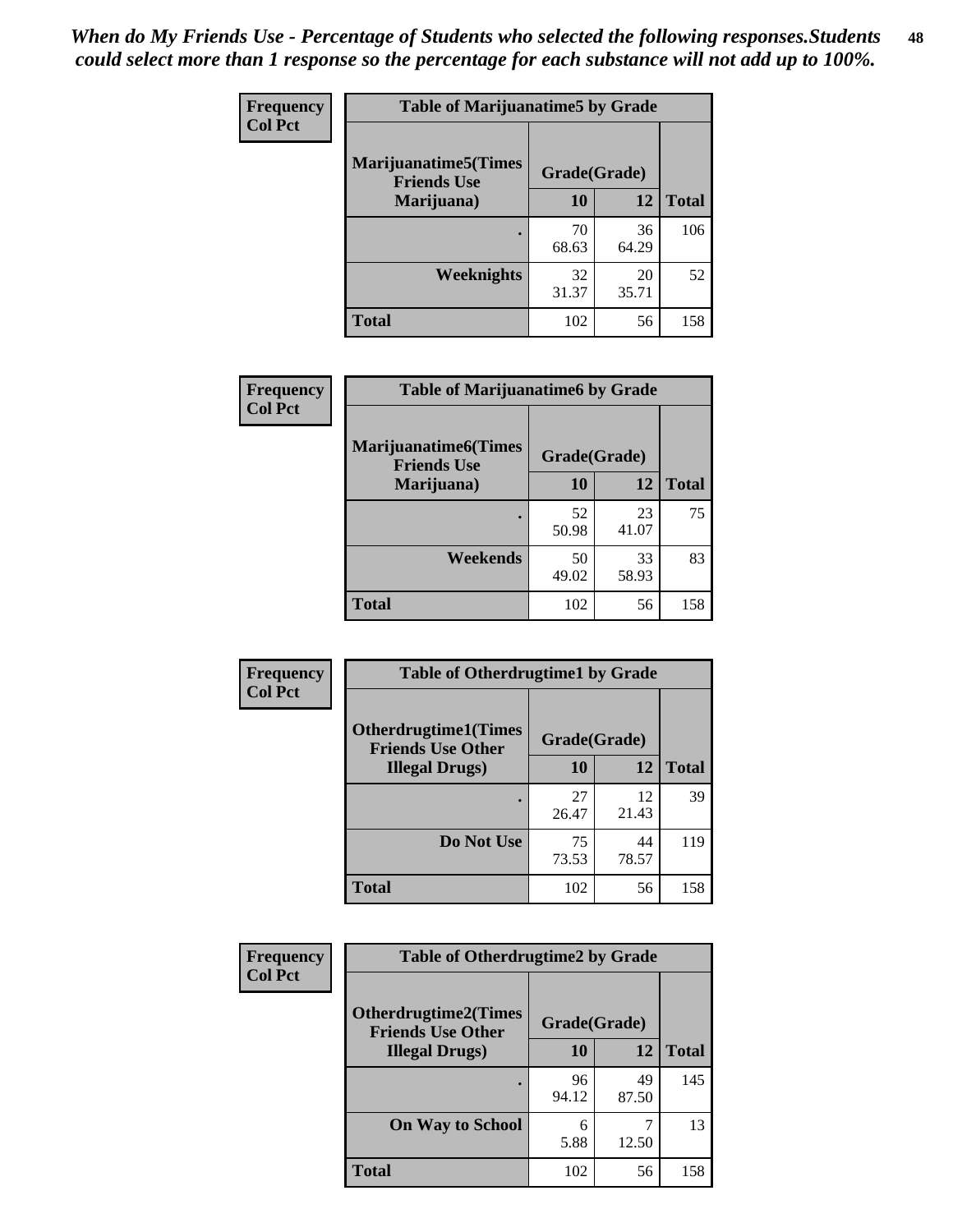*When do My Friends Use - Percentage of Students who selected the following responses.Students could select more than 1 response so the percentage for each substance will not add up to 100%.*

**Frequency**
**Col Pct**

| Table of Marijuanatime5 by Grade | | | |
|---|---|---|---|
| Marijuanatime5(Times Friends Use Marijuana) | Grade(Grade) | | |
| | 10 | 12 | Total |
| . | 70<br>68.63 | 36<br>64.29 | 106 |
| Weeknights | 32<br>31.37 | 20<br>35.71 | 52 |
| Total | 102 | 56 | 158 |

**Frequency**
**Col Pct**

| Table of Marijuanatime6 by Grade | | | |
|---|---|---|---|
| Marijuanatime6(Times Friends Use Marijuana) | Grade(Grade) | | |
| | 10 | 12 | Total |
| . | 52<br>50.98 | 23<br>41.07 | 75 |
| Weekends | 50<br>49.02 | 33<br>58.93 | 83 |
| Total | 102 | 56 | 158 |

**Frequency**
**Col Pct**

| Table of Otherdrugtime1 by Grade | | | |
|---|---|---|---|
| Otherdrugtime1(Times Friends Use Other Illegal Drugs) | Grade(Grade) | | |
| | 10 | 12 | Total |
| . | 27<br>26.47 | 12<br>21.43 | 39 |
| Do Not Use | 75<br>73.53 | 44<br>78.57 | 119 |
| Total | 102 | 56 | 158 |

**Frequency**
**Col Pct**

| Table of Otherdrugtime2 by Grade | | | |
|---|---|---|---|
| Otherdrugtime2(Times Friends Use Other Illegal Drugs) | Grade(Grade) | | |
| | 10 | 12 | Total |
| . | 96<br>94.12 | 49<br>87.50 | 145 |
| On Way to School | 6<br>5.88 | 7<br>12.50 | 13 |
| Total | 102 | 56 | 158 |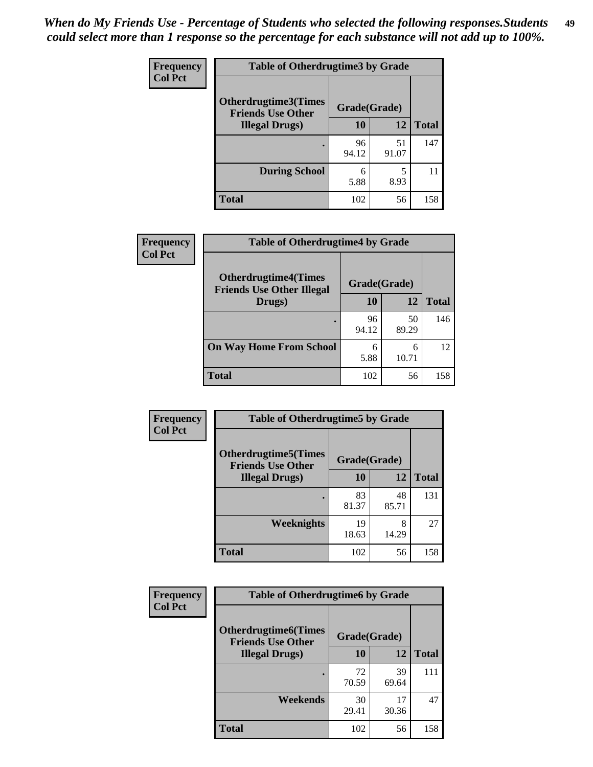*When do My Friends Use - Percentage of Students who selected the following responses.Students could select more than 1 response so the percentage for each substance will not add up to 100%.*

**Frequency**
**Col Pct**

| Table of Otherdrugtime3 by Grade | | | |
|---|---|---|---|
| **Otherdrugtime3(Times Friends Use Other Illegal Drugs)** | **Grade(Grade)** | | |
| | **10** | **12** | **Total** |
| **.** | 96<br>94.12 | 51<br>91.07 | 147 |
| **During School** | 6<br>5.88 | 5<br>8.93 | 11 |
| **Total** | 102 | 56 | 158 |

**Frequency**
**Col Pct**

| Table of Otherdrugtime4 by Grade | | | |
|---|---|---|---|
| **Otherdrugtime4(Times Friends Use Other Illegal Drugs)** | **Grade(Grade)** | | |
| | **10** | **12** | **Total** |
| **.** | 96<br>94.12 | 50<br>89.29 | 146 |
| **On Way Home From School** | 6<br>5.88 | 6<br>10.71 | 12 |
| **Total** | 102 | 56 | 158 |

**Frequency**
**Col Pct**

| Table of Otherdrugtime5 by Grade | | | |
|---|---|---|---|
| **Otherdrugtime5(Times Friends Use Other Illegal Drugs)** | **Grade(Grade)** | | |
| | **10** | **12** | **Total** |
| **.** | 83<br>81.37 | 48<br>85.71 | 131 |
| **Weeknights** | 19<br>18.63 | 8<br>14.29 | 27 |
| **Total** | 102 | 56 | 158 |

**Frequency**
**Col Pct**

| Table of Otherdrugtime6 by Grade | | | |
|---|---|---|---|
| **Otherdrugtime6(Times Friends Use Other Illegal Drugs)** | **Grade(Grade)** | | |
| | **10** | **12** | **Total** |
| **.** | 72<br>70.59 | 39<br>69.64 | 111 |
| **Weekends** | 30<br>29.41 | 17<br>30.36 | 47 |
| **Total** | 102 | 56 | 158 |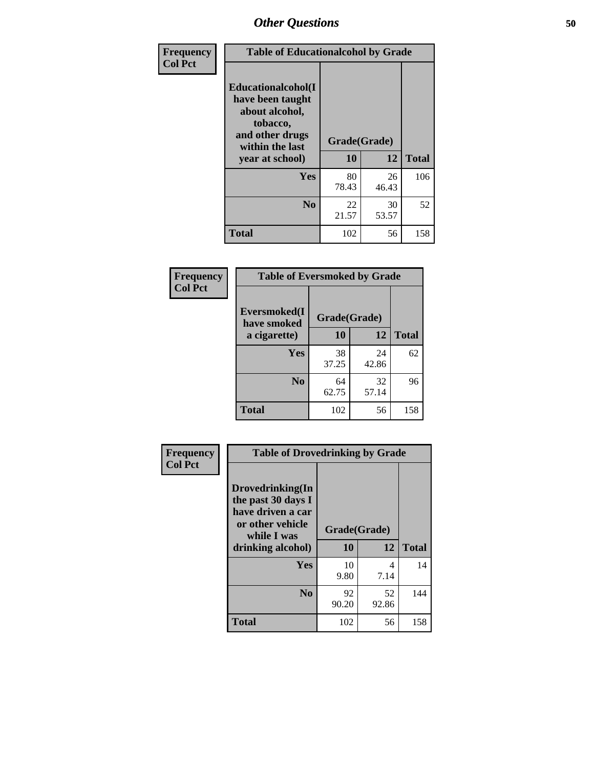# Other Questions

| Frequency Col Pct | Table of Educationalalcohol by Grade | | |
|---|---|---|---|
| Educationalalcohol(I have been taught about alcohol, tobacco, and other drugs within the last year at school) | Grade(Grade) | | |
| | 10 | 12 | Total |
| Yes | 80<br>78.43 | 26<br>46.43 | 106 |
| No | 22<br>21.57 | 30<br>53.57 | 52 |
| Total | 102 | 56 | 158 |

| Frequency Col Pct | Table of Eversmoked by Grade | | |
|---|---|---|---|
| Eversmoked(I have smoked a cigarette) | Grade(Grade) | | |
| | 10 | 12 | Total |
| Yes | 38<br>37.25 | 24<br>42.86 | 62 |
| No | 64<br>62.75 | 32<br>57.14 | 96 |
| Total | 102 | 56 | 158 |

| Frequency Col Pct | Table of Drovedrinking by Grade | | |
|---|---|---|---|
| Drovedrinking(In the past 30 days I have driven a car or other vehicle while I was drinking alcohol) | Grade(Grade) | | |
| | 10 | 12 | Total |
| Yes | 10<br>9.80 | 4<br>7.14 | 14 |
| No | 92<br>90.20 | 52<br>92.86 | 144 |
| Total | 102 | 56 | 158 |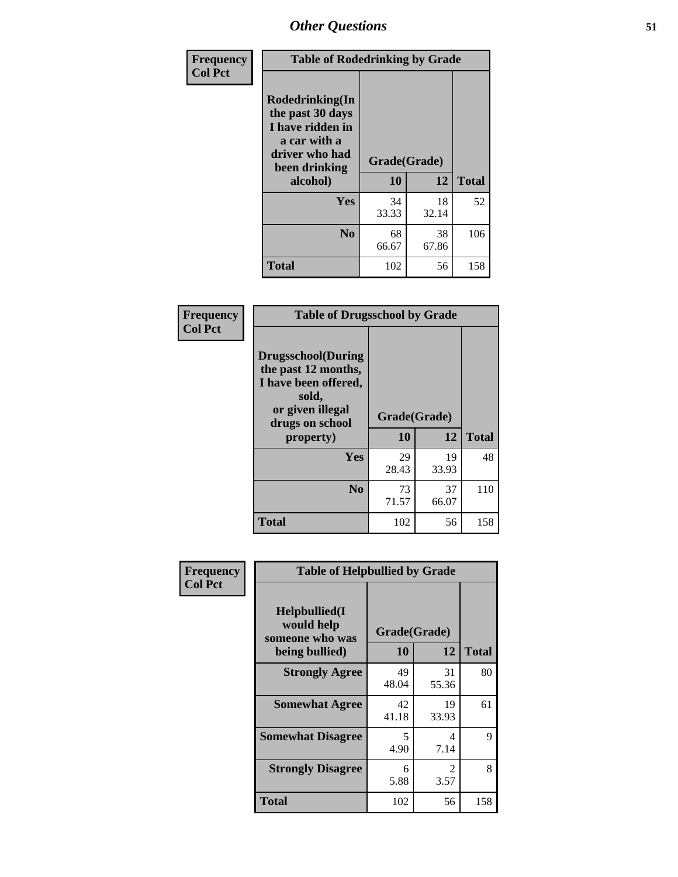# Other Questions

**Frequency**
**Col Pct**

| Table of Rodedrinking by Grade | | | |
|---|---|---|---|
| Rodedrinking(In the past 30 days I have ridden in a car with a driver who had been drinking alcohol) | Grade(Grade) | | |
| | 10 | 12 | Total |
| Yes | 34<br>33.33 | 18<br>32.14 | 52 |
| No | 68<br>66.67 | 38<br>67.86 | 106 |
| Total | 102 | 56 | 158 |

**Frequency**
**Col Pct**

| Table of Drugsschool by Grade | | | |
|---|---|---|---|
| Drugsschool(During the past 12 months, I have been offered, sold, or given illegal drugs on school property) | Grade(Grade) | | |
| | 10 | 12 | Total |
| Yes | 29<br>28.43 | 19<br>33.93 | 48 |
| No | 73<br>71.57 | 37<br>66.07 | 110 |
| Total | 102 | 56 | 158 |

**Frequency**
**Col Pct**

| Table of Helpbullied by Grade | | | |
|---|---|---|---|
| Helpbullied(I would help someone who was being bullied) | Grade(Grade) | | |
| | 10 | 12 | Total |
| Strongly Agree | 49<br>48.04 | 31<br>55.36 | 80 |
| Somewhat Agree | 42<br>41.18 | 19<br>33.93 | 61 |
| Somewhat Disagree | 5<br>4.90 | 4<br>7.14 | 9 |
| Strongly Disagree | 6<br>5.88 | 2<br>3.57 | 8 |
| Total | 102 | 56 | 158 |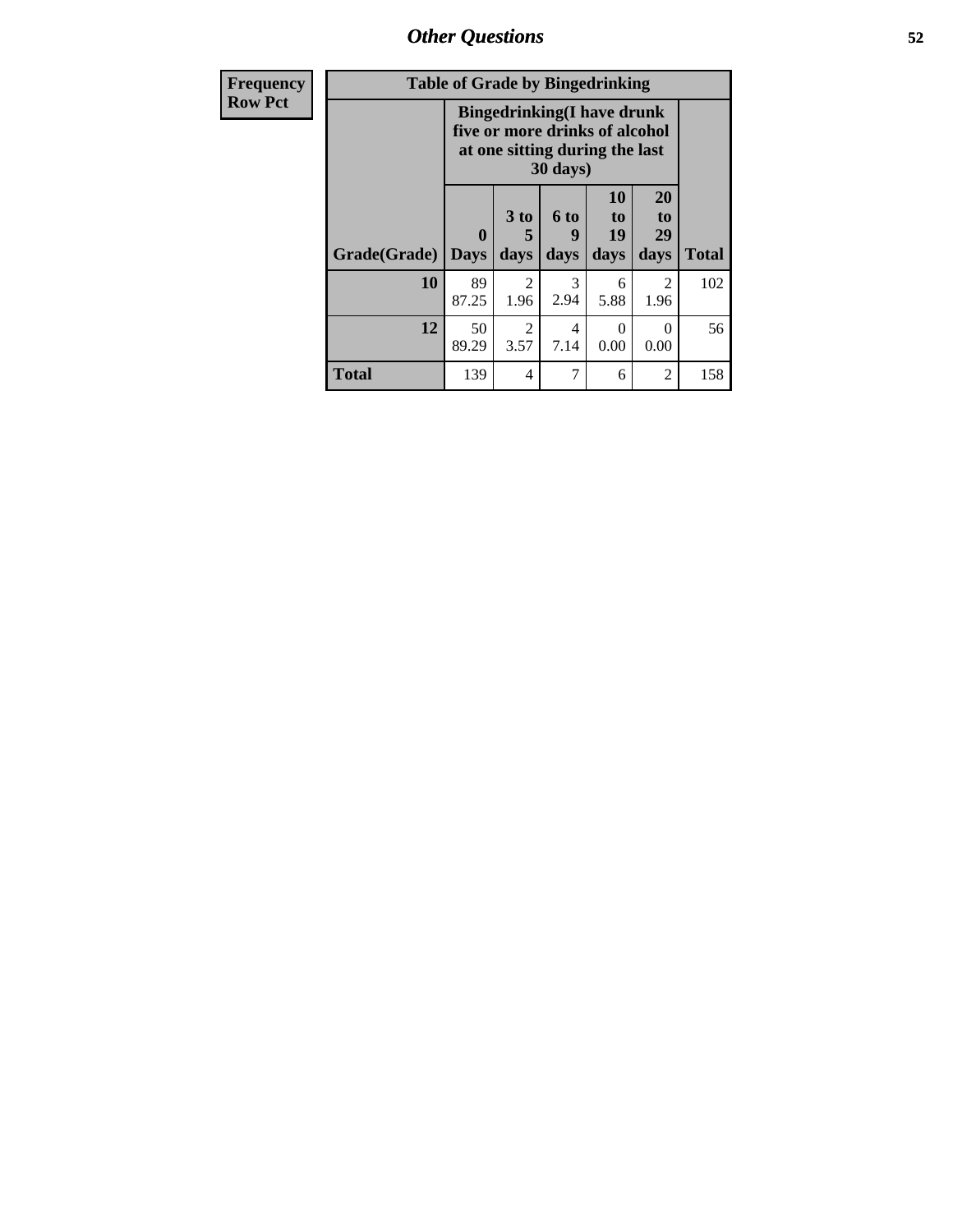## Other Questions

| Frequency Row Pct |
|---|

**Table of Grade by Bingedrinking**

| | Bingedrinking(I have drunk five or more drinks of alcohol at one sitting during the last 30 days) | | | | | |
|---|---|---|---|---|---|---|
| Grade(Grade) | 0 Days | 3 to 5 days | 6 to 9 days | 10 to 19 days | 20 to 29 days | Total |
| **10** | 89<br>87.25 | 2<br>1.96 | 3<br>2.94 | 6<br>5.88 | 2<br>1.96 | 102 |
| **12** | 50<br>89.29 | 2<br>3.57 | 4<br>7.14 | 0<br>0.00 | 0<br>0.00 | 56 |
| **Total** | 139 | 4 | 7 | 6 | 2 | 158 |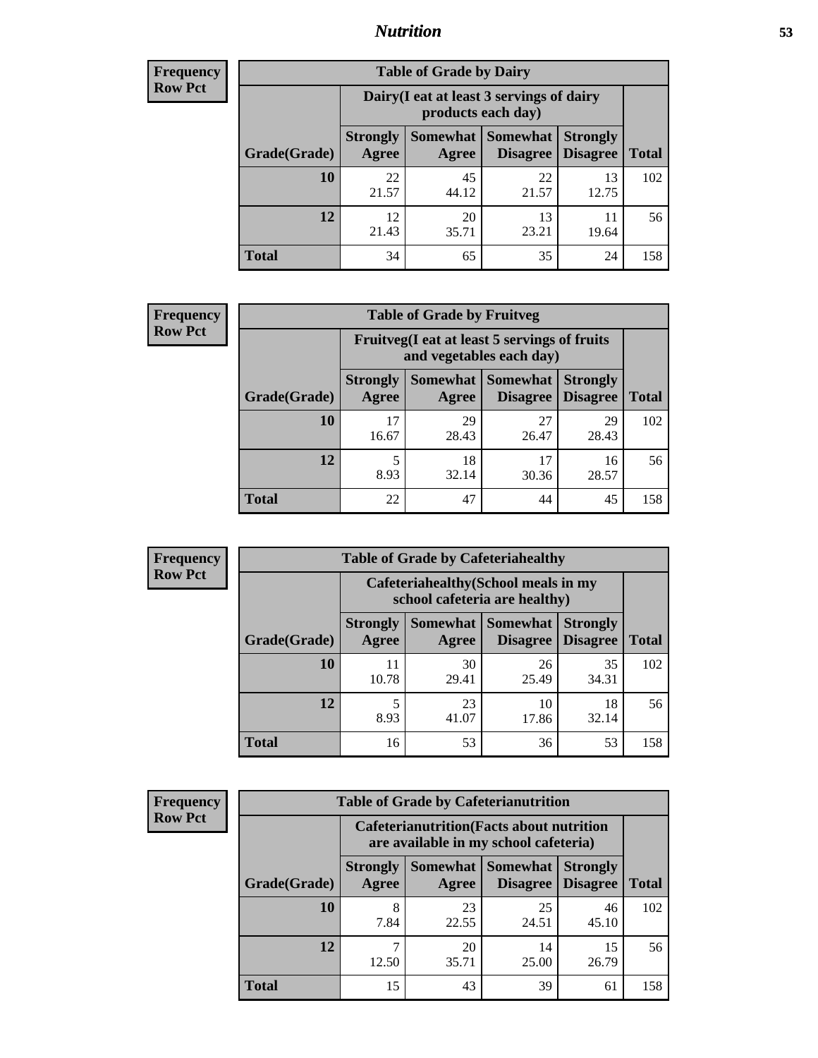## Nutrition

**Frequency**
**Row Pct**

| Table of Grade by Dairy | | | | | |
|---|---|---|---|---|---|
| | Dairy(I eat at least 3 servings of dairy products each day) | | | | |
| Grade(Grade) | Strongly Agree | Somewhat Agree | Somewhat Disagree | Strongly Disagree | Total |
| 10 | 22<br>21.57 | 45<br>44.12 | 22<br>21.57 | 13<br>12.75 | 102 |
| 12 | 12<br>21.43 | 20<br>35.71 | 13<br>23.21 | 11<br>19.64 | 56 |
| Total | 34 | 65 | 35 | 24 | 158 |

**Frequency**
**Row Pct**

| Table of Grade by Fruitveg | | | | | |
|---|---|---|---|---|---|
| | Fruitveg(I eat at least 5 servings of fruits and vegetables each day) | | | | |
| Grade(Grade) | Strongly Agree | Somewhat Agree | Somewhat Disagree | Strongly Disagree | Total |
| 10 | 17<br>16.67 | 29<br>28.43 | 27<br>26.47 | 29<br>28.43 | 102 |
| 12 | 5<br>8.93 | 18<br>32.14 | 17<br>30.36 | 16<br>28.57 | 56 |
| Total | 22 | 47 | 44 | 45 | 158 |

**Frequency**
**Row Pct**

| Table of Grade by Cafeteriahealthy | | | | | |
|---|---|---|---|---|---|
| | Cafeteriahealthy(School meals in my school cafeteria are healthy) | | | | |
| Grade(Grade) | Strongly Agree | Somewhat Agree | Somewhat Disagree | Strongly Disagree | Total |
| 10 | 11<br>10.78 | 30<br>29.41 | 26<br>25.49 | 35<br>34.31 | 102 |
| 12 | 5<br>8.93 | 23<br>41.07 | 10<br>17.86 | 18<br>32.14 | 56 |
| Total | 16 | 53 | 36 | 53 | 158 |

**Frequency**
**Row Pct**

| Table of Grade by Cafeterianutrition | | | | | |
|---|---|---|---|---|---|
| | Cafeterianutrition(Facts about nutrition are available in my school cafeteria) | | | | |
| Grade(Grade) | Strongly Agree | Somewhat Agree | Somewhat Disagree | Strongly Disagree | Total |
| 10 | 8<br>7.84 | 23<br>22.55 | 25<br>24.51 | 46<br>45.10 | 102 |
| 12 | 7<br>12.50 | 20<br>35.71 | 14<br>25.00 | 15<br>26.79 | 56 |
| Total | 15 | 43 | 39 | 61 | 158 |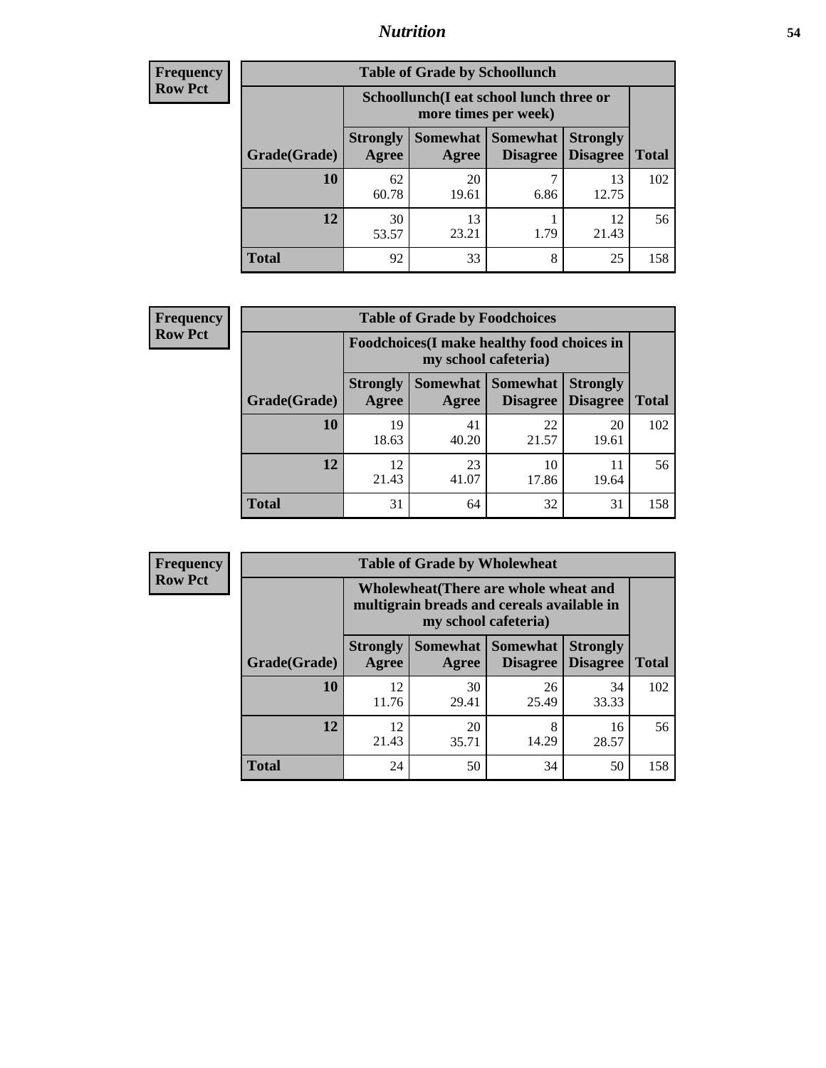**Frequency**
**Row Pct**

| Table of Grade by Schoollunch | | | | | |
|---|---|---|---|---|---|
| | Schoollunch(I eat school lunch three or more times per week) | | | | |
| Grade(Grade) | Strongly Agree | Somewhat Agree | Somewhat Disagree | Strongly Disagree | Total |
| **10** | 62<br>60.78 | 20<br>19.61 | 7<br>6.86 | 13<br>12.75 | 102 |
| **12** | 30<br>53.57 | 13<br>23.21 | 1<br>1.79 | 12<br>21.43 | 56 |
| **Total** | 92 | 33 | 8 | 25 | 158 |

**Frequency**
**Row Pct**

| Table of Grade by Foodchoices | | | | | |
|---|---|---|---|---|---|
| | Foodchoices(I make healthy food choices in my school cafeteria) | | | | |
| Grade(Grade) | Strongly Agree | Somewhat Agree | Somewhat Disagree | Strongly Disagree | Total |
| **10** | 19<br>18.63 | 41<br>40.20 | 22<br>21.57 | 20<br>19.61 | 102 |
| **12** | 12<br>21.43 | 23<br>41.07 | 10<br>17.86 | 11<br>19.64 | 56 |
| **Total** | 31 | 64 | 32 | 31 | 158 |

**Frequency**
**Row Pct**

| Table of Grade by Wholewheat | | | | | |
|---|---|---|---|---|---|
| | Wholewheat(There are whole wheat and multigrain breads and cereals available in my school cafeteria) | | | | |
| Grade(Grade) | Strongly Agree | Somewhat Agree | Somewhat Disagree | Strongly Disagree | Total |
| **10** | 12<br>11.76 | 30<br>29.41 | 26<br>25.49 | 34<br>33.33 | 102 |
| **12** | 12<br>21.43 | 20<br>35.71 | 8<br>14.29 | 16<br>28.57 | 56 |
| **Total** | 24 | 50 | 34 | 50 | 158 |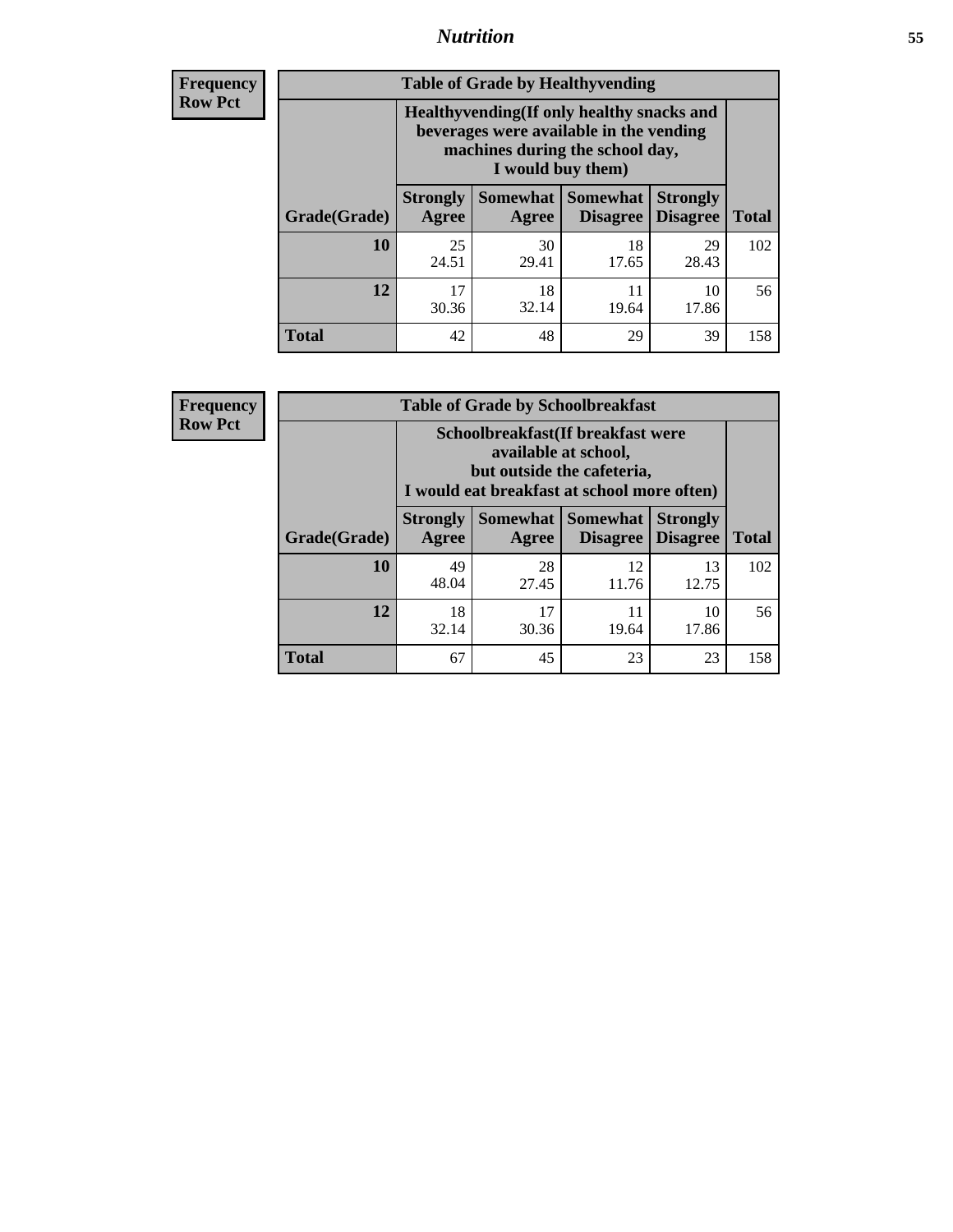| Frequency<br>Row Pct |
|---|

**Table of Grade by Healthyvending**

| Grade(Grade) | Healthyvending(If only healthy snacks and beverages were available in the vending machines during the school day, I would buy them) | | | | Total |
|---|---|---|---|---|---|
| | Strongly Agree | Somewhat Agree | Somewhat Disagree | Strongly Disagree | |
| **10** | 25<br>24.51 | 30<br>29.41 | 18<br>17.65 | 29<br>28.43 | 102 |
| **12** | 17<br>30.36 | 18<br>32.14 | 11<br>19.64 | 10<br>17.86 | 56 |
| **Total** | 42 | 48 | 29 | 39 | 158 |

| Frequency<br>Row Pct |
|---|

**Table of Grade by Schoolbreakfast**

| Grade(Grade) | Schoolbreakfast(If breakfast were available at school, but outside the cafeteria, I would eat breakfast at school more often) | | | | Total |
|---|---|---|---|---|---|
| | Strongly Agree | Somewhat Agree | Somewhat Disagree | Strongly Disagree | |
| **10** | 49<br>48.04 | 28<br>27.45 | 12<br>11.76 | 13<br>12.75 | 102 |
| **12** | 18<br>32.14 | 17<br>30.36 | 11<br>19.64 | 10<br>17.86 | 56 |
| **Total** | 67 | 45 | 23 | 23 | 158 |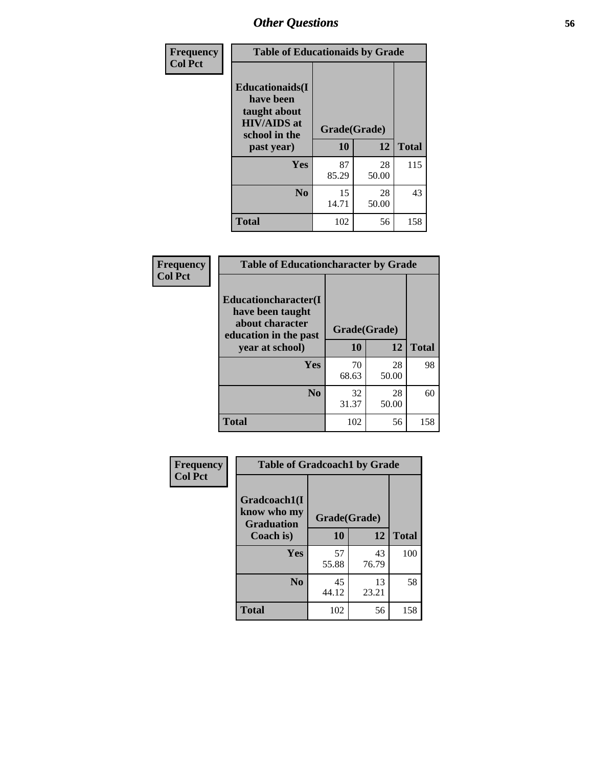## Other Questions

**Frequency**
**Col Pct**

**Table of Educationaids by Grade**

| Educationaids(I have been taught about HIV/AIDS at school in the past year) | Grade(Grade) | | |
|---|---|---|---|
| | **10** | **12** | **Total** |
| **Yes** | 87<br>85.29 | 28<br>50.00 | 115 |
| **No** | 15<br>14.71 | 28<br>50.00 | 43 |
| **Total** | 102 | 56 | 158 |

**Frequency**
**Col Pct**

**Table of Educationcharacter by Grade**

| Educationcharacter(I have been taught about character education in the past year at school) | Grade(Grade) | | |
|---|---|---|---|
| | **10** | **12** | **Total** |
| **Yes** | 70<br>68.63 | 28<br>50.00 | 98 |
| **No** | 32<br>31.37 | 28<br>50.00 | 60 |
| **Total** | 102 | 56 | 158 |

**Frequency**
**Col Pct**

**Table of Gradcoach1 by Grade**

| Gradcoach1(I know who my Graduation Coach is) | Grade(Grade) | | |
|---|---|---|---|
| | **10** | **12** | **Total** |
| **Yes** | 57<br>55.88 | 43<br>76.79 | 100 |
| **No** | 45<br>44.12 | 13<br>23.21 | 58 |
| **Total** | 102 | 56 | 158 |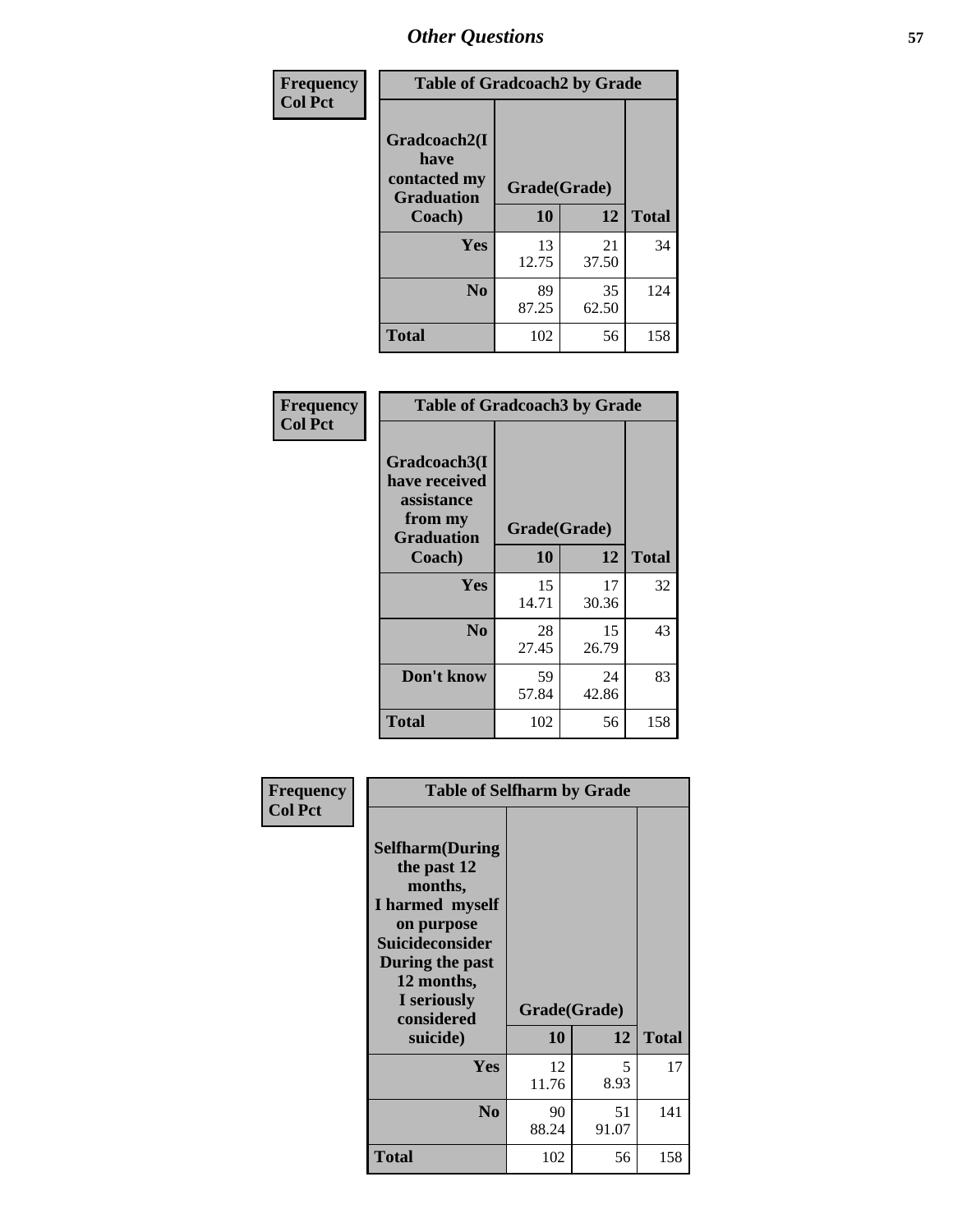# Other Questions

**Frequency**
**Col Pct**

| Table of Gradcoach2 by Grade | | | |
|---|---|---|---|
| Gradcoach2(I have contacted my Graduation Coach) | Grade(Grade) | | |
| | 10 | 12 | Total |
| Yes | 13<br>12.75 | 21<br>37.50 | 34 |
| No | 89<br>87.25 | 35<br>62.50 | 124 |
| Total | 102 | 56 | 158 |

**Frequency**
**Col Pct**

| Table of Gradcoach3 by Grade | | | |
|---|---|---|---|
| Gradcoach3(I have received assistance from my Graduation Coach) | Grade(Grade) | | |
| | 10 | 12 | Total |
| Yes | 15<br>14.71 | 17<br>30.36 | 32 |
| No | 28<br>27.45 | 15<br>26.79 | 43 |
| Don't know | 59<br>57.84 | 24<br>42.86 | 83 |
| Total | 102 | 56 | 158 |

**Frequency**
**Col Pct**

| Table of Selfharm by Grade | | | |
|---|---|---|---|
| Selfharm(During the past 12 months, I harmed myself on purpose Suicideconsider During the past 12 months, I seriously considered suicide) | Grade(Grade) | | |
| | 10 | 12 | Total |
| Yes | 12<br>11.76 | 5<br>8.93 | 17 |
| No | 90<br>88.24 | 51<br>91.07 | 141 |
| Total | 102 | 56 | 158 |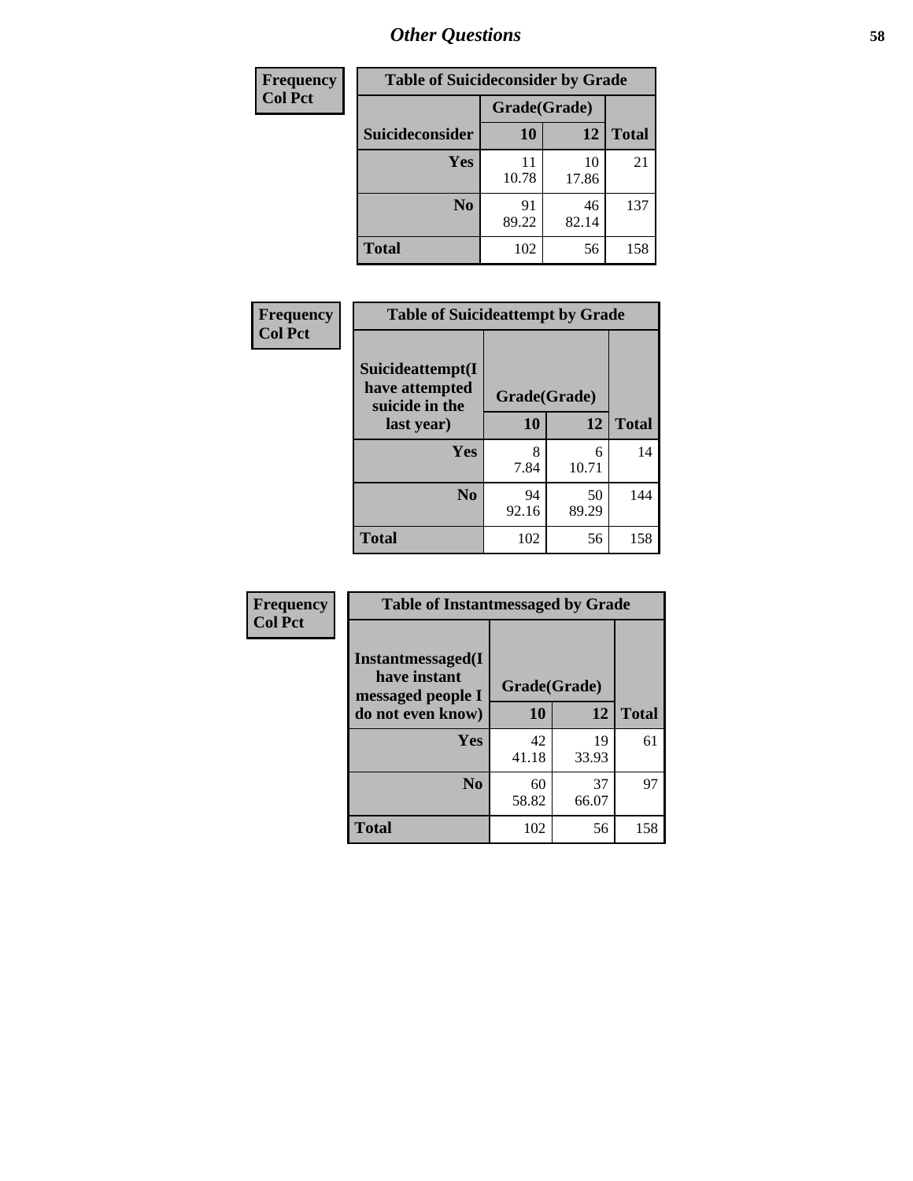## Other Questions

| Frequency<br>Col Pct | Table of Suicideconsider by Grade | | |
|---|---|---|---|
| | Grade(Grade) | | |
| Suicideconsider | 10 | 12 | Total |
| Yes | 11<br>10.78 | 10<br>17.86 | 21 |
| No | 91<br>89.22 | 46<br>82.14 | 137 |
| Total | 102 | 56 | 158 |

| Frequency<br>Col Pct | Table of Suicideattempt by Grade | | |
|---|---|---|---|
| Suicideattempt(I have attempted suicide in the last year) | Grade(Grade) | | |
| | 10 | 12 | Total |
| Yes | 8<br>7.84 | 6<br>10.71 | 14 |
| No | 94<br>92.16 | 50<br>89.29 | 144 |
| Total | 102 | 56 | 158 |

| Frequency<br>Col Pct | Table of Instantmessaged by Grade | | |
|---|---|---|---|
| Instantmessaged(I have instant messaged people I do not even know) | Grade(Grade) | | |
| | 10 | 12 | Total |
| Yes | 42<br>41.18 | 19<br>33.93 | 61 |
| No | 60<br>58.82 | 37<br>66.07 | 97 |
| Total | 102 | 56 | 158 |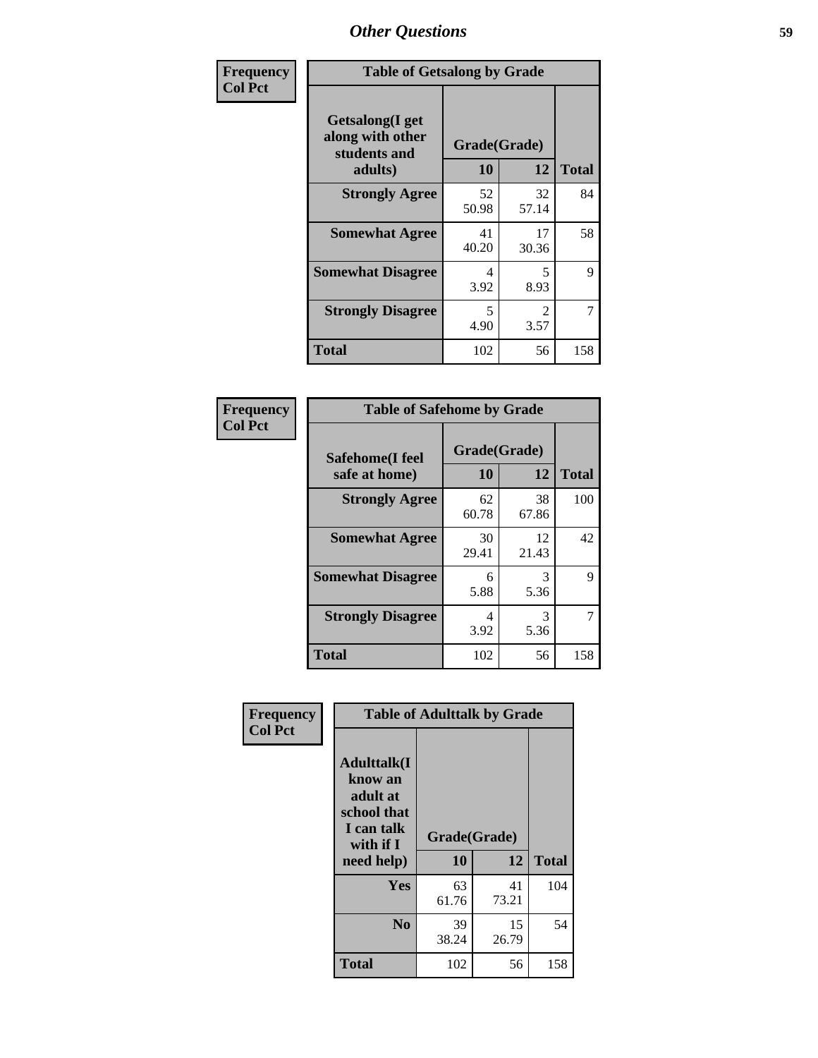## Other Questions

**Frequency**
**Col Pct**

**Table of Getsalong by Grade**

| Getsalong(I get along with other students and adults) | Grade(Grade) | | Total |
|---|---|---|---|
| | 10 | 12 | |
| **Strongly Agree** | 52<br>50.98 | 32<br>57.14 | 84 |
| **Somewhat Agree** | 41<br>40.20 | 17<br>30.36 | 58 |
| **Somewhat Disagree** | 4<br>3.92 | 5<br>8.93 | 9 |
| **Strongly Disagree** | 5<br>4.90 | 2<br>3.57 | 7 |
| **Total** | 102 | 56 | 158 |

**Frequency**
**Col Pct**

**Table of Safehome by Grade**

| Safehome(I feel safe at home) | Grade(Grade) | | Total |
|---|---|---|---|
| | 10 | 12 | |
| **Strongly Agree** | 62<br>60.78 | 38<br>67.86 | 100 |
| **Somewhat Agree** | 30<br>29.41 | 12<br>21.43 | 42 |
| **Somewhat Disagree** | 6<br>5.88 | 3<br>5.36 | 9 |
| **Strongly Disagree** | 4<br>3.92 | 3<br>5.36 | 7 |
| **Total** | 102 | 56 | 158 |

**Frequency**
**Col Pct**

**Table of Adulttalk by Grade**

| Adulttalk(I know an adult at school that I can talk with if I need help) | Grade(Grade) | | Total |
|---|---|---|---|
| | 10 | 12 | |
| **Yes** | 63<br>61.76 | 41<br>73.21 | 104 |
| **No** | 39<br>38.24 | 15<br>26.79 | 54 |
| **Total** | 102 | 56 | 158 |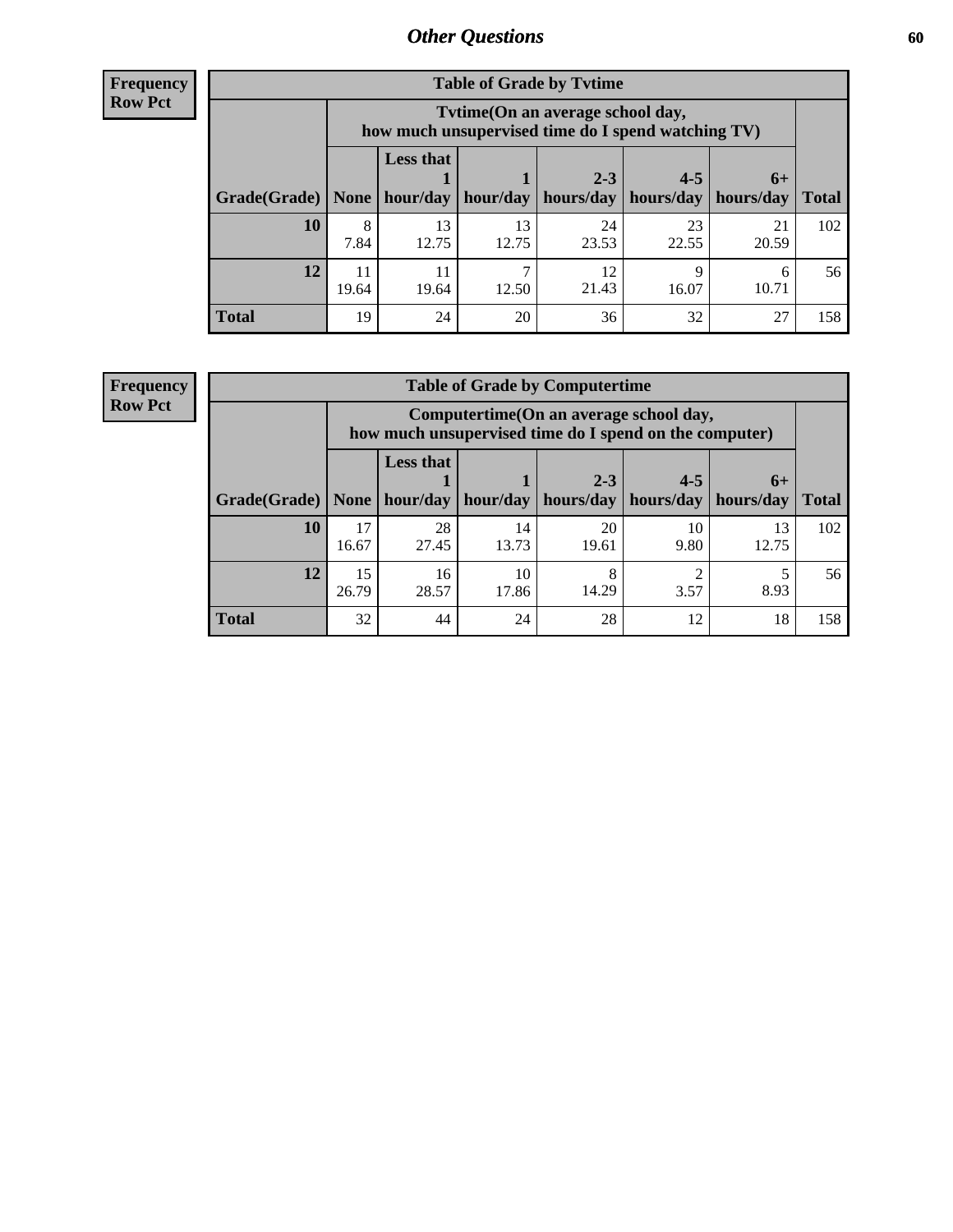## Other Questions

**Frequency**
**Row Pct**

**Table of Grade by Tvtime**

| Grade(Grade) | Tvtime(On an average school day, how much unsupervised time do I spend watching TV) None | Less that 1 hour/day | 1 hour/day | 2-3 hours/day | 4-5 hours/day | 6+ hours/day | Total |
|---|---|---|---|---|---|---|---|
| **10** | 8<br>7.84 | 13<br>12.75 | 13<br>12.75 | 24<br>23.53 | 23<br>22.55 | 21<br>20.59 | 102 |
| **12** | 11<br>19.64 | 11<br>19.64 | 7<br>12.50 | 12<br>21.43 | 9<br>16.07 | 6<br>10.71 | 56 |
| **Total** | 19 | 24 | 20 | 36 | 32 | 27 | 158 |

**Frequency**
**Row Pct**

**Table of Grade by Computertime**

| Grade(Grade) | Computertime(On an average school day, how much unsupervised time do I spend on the computer) None | Less that 1 hour/day | 1 hour/day | 2-3 hours/day | 4-5 hours/day | 6+ hours/day | Total |
|---|---|---|---|---|---|---|---|
| **10** | 17<br>16.67 | 28<br>27.45 | 14<br>13.73 | 20<br>19.61 | 10<br>9.80 | 13<br>12.75 | 102 |
| **12** | 15<br>26.79 | 16<br>28.57 | 10<br>17.86 | 8<br>14.29 | 2<br>3.57 | 5<br>8.93 | 56 |
| **Total** | 32 | 44 | 24 | 28 | 12 | 18 | 158 |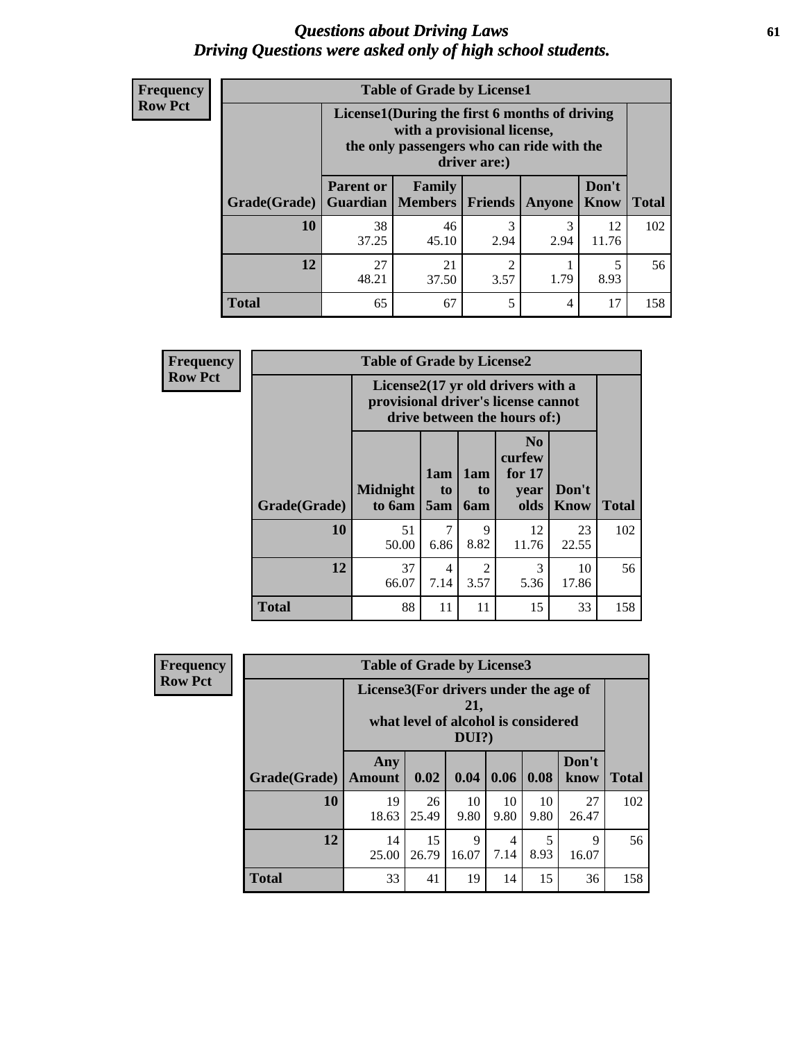# *Questions about Driving Laws*
# *Driving Questions were asked only of high school students.*

**Frequency**
**Row Pct**

**Table of Grade by License1**

| Grade(Grade) | License1(During the first 6 months of driving with a provisional license, the only passengers who can ride with the driver are:) | | | | | Total |
|---|---|---|---|---|---|---|
| | Parent or Guardian | Family Members | Friends | Anyone | Don't Know | |
| **10** | 38<br>37.25 | 46<br>45.10 | 3<br>2.94 | 3<br>2.94 | 12<br>11.76 | 102 |
| **12** | 27<br>48.21 | 21<br>37.50 | 2<br>3.57 | 1<br>1.79 | 5<br>8.93 | 56 |
| **Total** | 65 | 67 | 5 | 4 | 17 | 158 |

**Frequency**
**Row Pct**

**Table of Grade by License2**

| Grade(Grade) | License2(17 yr old drivers with a provisional driver's license cannot drive between the hours of:) | | | | | Total |
|---|---|---|---|---|---|---|
| | Midnight to 6am | 1am to 5am | 1am to 6am | No curfew for 17 year olds | Don't Know | |
| **10** | 51<br>50.00 | 7<br>6.86 | 9<br>8.82 | 12<br>11.76 | 23<br>22.55 | 102 |
| **12** | 37<br>66.07 | 4<br>7.14 | 2<br>3.57 | 3<br>5.36 | 10<br>17.86 | 56 |
| **Total** | 88 | 11 | 11 | 15 | 33 | 158 |

**Frequency**
**Row Pct**

**Table of Grade by License3**

| Grade(Grade) | License3(For drivers under the age of 21, what level of alcohol is considered DUI?) | | | | | | Total |
|---|---|---|---|---|---|---|---|
| | Any Amount | 0.02 | 0.04 | 0.06 | 0.08 | Don't know | |
| **10** | 19<br>18.63 | 26<br>25.49 | 10<br>9.80 | 10<br>9.80 | 10<br>9.80 | 27<br>26.47 | 102 |
| **12** | 14<br>25.00 | 15<br>26.79 | 9<br>16.07 | 4<br>7.14 | 5<br>8.93 | 9<br>16.07 | 56 |
| **Total** | 33 | 41 | 19 | 14 | 15 | 36 | 158 |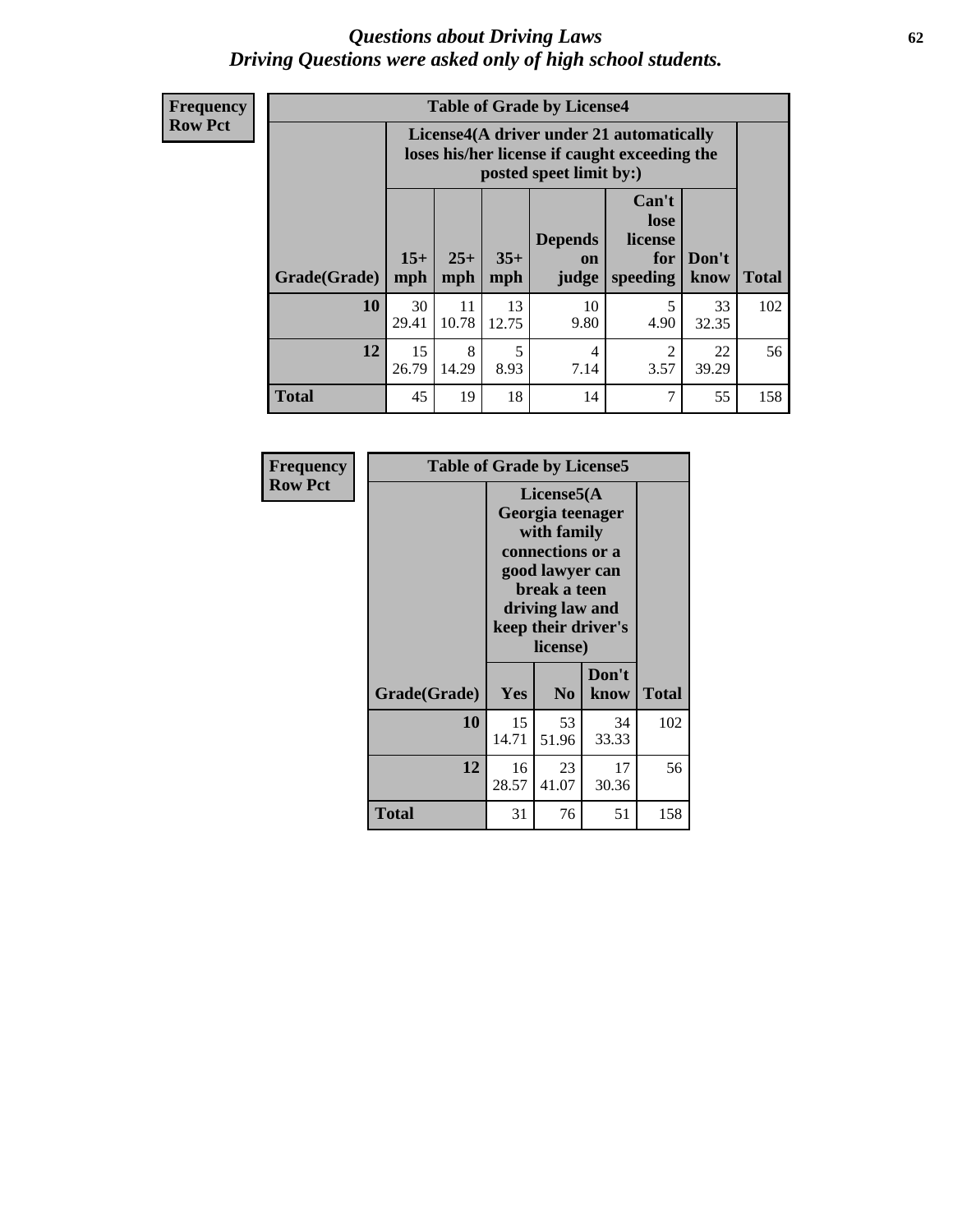# *Questions about Driving Laws*
# *Driving Questions were asked only of high school students.*

**Frequency**
**Row Pct**

**Table of Grade by License4**

| Grade(Grade) | License4(A driver under 21 automatically loses his/her license if caught exceeding the posted speet limit by:) 15+ mph | 25+ mph | 35+ mph | Depends on judge | Can't lose license for speeding | Don't know | Total |
|---|---|---|---|---|---|---|---|
| **10** | 30<br>29.41 | 11<br>10.78 | 13<br>12.75 | 10<br>9.80 | 5<br>4.90 | 33<br>32.35 | 102 |
| **12** | 15<br>26.79 | 8<br>14.29 | 5<br>8.93 | 4<br>7.14 | 2<br>3.57 | 22<br>39.29 | 56 |
| **Total** | 45 | 19 | 18 | 14 | 7 | 55 | 158 |

**Frequency**
**Row Pct**

**Table of Grade by License5**

| Grade(Grade) | License5(A Georgia teenager with family connections or a good lawyer can break a teen driving law and keep their driver's license) Yes | No | Don't know | Total |
|---|---|---|---|---|
| **10** | 15<br>14.71 | 53<br>51.96 | 34<br>33.33 | 102 |
| **12** | 16<br>28.57 | 23<br>41.07 | 17<br>30.36 | 56 |
| **Total** | 31 | 76 | 51 | 158 |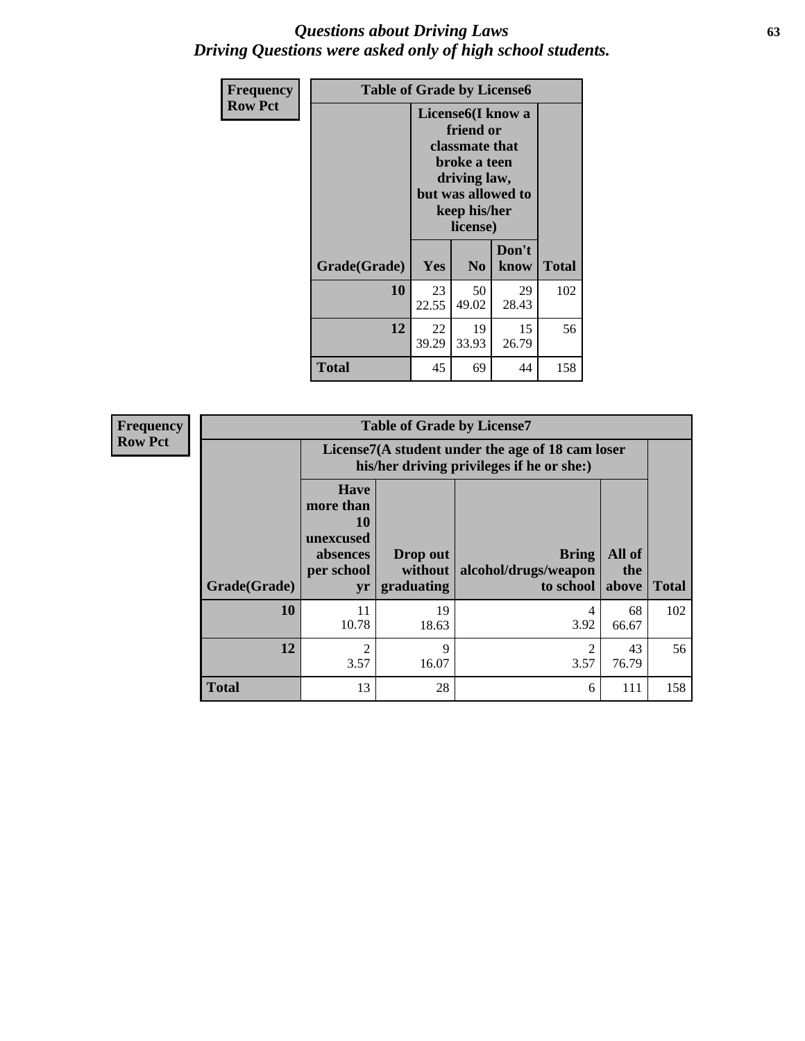# *Questions about Driving Laws*
# *Driving Questions were asked only of high school students.*

**Frequency**
**Row Pct**

**Table of Grade by License6**

| Grade(Grade) | License6(I know a friend or classmate that broke a teen driving law, but was allowed to keep his/her license) | | | Total |
|---|---|---|---|---|
| | Yes | No | Don't know | |
| **10** | 23<br>22.55 | 50<br>49.02 | 29<br>28.43 | 102 |
| **12** | 22<br>39.29 | 19<br>33.93 | 15<br>26.79 | 56 |
| **Total** | 45 | 69 | 44 | 158 |

**Frequency**
**Row Pct**

**Table of Grade by License7**

| Grade(Grade) | License7(A student under the age of 18 cam loser his/her driving privileges if he or she:) | | | | Total |
|---|---|---|---|---|---|
| | Have more than 10 unexcused absences per school yr | Drop out without graduating | Bring alcohol/drugs/weapon to school | All of the above | |
| **10** | 11<br>10.78 | 19<br>18.63 | 4<br>3.92 | 68<br>66.67 | 102 |
| **12** | 2<br>3.57 | 9<br>16.07 | 2<br>3.57 | 43<br>76.79 | 56 |
| **Total** | 13 | 28 | 6 | 111 | 158 |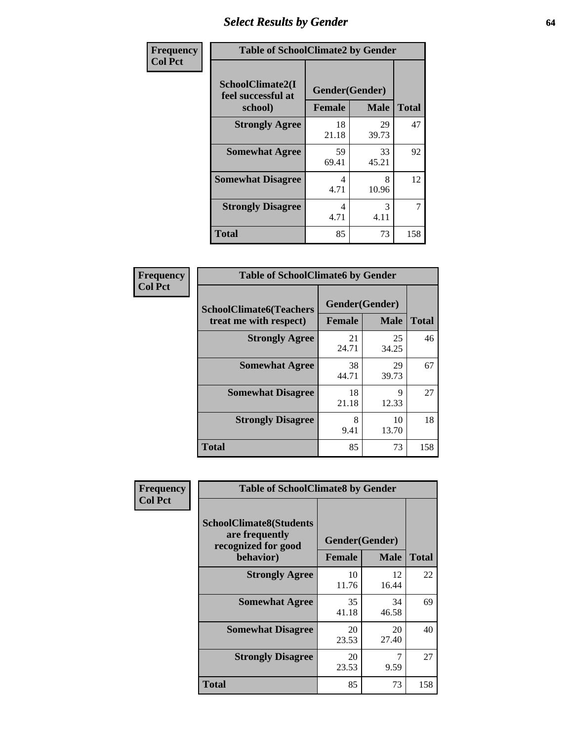# Select Results by Gender

**Frequency / Col Pct**

| Table of SchoolClimate2 by Gender | | | |
|---|---|---|---|
| SchoolClimate2(I feel successful at school) | Gender(Gender) | | |
| | Female | Male | Total |
| Strongly Agree | 18<br>21.18 | 29<br>39.73 | 47 |
| Somewhat Agree | 59<br>69.41 | 33<br>45.21 | 92 |
| Somewhat Disagree | 4<br>4.71 | 8<br>10.96 | 12 |
| Strongly Disagree | 4<br>4.71 | 3<br>4.11 | 7 |
| Total | 85 | 73 | 158 |

**Frequency / Col Pct**

| Table of SchoolClimate6 by Gender | | | |
|---|---|---|---|
| SchoolClimate6(Teachers treat me with respect) | Gender(Gender) | | |
| | Female | Male | Total |
| Strongly Agree | 21<br>24.71 | 25<br>34.25 | 46 |
| Somewhat Agree | 38<br>44.71 | 29<br>39.73 | 67 |
| Somewhat Disagree | 18<br>21.18 | 9<br>12.33 | 27 |
| Strongly Disagree | 8<br>9.41 | 10<br>13.70 | 18 |
| Total | 85 | 73 | 158 |

**Frequency / Col Pct**

| Table of SchoolClimate8 by Gender | | | |
|---|---|---|---|
| SchoolClimate8(Students are frequently recognized for good behavior) | Gender(Gender) | | |
| | Female | Male | Total |
| Strongly Agree | 10<br>11.76 | 12<br>16.44 | 22 |
| Somewhat Agree | 35<br>41.18 | 34<br>46.58 | 69 |
| Somewhat Disagree | 20<br>23.53 | 20<br>27.40 | 40 |
| Strongly Disagree | 20<br>23.53 | 7<br>9.59 | 27 |
| Total | 85 | 73 | 158 |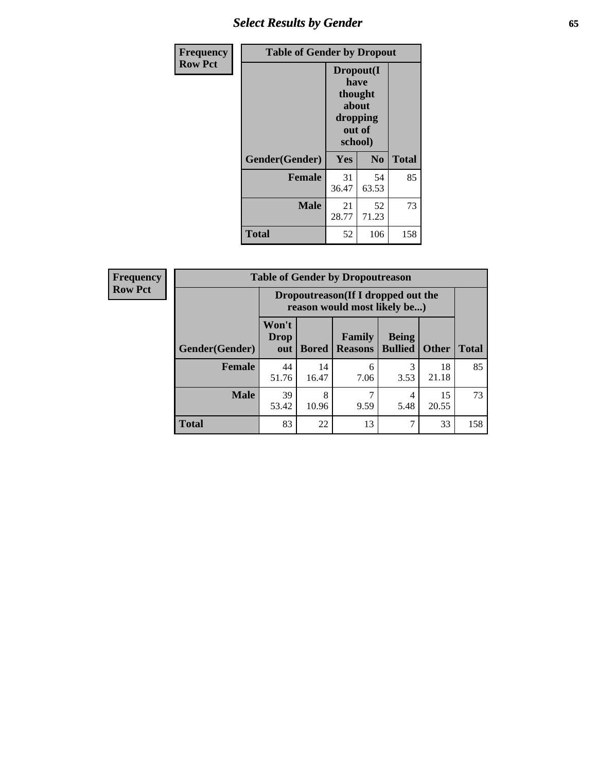| Frequency<br>Row Pct | Table of Gender by Dropout | | |
|---|---|---|---|
| | Dropout(I have thought about dropping out of school) | | |
| Gender(Gender) | Yes | No | Total |
| Female | 31<br>36.47 | 54<br>63.53 | 85 |
| Male | 21<br>28.77 | 52<br>71.23 | 73 |
| Total | 52 | 106 | 158 |

| Frequency<br>Row Pct | Table of Gender by Dropoutreason | | | | | |
|---|---|---|---|---|---|---|
| | Dropoutreason(If I dropped out the reason would most likely be...) | | | | | |
| Gender(Gender) | Won't Drop out | Bored | Family Reasons | Being Bullied | Other | Total |
| Female | 44<br>51.76 | 14<br>16.47 | 6<br>7.06 | 3<br>3.53 | 18<br>21.18 | 85 |
| Male | 39<br>53.42 | 8<br>10.96 | 7<br>9.59 | 4<br>5.48 | 15<br>20.55 | 73 |
| Total | 83 | 22 | 13 | 7 | 33 | 158 |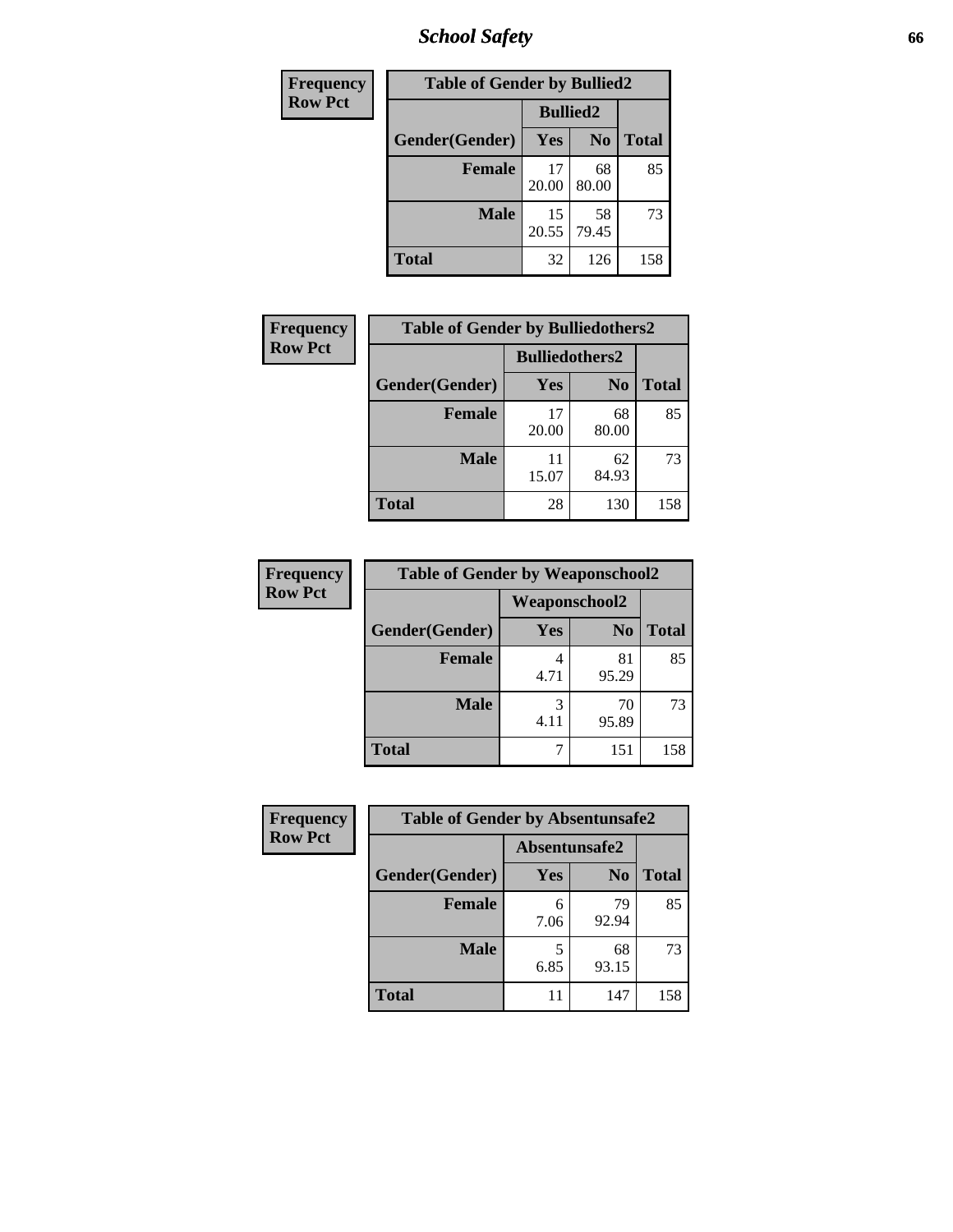# School Safety

| Frequency<br>Row Pct | | | |
|---|---|---|---|
| **Table of Gender by Bullied2** | | | |
| | **Bullied2** | | |
| **Gender(Gender)** | **Yes** | **No** | **Total** |
| **Female** | 17<br>20.00 | 68<br>80.00 | 85 |
| **Male** | 15<br>20.55 | 58<br>79.45 | 73 |
| **Total** | 32 | 126 | 158 |

| Frequency<br>Row Pct | | | |
|---|---|---|---|
| **Table of Gender by Bulliedothers2** | | | |
| | **Bulliedothers2** | | |
| **Gender(Gender)** | **Yes** | **No** | **Total** |
| **Female** | 17<br>20.00 | 68<br>80.00 | 85 |
| **Male** | 11<br>15.07 | 62<br>84.93 | 73 |
| **Total** | 28 | 130 | 158 |

| Frequency<br>Row Pct | | | |
|---|---|---|---|
| **Table of Gender by Weaponschool2** | | | |
| | **Weaponschool2** | | |
| **Gender(Gender)** | **Yes** | **No** | **Total** |
| **Female** | 4<br>4.71 | 81<br>95.29 | 85 |
| **Male** | 3<br>4.11 | 70<br>95.89 | 73 |
| **Total** | 7 | 151 | 158 |

| Frequency<br>Row Pct | | | |
|---|---|---|---|
| **Table of Gender by Absentunsafe2** | | | |
| | **Absentunsafe2** | | |
| **Gender(Gender)** | **Yes** | **No** | **Total** |
| **Female** | 6<br>7.06 | 79<br>92.94 | 85 |
| **Male** | 5<br>6.85 | 68<br>93.15 | 73 |
| **Total** | 11 | 147 | 158 |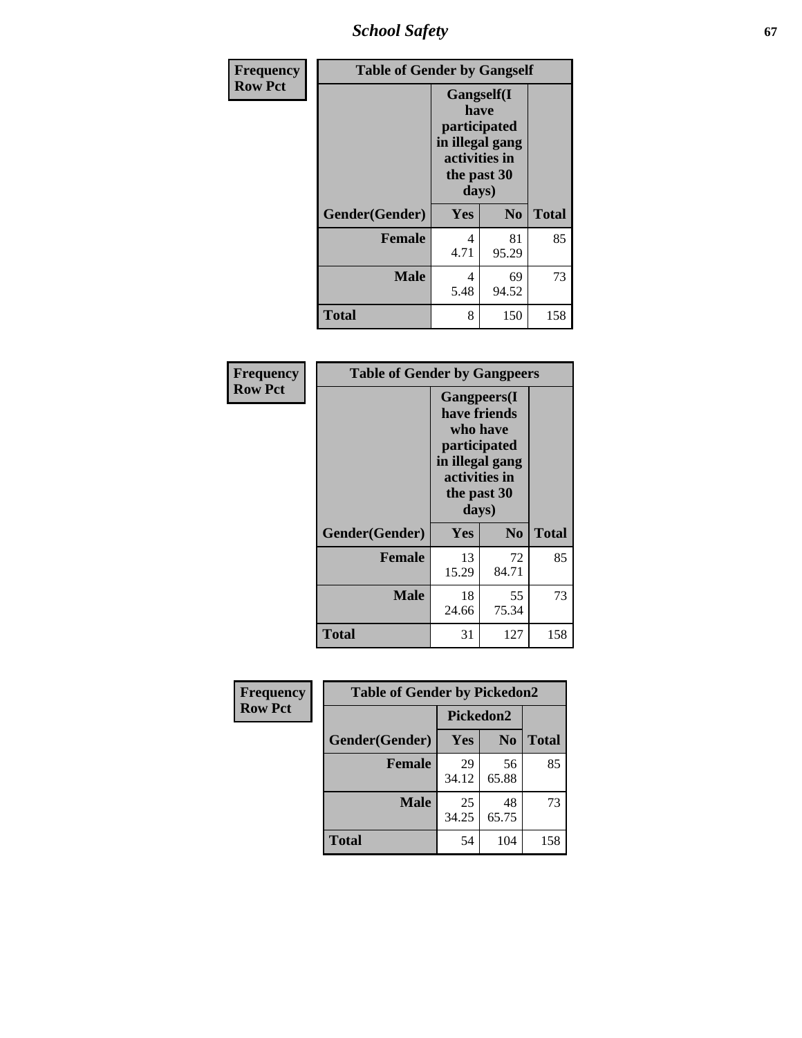| Frequency<br>Row Pct | Table of Gender by Gangself | | |
|---|---|---|---|
| | Gangself(I have participated in illegal gang activities in the past 30 days) | | |
| Gender(Gender) | Yes | No | Total |
| Female | 4<br>4.71 | 81<br>95.29 | 85 |
| Male | 4<br>5.48 | 69<br>94.52 | 73 |
| Total | 8 | 150 | 158 |

| Frequency<br>Row Pct | Table of Gender by Gangpeers | | |
|---|---|---|---|
| | Gangpeers(I have friends who have participated in illegal gang activities in the past 30 days) | | |
| Gender(Gender) | Yes | No | Total |
| Female | 13<br>15.29 | 72<br>84.71 | 85 |
| Male | 18<br>24.66 | 55<br>75.34 | 73 |
| Total | 31 | 127 | 158 |

| Frequency<br>Row Pct | Table of Gender by Pickedon2 | | |
|---|---|---|---|
| | Pickedon2 | | |
| Gender(Gender) | Yes | No | Total |
| Female | 29<br>34.12 | 56<br>65.88 | 85 |
| Male | 25<br>34.25 | 48<br>65.75 | 73 |
| Total | 54 | 104 | 158 |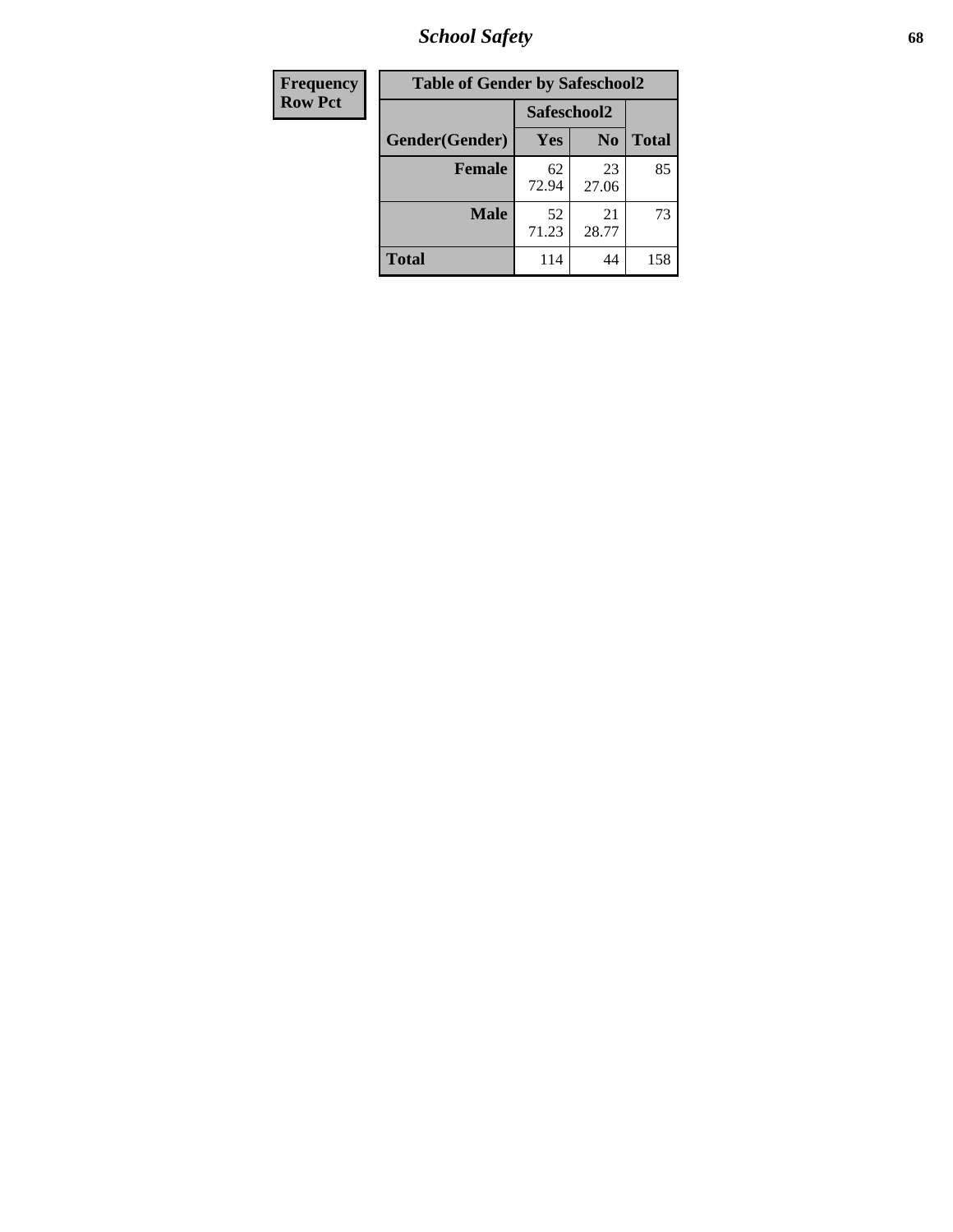| Frequency Row Pct | Table of Gender by Safeschool2 | | |
|---|---|---|---|
| | Safeschool2 | | |
| Gender(Gender) | Yes | No | Total |
| Female | 62<br>72.94 | 23<br>27.06 | 85 |
| Male | 52<br>71.23 | 21<br>28.77 | 73 |
| Total | 114 | 44 | 158 |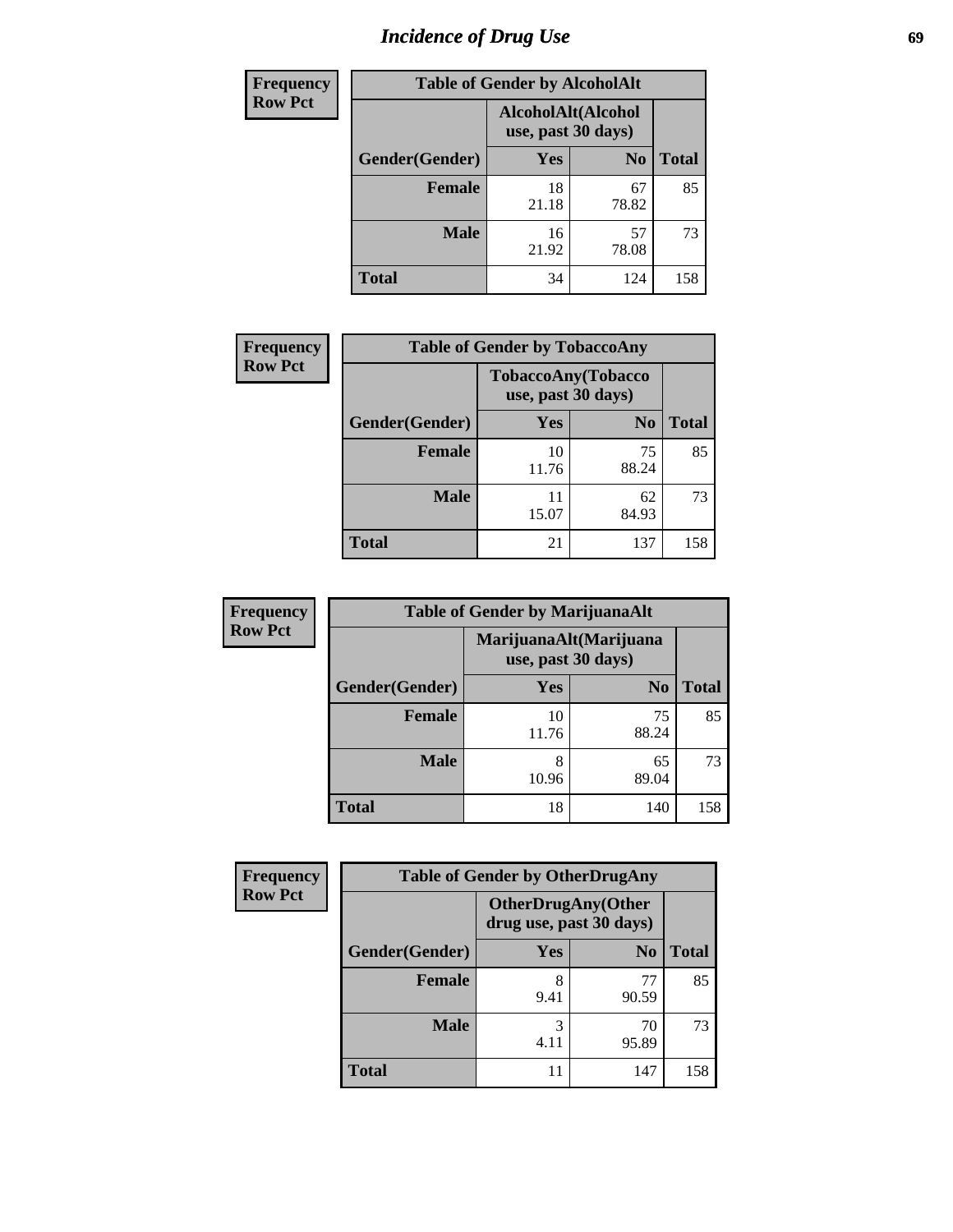# Incidence of Drug Use

| Frequency<br>Row Pct | | | |
|---|---|---|---|

**Table of Gender by AlcoholAlt**

| | AlcoholAlt(Alcohol use, past 30 days) | | |
|---|---|---|---|
| Gender(Gender) | Yes | No | Total |
| Female | 18<br>21.18 | 67<br>78.82 | 85 |
| Male | 16<br>21.92 | 57<br>78.08 | 73 |
| Total | 34 | 124 | 158 |

**Table of Gender by TobaccoAny**

| | TobaccoAny(Tobacco use, past 30 days) | | |
|---|---|---|---|
| Gender(Gender) | Yes | No | Total |
| Female | 10<br>11.76 | 75<br>88.24 | 85 |
| Male | 11<br>15.07 | 62<br>84.93 | 73 |
| Total | 21 | 137 | 158 |

**Table of Gender by MarijuanaAlt**

| | MarijuanaAlt(Marijuana use, past 30 days) | | |
|---|---|---|---|
| Gender(Gender) | Yes | No | Total |
| Female | 10<br>11.76 | 75<br>88.24 | 85 |
| Male | 8<br>10.96 | 65<br>89.04 | 73 |
| Total | 18 | 140 | 158 |

**Table of Gender by OtherDrugAny**

| | OtherDrugAny(Other drug use, past 30 days) | | |
|---|---|---|---|
| Gender(Gender) | Yes | No | Total |
| Female | 8<br>9.41 | 77<br>90.59 | 85 |
| Male | 3<br>4.11 | 70<br>95.89 | 73 |
| Total | 11 | 147 | 158 |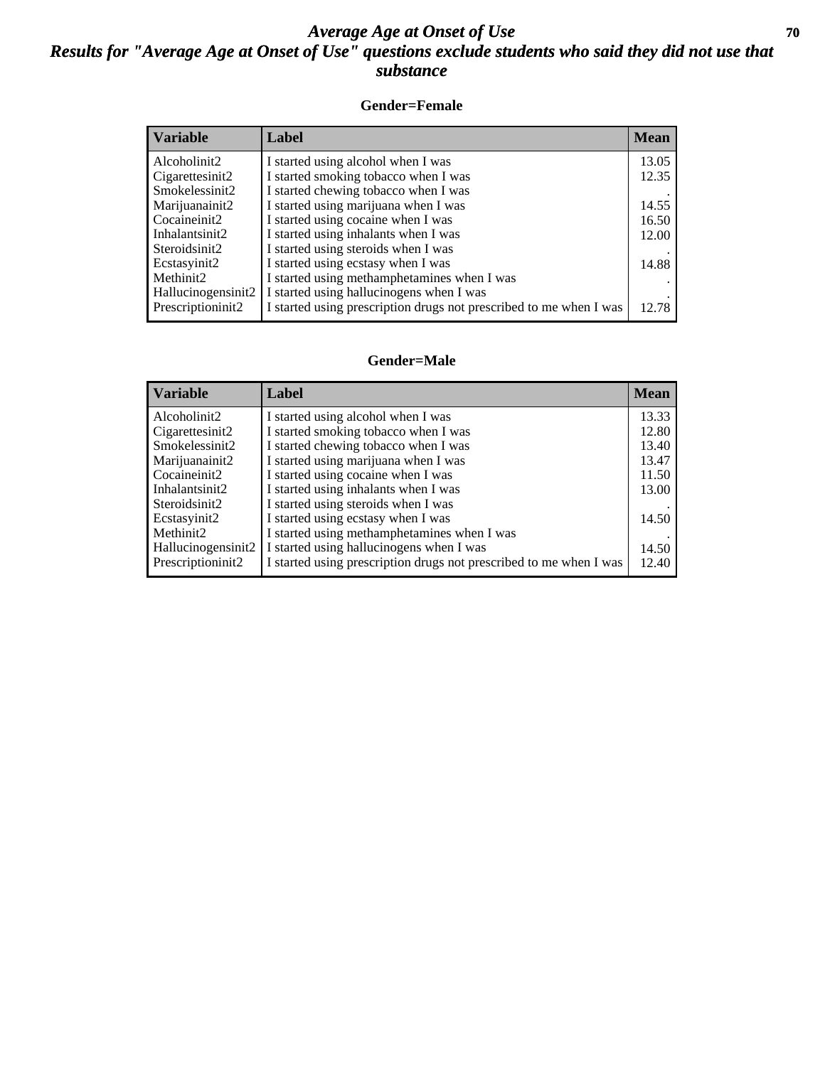# *Average Age at Onset of Use*

## *Results for "Average Age at Onset of Use" questions exclude students who said they did not use that substance*

### Gender=Female

| Variable | Label | Mean |
|---|---|---|
| Alcoholinit2 | I started using alcohol when I was | 13.05 |
| Cigarettesinit2 | I started smoking tobacco when I was | 12.35 |
| Smokelessinit2 | I started chewing tobacco when I was | . |
| Marijuanainit2 | I started using marijuana when I was | 14.55 |
| Cocaineinit2 | I started using cocaine when I was | 16.50 |
| Inhalantsinit2 | I started using inhalants when I was | 12.00 |
| Steroidsinit2 | I started using steroids when I was | . |
| Ecstasyinit2 | I started using ecstasy when I was | 14.88 |
| Methinit2 | I started using methamphetamines when I was | . |
| Hallucinogensinit2 | I started using hallucinogens when I was | . |
| Prescriptioninit2 | I started using prescription drugs not prescribed to me when I was | 12.78 |

### Gender=Male

| Variable | Label | Mean |
|---|---|---|
| Alcoholinit2 | I started using alcohol when I was | 13.33 |
| Cigarettesinit2 | I started smoking tobacco when I was | 12.80 |
| Smokelessinit2 | I started chewing tobacco when I was | 13.40 |
| Marijuanainit2 | I started using marijuana when I was | 13.47 |
| Cocaineinit2 | I started using cocaine when I was | 11.50 |
| Inhalantsinit2 | I started using inhalants when I was | 13.00 |
| Steroidsinit2 | I started using steroids when I was | . |
| Ecstasyinit2 | I started using ecstasy when I was | 14.50 |
| Methinit2 | I started using methamphetamines when I was | . |
| Hallucinogensinit2 | I started using hallucinogens when I was | 14.50 |
| Prescriptioninit2 | I started using prescription drugs not prescribed to me when I was | 12.40 |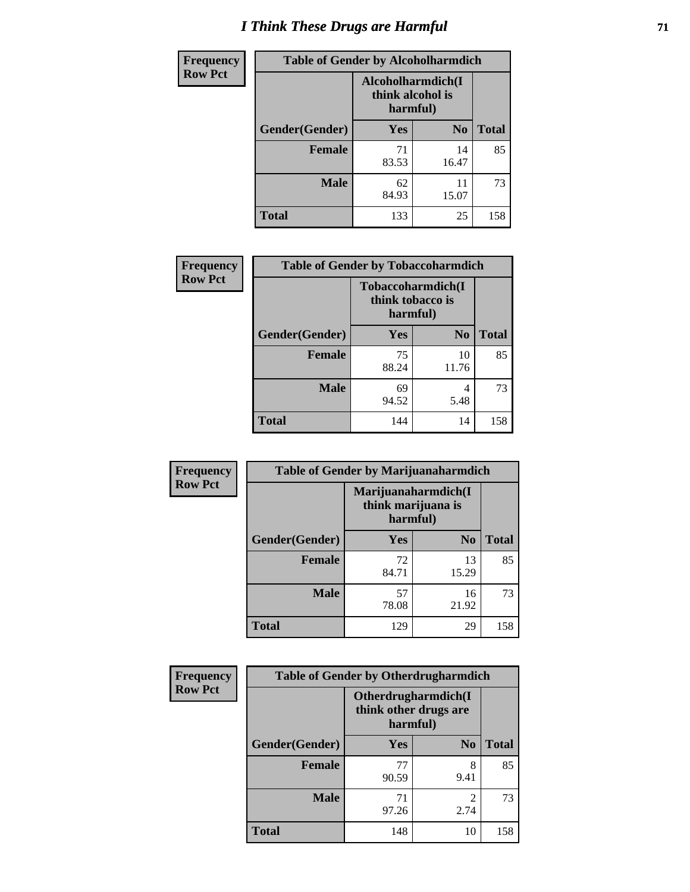# I Think These Drugs are Harmful

**Frequency**
**Row Pct**

| Table of Gender by Alcoholharmdich | | | |
|---|---|---|---|
| | Alcoholharmdich(I think alcohol is harmful) | | |
| Gender(Gender) | Yes | No | Total |
| Female | 71<br>83.53 | 14<br>16.47 | 85 |
| Male | 62<br>84.93 | 11<br>15.07 | 73 |
| Total | 133 | 25 | 158 |

**Frequency**
**Row Pct**

| Table of Gender by Tobaccoharmdich | | | |
|---|---|---|---|
| | Tobaccoharmdich(I think tobacco is harmful) | | |
| Gender(Gender) | Yes | No | Total |
| Female | 75<br>88.24 | 10<br>11.76 | 85 |
| Male | 69<br>94.52 | 4<br>5.48 | 73 |
| Total | 144 | 14 | 158 |

**Frequency**
**Row Pct**

| Table of Gender by Marijuanaharmdich | | | |
|---|---|---|---|
| | Marijuanaharmdich(I think marijuana is harmful) | | |
| Gender(Gender) | Yes | No | Total |
| Female | 72<br>84.71 | 13<br>15.29 | 85 |
| Male | 57<br>78.08 | 16<br>21.92 | 73 |
| Total | 129 | 29 | 158 |

**Frequency**
**Row Pct**

| Table of Gender by Otherdrugharmdich | | | |
|---|---|---|---|
| | Otherdrugharmdich(I think other drugs are harmful) | | |
| Gender(Gender) | Yes | No | Total |
| Female | 77<br>90.59 | 8<br>9.41 | 85 |
| Male | 71<br>97.26 | 2<br>2.74 | 73 |
| Total | 148 | 10 | 158 |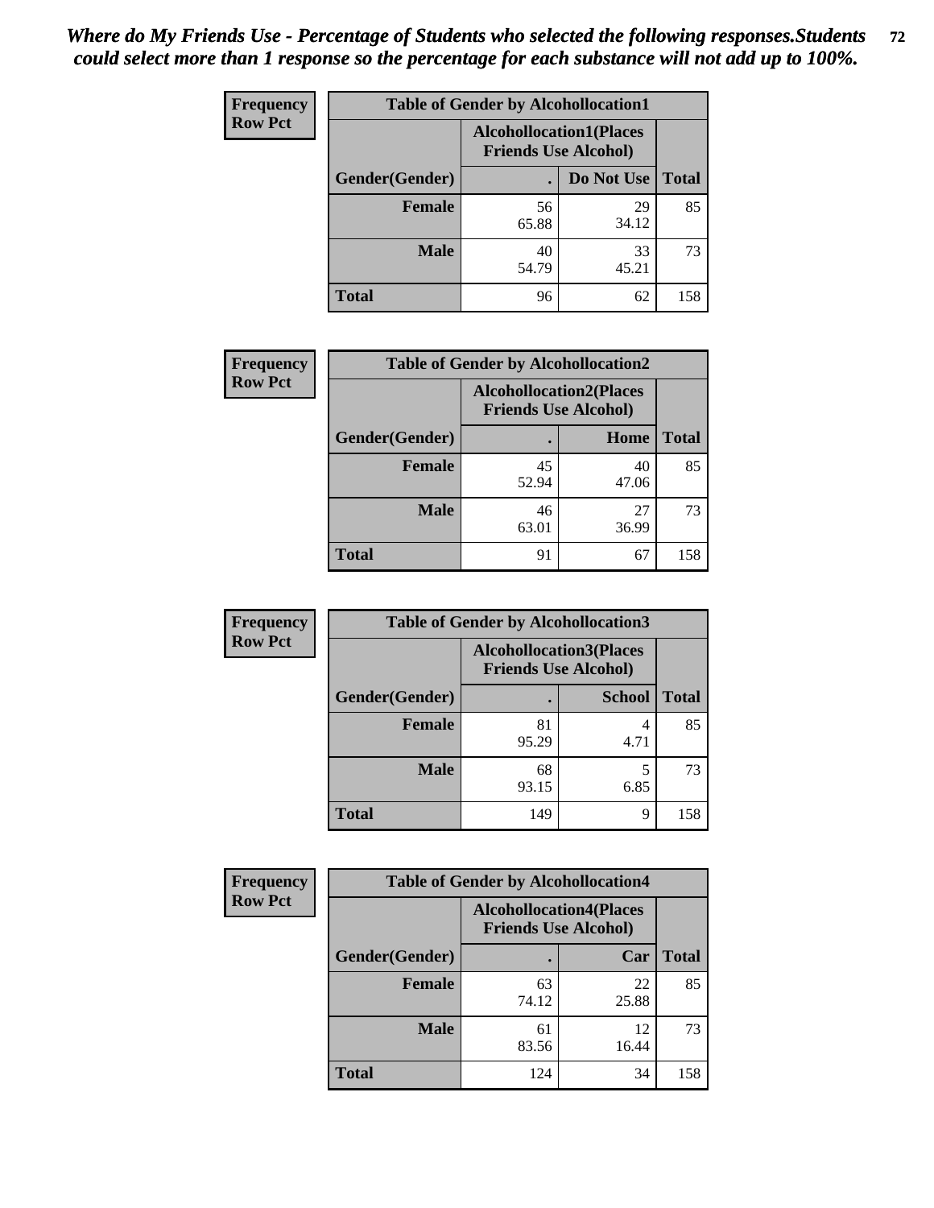*Where do My Friends Use - Percentage of Students who selected the following responses.Students could select more than 1 response so the percentage for each substance will not add up to 100%.*

**Frequency**
**Row Pct**

| Table of Gender by Alcohollocation1 | | | |
|---|---|---|---|
| | Alcohollocation1(Places Friends Use Alcohol) | | |
| Gender(Gender) | . | Do Not Use | Total |
| Female | 56<br>65.88 | 29<br>34.12 | 85 |
| Male | 40<br>54.79 | 33<br>45.21 | 73 |
| Total | 96 | 62 | 158 |

**Frequency**
**Row Pct**

| Table of Gender by Alcohollocation2 | | | |
|---|---|---|---|
| | Alcohollocation2(Places Friends Use Alcohol) | | |
| Gender(Gender) | . | Home | Total |
| Female | 45<br>52.94 | 40<br>47.06 | 85 |
| Male | 46<br>63.01 | 27<br>36.99 | 73 |
| Total | 91 | 67 | 158 |

**Frequency**
**Row Pct**

| Table of Gender by Alcohollocation3 | | | |
|---|---|---|---|
| | Alcohollocation3(Places Friends Use Alcohol) | | |
| Gender(Gender) | . | School | Total |
| Female | 81<br>95.29 | 4<br>4.71 | 85 |
| Male | 68<br>93.15 | 5<br>6.85 | 73 |
| Total | 149 | 9 | 158 |

**Frequency**
**Row Pct**

| Table of Gender by Alcohollocation4 | | | |
|---|---|---|---|
| | Alcohollocation4(Places Friends Use Alcohol) | | |
| Gender(Gender) | . | Car | Total |
| Female | 63<br>74.12 | 22<br>25.88 | 85 |
| Male | 61<br>83.56 | 12<br>16.44 | 73 |
| Total | 124 | 34 | 158 |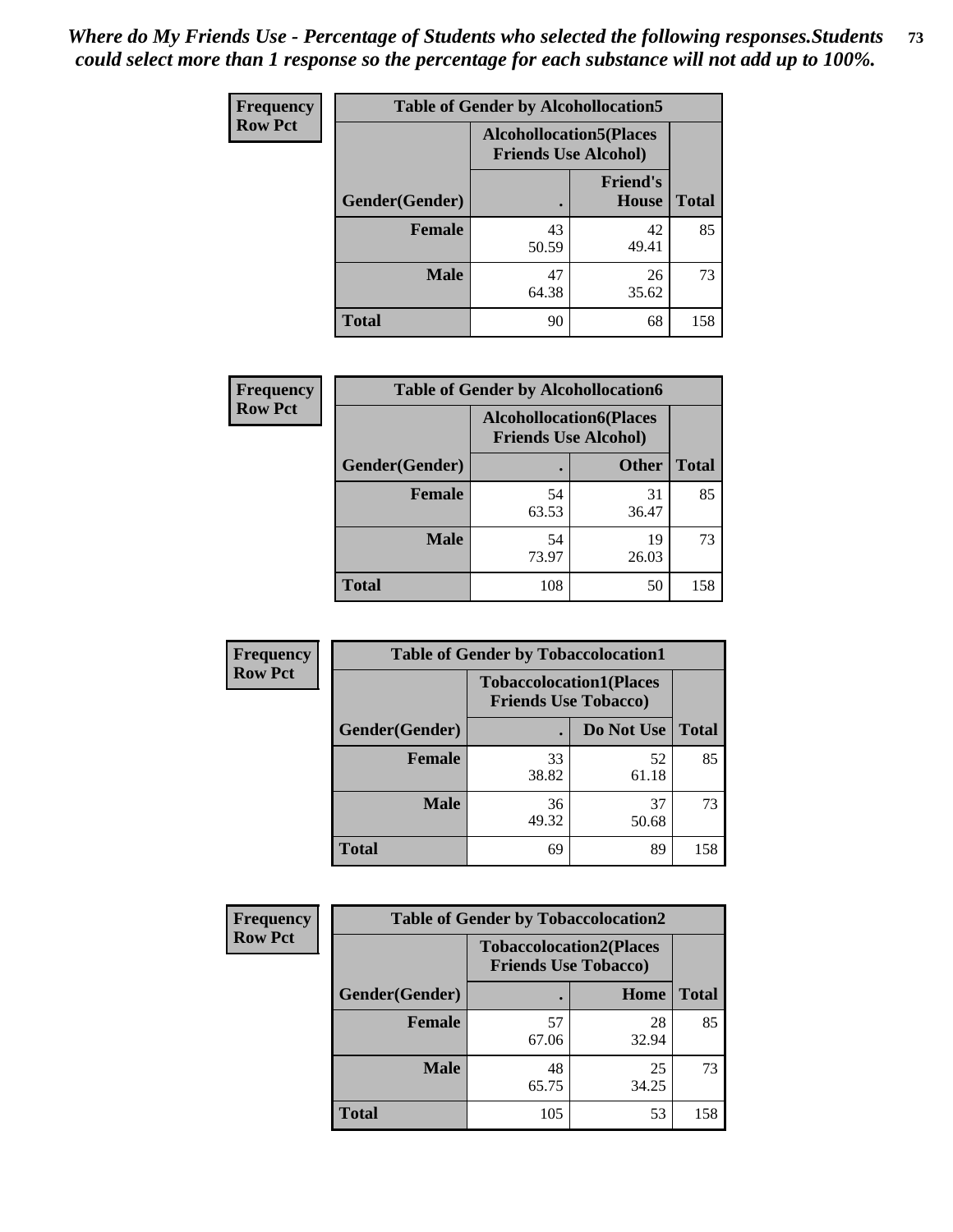*Where do My Friends Use - Percentage of Students who selected the following responses.Students could select more than 1 response so the percentage for each substance will not add up to 100%.*

**Frequency / Row Pct**

| Table of Gender by Alcohollocation5 | | | |
|---|---|---|---|
| | Alcohollocation5(Places Friends Use Alcohol) | | |
| Gender(Gender) | . | Friend's House | Total |
| Female | 43<br>50.59 | 42<br>49.41 | 85 |
| Male | 47<br>64.38 | 26<br>35.62 | 73 |
| Total | 90 | 68 | 158 |

**Frequency / Row Pct**

| Table of Gender by Alcohollocation6 | | | |
|---|---|---|---|
| | Alcohollocation6(Places Friends Use Alcohol) | | |
| Gender(Gender) | . | Other | Total |
| Female | 54<br>63.53 | 31<br>36.47 | 85 |
| Male | 54<br>73.97 | 19<br>26.03 | 73 |
| Total | 108 | 50 | 158 |

**Frequency / Row Pct**

| Table of Gender by Tobaccolocation1 | | | |
|---|---|---|---|
| | Tobaccolocation1(Places Friends Use Tobacco) | | |
| Gender(Gender) | . | Do Not Use | Total |
| Female | 33<br>38.82 | 52<br>61.18 | 85 |
| Male | 36<br>49.32 | 37<br>50.68 | 73 |
| Total | 69 | 89 | 158 |

**Frequency / Row Pct**

| Table of Gender by Tobaccolocation2 | | | |
|---|---|---|---|
| | Tobaccolocation2(Places Friends Use Tobacco) | | |
| Gender(Gender) | . | Home | Total |
| Female | 57<br>67.06 | 28<br>32.94 | 85 |
| Male | 48<br>65.75 | 25<br>34.25 | 73 |
| Total | 105 | 53 | 158 |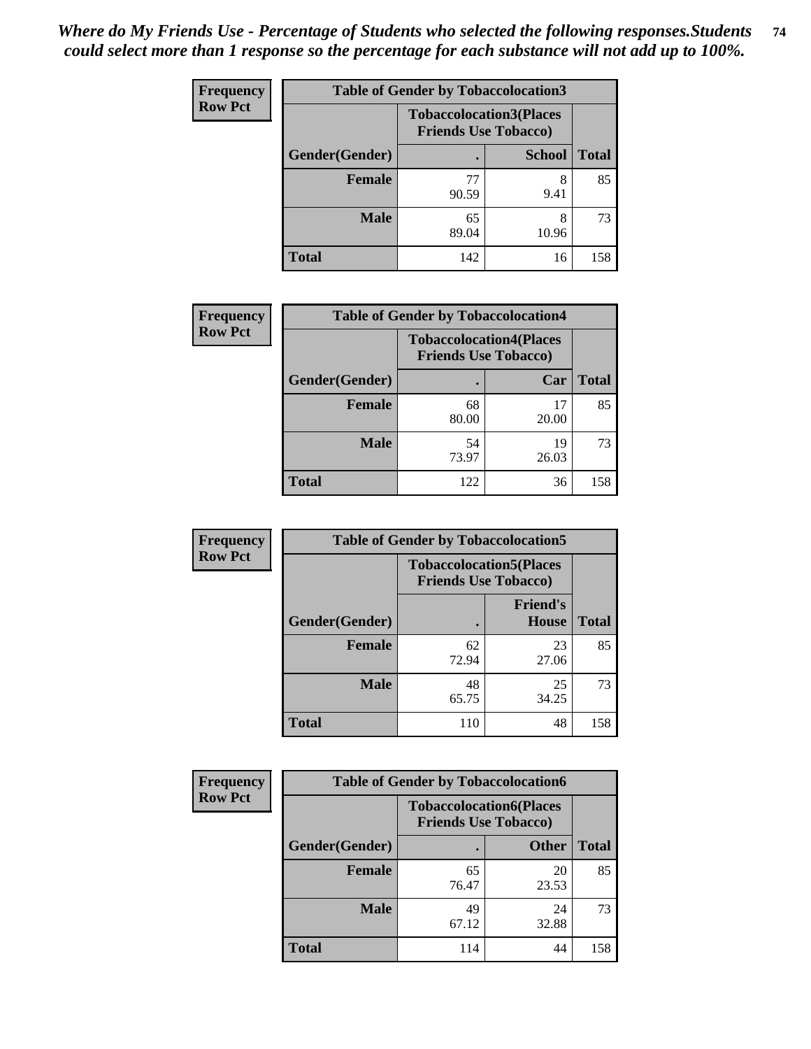*Where do My Friends Use - Percentage of Students who selected the following responses.Students could select more than 1 response so the percentage for each substance will not add up to 100%.*

**Frequency**
**Row Pct**

| Table of Gender by Tobaccolocation3 | | | |
|---|---|---|---|
| | Tobaccolocation3(Places Friends Use Tobacco) | | |
| Gender(Gender) | . | School | Total |
| Female | 77<br>90.59 | 8<br>9.41 | 85 |
| Male | 65<br>89.04 | 8<br>10.96 | 73 |
| Total | 142 | 16 | 158 |

**Frequency**
**Row Pct**

| Table of Gender by Tobaccolocation4 | | | |
|---|---|---|---|
| | Tobaccolocation4(Places Friends Use Tobacco) | | |
| Gender(Gender) | . | Car | Total |
| Female | 68<br>80.00 | 17<br>20.00 | 85 |
| Male | 54<br>73.97 | 19<br>26.03 | 73 |
| Total | 122 | 36 | 158 |

**Frequency**
**Row Pct**

| Table of Gender by Tobaccolocation5 | | | |
|---|---|---|---|
| | Tobaccolocation5(Places Friends Use Tobacco) | | |
| Gender(Gender) | . | Friend's House | Total |
| Female | 62<br>72.94 | 23<br>27.06 | 85 |
| Male | 48<br>65.75 | 25<br>34.25 | 73 |
| Total | 110 | 48 | 158 |

**Frequency**
**Row Pct**

| Table of Gender by Tobaccolocation6 | | | |
|---|---|---|---|
| | Tobaccolocation6(Places Friends Use Tobacco) | | |
| Gender(Gender) | . | Other | Total |
| Female | 65<br>76.47 | 20<br>23.53 | 85 |
| Male | 49<br>67.12 | 24<br>32.88 | 73 |
| Total | 114 | 44 | 158 |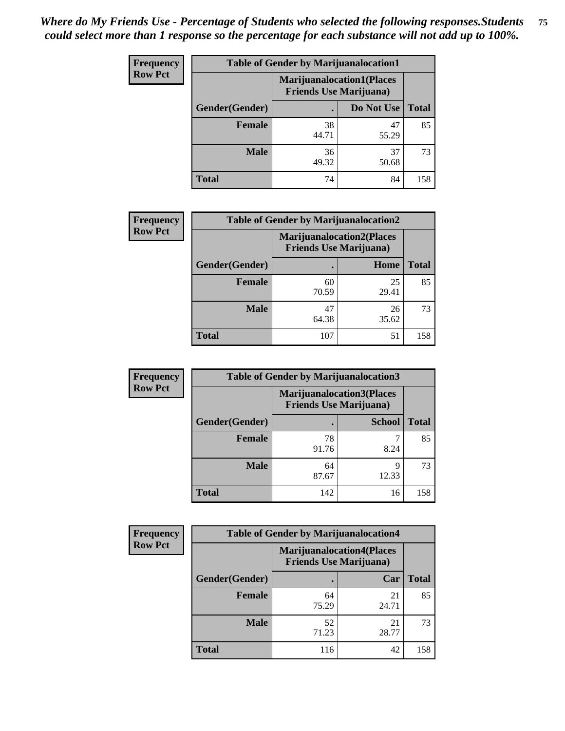*Where do My Friends Use - Percentage of Students who selected the following responses.Students could select more than 1 response so the percentage for each substance will not add up to 100%.*

**Frequency**
**Row Pct**

| Table of Gender by Marijuanalocation1 | | | |
|---|---|---|---|
| | Marijuanalocation1(Places Friends Use Marijuana) | | |
| Gender(Gender) | . | Do Not Use | Total |
| Female | 38<br>44.71 | 47<br>55.29 | 85 |
| Male | 36<br>49.32 | 37<br>50.68 | 73 |
| Total | 74 | 84 | 158 |

**Frequency**
**Row Pct**

| Table of Gender by Marijuanalocation2 | | | |
|---|---|---|---|
| | Marijuanalocation2(Places Friends Use Marijuana) | | |
| Gender(Gender) | . | Home | Total |
| Female | 60<br>70.59 | 25<br>29.41 | 85 |
| Male | 47<br>64.38 | 26<br>35.62 | 73 |
| Total | 107 | 51 | 158 |

**Frequency**
**Row Pct**

| Table of Gender by Marijuanalocation3 | | | |
|---|---|---|---|
| | Marijuanalocation3(Places Friends Use Marijuana) | | |
| Gender(Gender) | . | School | Total |
| Female | 78<br>91.76 | 7<br>8.24 | 85 |
| Male | 64<br>87.67 | 9<br>12.33 | 73 |
| Total | 142 | 16 | 158 |

**Frequency**
**Row Pct**

| Table of Gender by Marijuanalocation4 | | | |
|---|---|---|---|
| | Marijuanalocation4(Places Friends Use Marijuana) | | |
| Gender(Gender) | . | Car | Total |
| Female | 64<br>75.29 | 21<br>24.71 | 85 |
| Male | 52<br>71.23 | 21<br>28.77 | 73 |
| Total | 116 | 42 | 158 |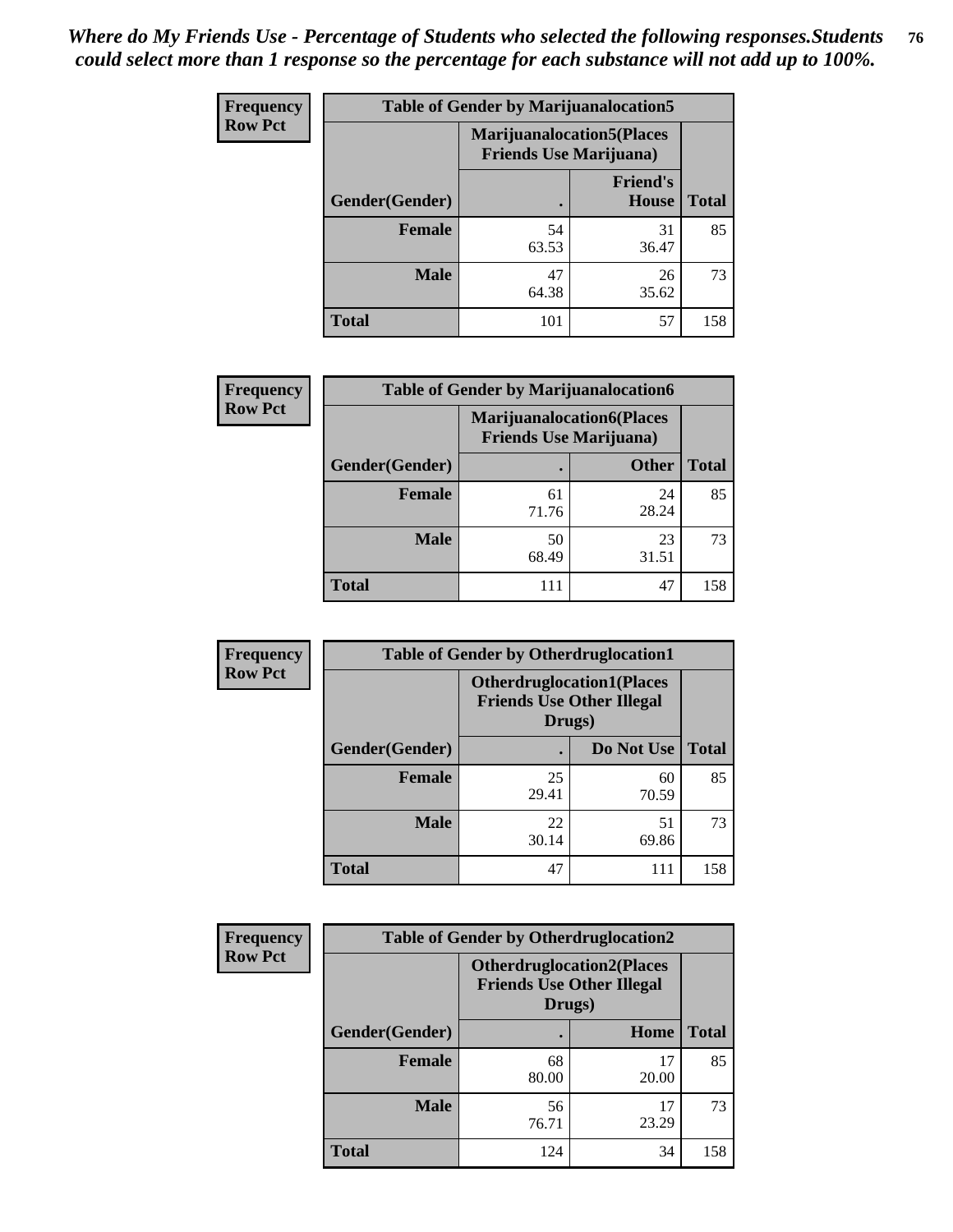*Where do My Friends Use - Percentage of Students who selected the following responses.Students could select more than 1 response so the percentage for each substance will not add up to 100%.*

**Frequency**
**Row Pct**

| Table of Gender by Marijuanalocation5 | | | |
|---|---|---|---|
| | Marijuanalocation5(Places Friends Use Marijuana) | | |
| Gender(Gender) | . | Friend's House | Total |
| **Female** | 54<br>63.53 | 31<br>36.47 | 85 |
| **Male** | 47<br>64.38 | 26<br>35.62 | 73 |
| **Total** | 101 | 57 | 158 |

**Frequency**
**Row Pct**

| Table of Gender by Marijuanalocation6 | | | |
|---|---|---|---|
| | Marijuanalocation6(Places Friends Use Marijuana) | | |
| Gender(Gender) | . | Other | Total |
| **Female** | 61<br>71.76 | 24<br>28.24 | 85 |
| **Male** | 50<br>68.49 | 23<br>31.51 | 73 |
| **Total** | 111 | 47 | 158 |

**Frequency**
**Row Pct**

| Table of Gender by Otherdruglocation1 | | | |
|---|---|---|---|
| | Otherdruglocation1(Places Friends Use Other Illegal Drugs) | | |
| Gender(Gender) | . | Do Not Use | Total |
| **Female** | 25<br>29.41 | 60<br>70.59 | 85 |
| **Male** | 22<br>30.14 | 51<br>69.86 | 73 |
| **Total** | 47 | 111 | 158 |

**Frequency**
**Row Pct**

| Table of Gender by Otherdruglocation2 | | | |
|---|---|---|---|
| | Otherdruglocation2(Places Friends Use Other Illegal Drugs) | | |
| Gender(Gender) | . | Home | Total |
| **Female** | 68<br>80.00 | 17<br>20.00 | 85 |
| **Male** | 56<br>76.71 | 17<br>23.29 | 73 |
| **Total** | 124 | 34 | 158 |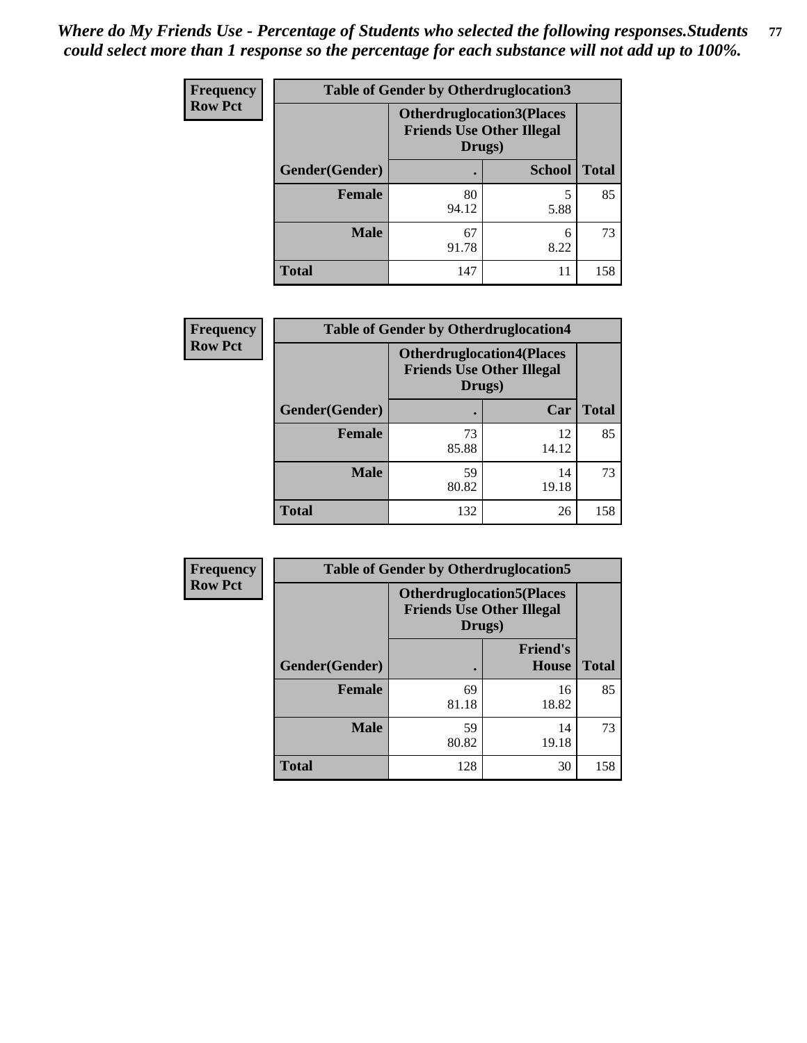*Where do My Friends Use - Percentage of Students who selected the following responses.Students could select more than 1 response so the percentage for each substance will not add up to 100%.*

| Frequency Row Pct | Table of Gender by Otherdruglocation3 | | |
|---|---|---|---|
| | Otherdruglocation3(Places Friends Use Other Illegal Drugs) | | |
| Gender(Gender) | . | School | Total |
| Female | 80<br>94.12 | 5<br>5.88 | 85 |
| Male | 67<br>91.78 | 6<br>8.22 | 73 |
| Total | 147 | 11 | 158 |

| Frequency Row Pct | Table of Gender by Otherdruglocation4 | | |
|---|---|---|---|
| | Otherdruglocation4(Places Friends Use Other Illegal Drugs) | | |
| Gender(Gender) | . | Car | Total |
| Female | 73<br>85.88 | 12<br>14.12 | 85 |
| Male | 59<br>80.82 | 14<br>19.18 | 73 |
| Total | 132 | 26 | 158 |

| Frequency Row Pct | Table of Gender by Otherdruglocation5 | | |
|---|---|---|---|
| | Otherdruglocation5(Places Friends Use Other Illegal Drugs) | | |
| Gender(Gender) | . | Friend's House | Total |
| Female | 69<br>81.18 | 16<br>18.82 | 85 |
| Male | 59<br>80.82 | 14<br>19.18 | 73 |
| Total | 128 | 30 | 158 |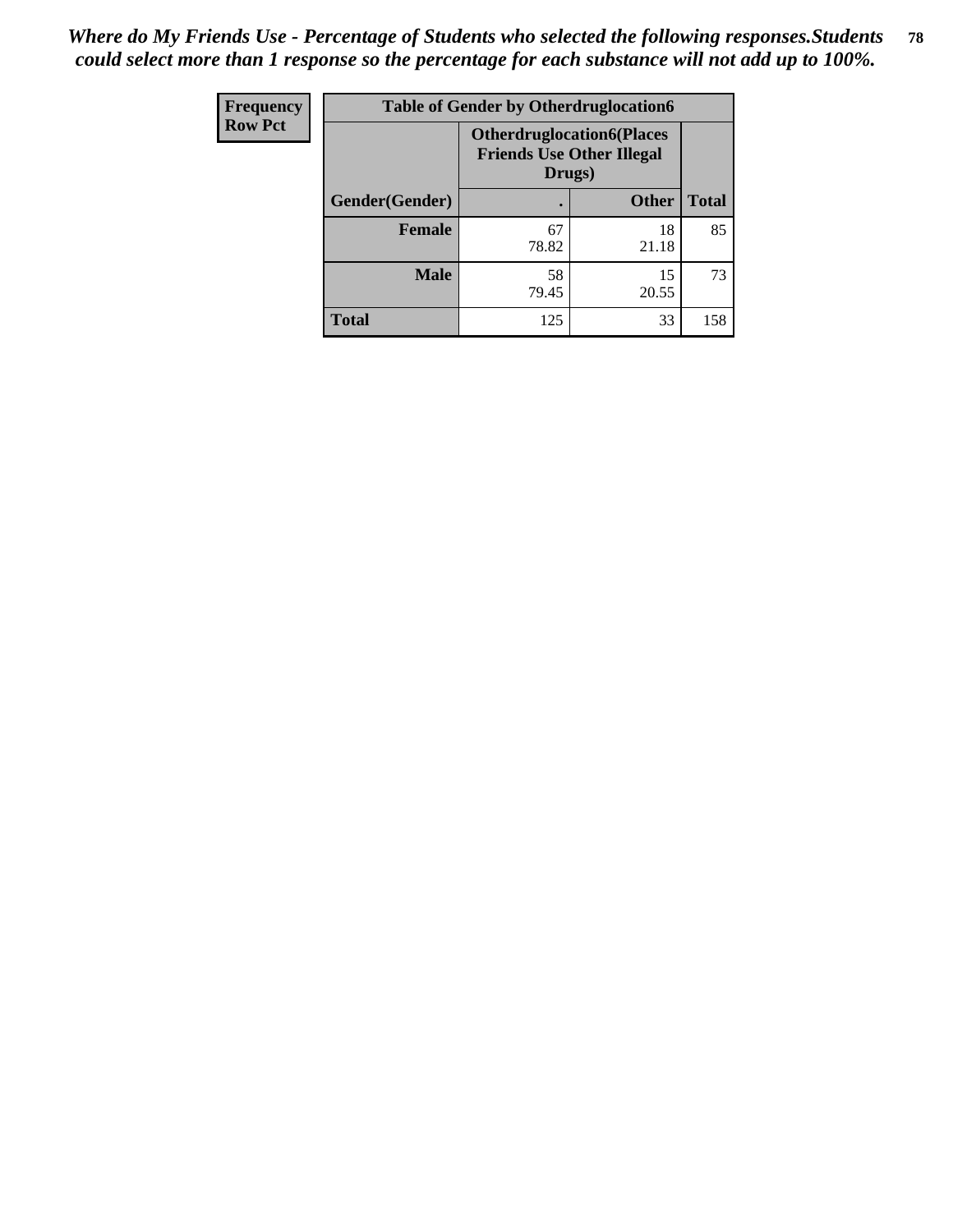*Where do My Friends Use - Percentage of Students who selected the following responses.Students could select more than 1 response so the percentage for each substance will not add up to 100%.*

| Frequency Row Pct | Table of Gender by Otherdruglocation6 | | |
|---|---|---|---|
| | Otherdruglocation6(Places Friends Use Other Illegal Drugs) | | |
| Gender(Gender) | . | Other | Total |
| Female | 67<br>78.82 | 18<br>21.18 | 85 |
| Male | 58<br>79.45 | 15<br>20.55 | 73 |
| Total | 125 | 33 | 158 |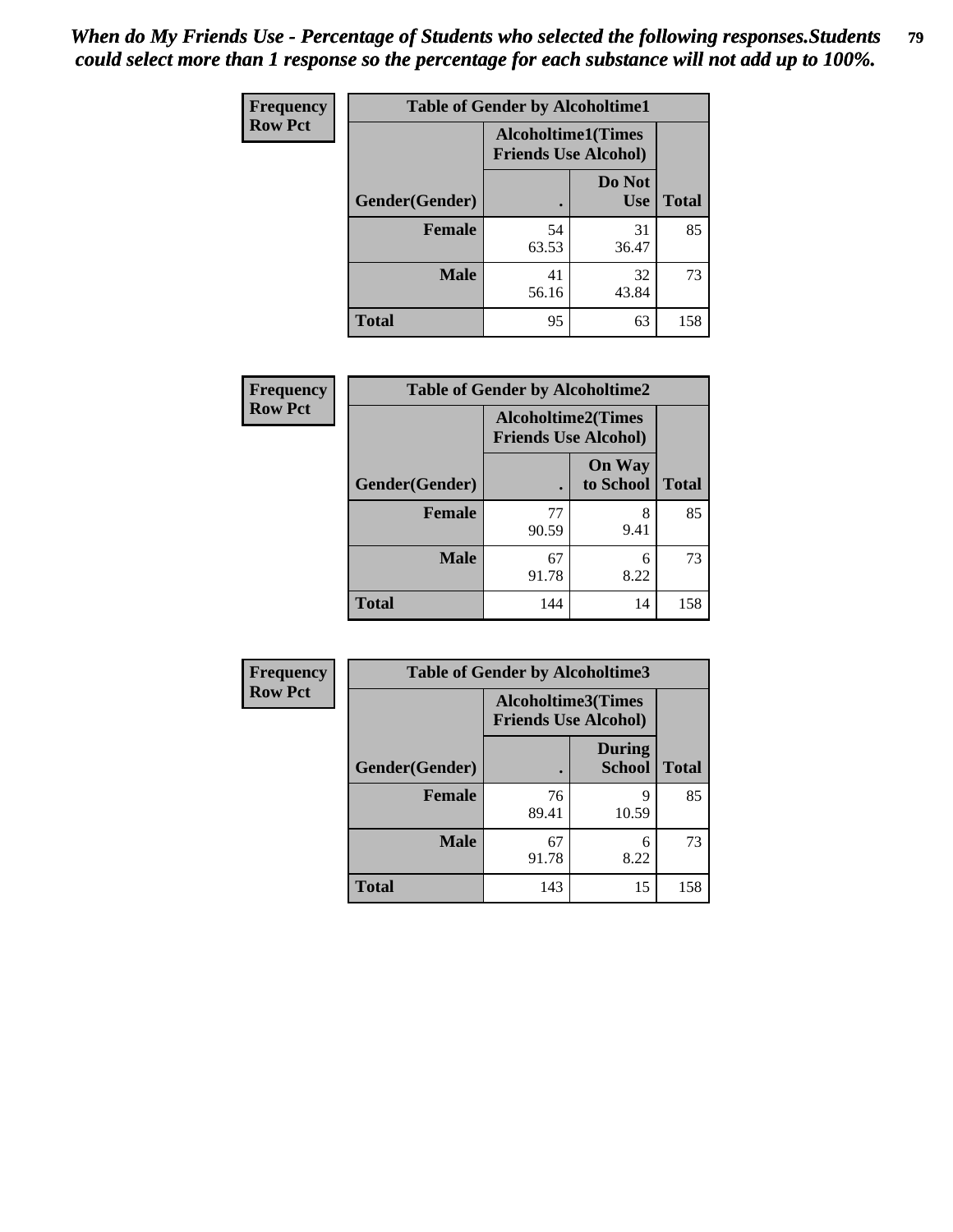*When do My Friends Use - Percentage of Students who selected the following responses.Students could select more than 1 response so the percentage for each substance will not add up to 100%.*

**Frequency**
**Row Pct**

| Table of Gender by Alcoholtime1 | | | |
|---|---|---|---|
| | Alcoholtime1(Times Friends Use Alcohol) | | |
| Gender(Gender) | . | Do Not Use | Total |
| **Female** | 54<br>63.53 | 31<br>36.47 | 85 |
| **Male** | 41<br>56.16 | 32<br>43.84 | 73 |
| **Total** | 95 | 63 | 158 |

**Frequency**
**Row Pct**

| Table of Gender by Alcoholtime2 | | | |
|---|---|---|---|
| | Alcoholtime2(Times Friends Use Alcohol) | | |
| Gender(Gender) | . | On Way to School | Total |
| **Female** | 77<br>90.59 | 8<br>9.41 | 85 |
| **Male** | 67<br>91.78 | 6<br>8.22 | 73 |
| **Total** | 144 | 14 | 158 |

**Frequency**
**Row Pct**

| Table of Gender by Alcoholtime3 | | | |
|---|---|---|---|
| | Alcoholtime3(Times Friends Use Alcohol) | | |
| Gender(Gender) | . | During School | Total |
| **Female** | 76<br>89.41 | 9<br>10.59 | 85 |
| **Male** | 67<br>91.78 | 6<br>8.22 | 73 |
| **Total** | 143 | 15 | 158 |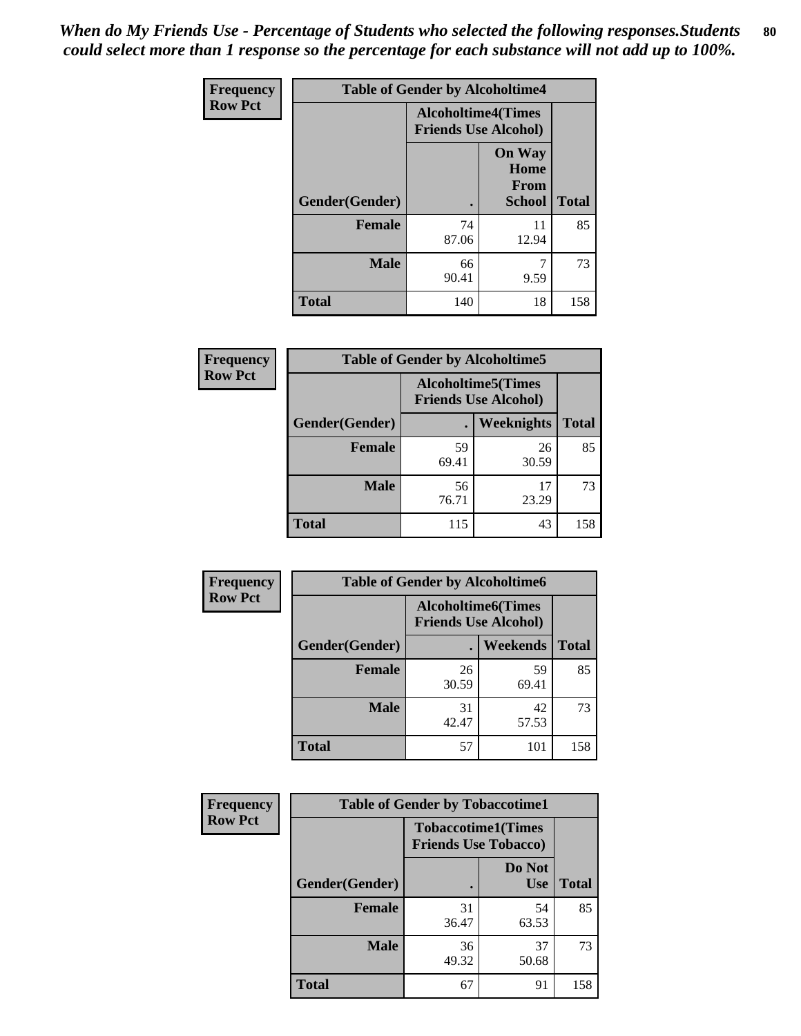*When do My Friends Use - Percentage of Students who selected the following responses.Students could select more than 1 response so the percentage for each substance will not add up to 100%.*

**Frequency**
**Row Pct**

| Table of Gender by Alcoholtime4 | | | |
|---|---|---|---|
| | Alcoholtime4(Times Friends Use Alcohol) | | |
| Gender(Gender) | . | On Way Home From School | Total |
| **Female** | 74<br>87.06 | 11<br>12.94 | 85 |
| **Male** | 66<br>90.41 | 7<br>9.59 | 73 |
| **Total** | 140 | 18 | 158 |

**Frequency**
**Row Pct**

| Table of Gender by Alcoholtime5 | | | |
|---|---|---|---|
| | Alcoholtime5(Times Friends Use Alcohol) | | |
| Gender(Gender) | . | Weeknights | Total |
| **Female** | 59<br>69.41 | 26<br>30.59 | 85 |
| **Male** | 56<br>76.71 | 17<br>23.29 | 73 |
| **Total** | 115 | 43 | 158 |

**Frequency**
**Row Pct**

| Table of Gender by Alcoholtime6 | | | |
|---|---|---|---|
| | Alcoholtime6(Times Friends Use Alcohol) | | |
| Gender(Gender) | . | Weekends | Total |
| **Female** | 26<br>30.59 | 59<br>69.41 | 85 |
| **Male** | 31<br>42.47 | 42<br>57.53 | 73 |
| **Total** | 57 | 101 | 158 |

**Frequency**
**Row Pct**

| Table of Gender by Tobaccotime1 | | | |
|---|---|---|---|
| | Tobaccotime1(Times Friends Use Tobacco) | | |
| Gender(Gender) | . | Do Not Use | Total |
| **Female** | 31<br>36.47 | 54<br>63.53 | 85 |
| **Male** | 36<br>49.32 | 37<br>50.68 | 73 |
| **Total** | 67 | 91 | 158 |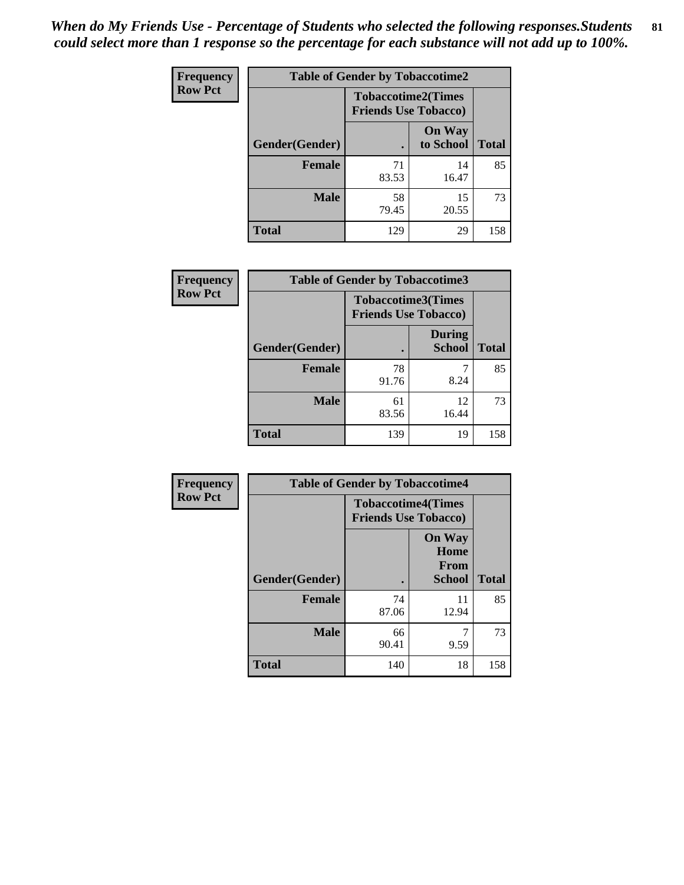*When do My Friends Use - Percentage of Students who selected the following responses.Students could select more than 1 response so the percentage for each substance will not add up to 100%.*

**Frequency**
**Row Pct**

**Table of Gender by Tobaccotime2**

| Gender(Gender) | Tobaccotime2(Times Friends Use Tobacco) . | On Way to School | Total |
|---|---|---|---|
| **Female** | 71<br>83.53 | 14<br>16.47 | 85 |
| **Male** | 58<br>79.45 | 15<br>20.55 | 73 |
| **Total** | 129 | 29 | 158 |

**Frequency**
**Row Pct**

**Table of Gender by Tobaccotime3**

| Gender(Gender) | Tobaccotime3(Times Friends Use Tobacco) . | During School | Total |
|---|---|---|---|
| **Female** | 78<br>91.76 | 7<br>8.24 | 85 |
| **Male** | 61<br>83.56 | 12<br>16.44 | 73 |
| **Total** | 139 | 19 | 158 |

**Frequency**
**Row Pct**

**Table of Gender by Tobaccotime4**

| Gender(Gender) | Tobaccotime4(Times Friends Use Tobacco) . | On Way Home From School | Total |
|---|---|---|---|
| **Female** | 74<br>87.06 | 11<br>12.94 | 85 |
| **Male** | 66<br>90.41 | 7<br>9.59 | 73 |
| **Total** | 140 | 18 | 158 |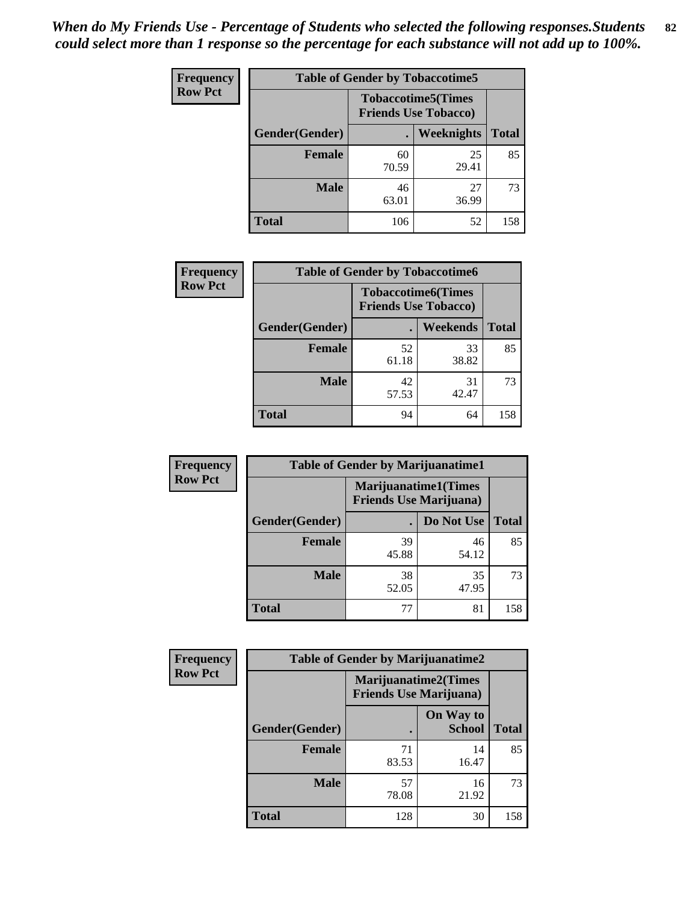*When do My Friends Use - Percentage of Students who selected the following responses.Students could select more than 1 response so the percentage for each substance will not add up to 100%.*

**Frequency Row Pct**

| Table of Gender by Tobaccotime5 | | | |
|---|---|---|---|
| | Tobaccotime5(Times Friends Use Tobacco) | | |
| Gender(Gender) | . | Weeknights | Total |
| **Female** | 60<br>70.59 | 25<br>29.41 | 85 |
| **Male** | 46<br>63.01 | 27<br>36.99 | 73 |
| **Total** | 106 | 52 | 158 |

**Frequency Row Pct**

| Table of Gender by Tobaccotime6 | | | |
|---|---|---|---|
| | Tobaccotime6(Times Friends Use Tobacco) | | |
| Gender(Gender) | . | Weekends | Total |
| **Female** | 52<br>61.18 | 33<br>38.82 | 85 |
| **Male** | 42<br>57.53 | 31<br>42.47 | 73 |
| **Total** | 94 | 64 | 158 |

**Frequency Row Pct**

| Table of Gender by Marijuanatime1 | | | |
|---|---|---|---|
| | Marijuanatime1(Times Friends Use Marijuana) | | |
| Gender(Gender) | . | Do Not Use | Total |
| **Female** | 39<br>45.88 | 46<br>54.12 | 85 |
| **Male** | 38<br>52.05 | 35<br>47.95 | 73 |
| **Total** | 77 | 81 | 158 |

**Frequency Row Pct**

| Table of Gender by Marijuanatime2 | | | |
|---|---|---|---|
| | Marijuanatime2(Times Friends Use Marijuana) | | |
| Gender(Gender) | . | On Way to School | Total |
| **Female** | 71<br>83.53 | 14<br>16.47 | 85 |
| **Male** | 57<br>78.08 | 16<br>21.92 | 73 |
| **Total** | 128 | 30 | 158 |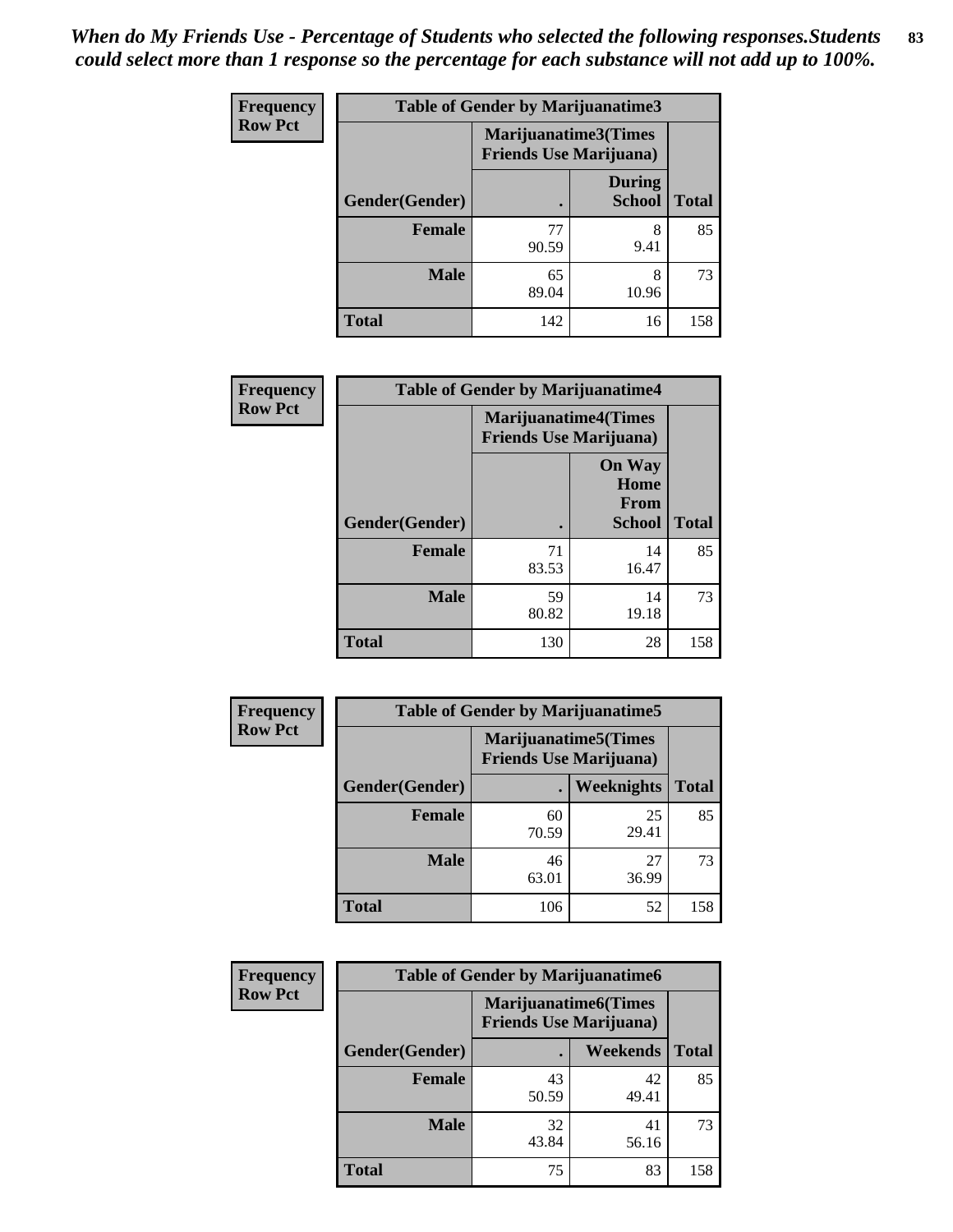*When do My Friends Use - Percentage of Students who selected the following responses.Students could select more than 1 response so the percentage for each substance will not add up to 100%.*

**Frequency / Row Pct**

| Table of Gender by Marijuanatime3 | | | |
|---|---|---|---|
| | Marijuanatime3(Times Friends Use Marijuana) | | |
| Gender(Gender) | . | During School | Total |
| Female | 77<br>90.59 | 8<br>9.41 | 85 |
| Male | 65<br>89.04 | 8<br>10.96 | 73 |
| Total | 142 | 16 | 158 |

**Frequency / Row Pct**

| Table of Gender by Marijuanatime4 | | | |
|---|---|---|---|
| | Marijuanatime4(Times Friends Use Marijuana) | | |
| Gender(Gender) | . | On Way Home From School | Total |
| Female | 71<br>83.53 | 14<br>16.47 | 85 |
| Male | 59<br>80.82 | 14<br>19.18 | 73 |
| Total | 130 | 28 | 158 |

**Frequency / Row Pct**

| Table of Gender by Marijuanatime5 | | | |
|---|---|---|---|
| | Marijuanatime5(Times Friends Use Marijuana) | | |
| Gender(Gender) | . | Weeknights | Total |
| Female | 60<br>70.59 | 25<br>29.41 | 85 |
| Male | 46<br>63.01 | 27<br>36.99 | 73 |
| Total | 106 | 52 | 158 |

**Frequency / Row Pct**

| Table of Gender by Marijuanatime6 | | | |
|---|---|---|---|
| | Marijuanatime6(Times Friends Use Marijuana) | | |
| Gender(Gender) | . | Weekends | Total |
| Female | 43<br>50.59 | 42<br>49.41 | 85 |
| Male | 32<br>43.84 | 41<br>56.16 | 73 |
| Total | 75 | 83 | 158 |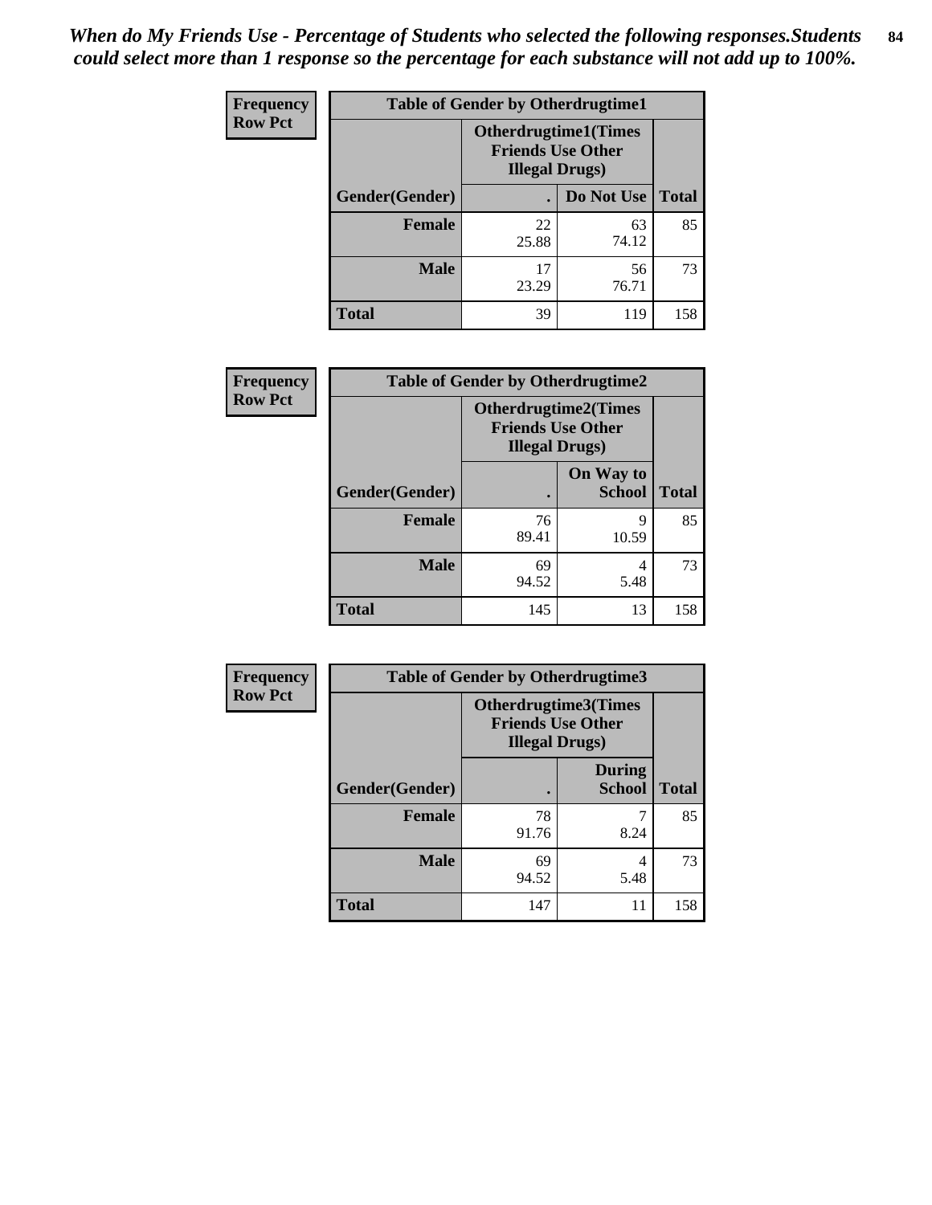*When do My Friends Use - Percentage of Students who selected the following responses.Students could select more than 1 response so the percentage for each substance will not add up to 100%.*

**Frequency**
**Row Pct**

| Table of Gender by Otherdrugtime1 | | | |
|---|---|---|---|
| | Otherdrugtime1(Times Friends Use Other Illegal Drugs) | | |
| Gender(Gender) | . | Do Not Use | Total |
| Female | 22<br>25.88 | 63<br>74.12 | 85 |
| Male | 17<br>23.29 | 56<br>76.71 | 73 |
| Total | 39 | 119 | 158 |

**Frequency**
**Row Pct**

| Table of Gender by Otherdrugtime2 | | | |
|---|---|---|---|
| | Otherdrugtime2(Times Friends Use Other Illegal Drugs) | | |
| Gender(Gender) | . | On Way to School | Total |
| Female | 76<br>89.41 | 9<br>10.59 | 85 |
| Male | 69<br>94.52 | 4<br>5.48 | 73 |
| Total | 145 | 13 | 158 |

**Frequency**
**Row Pct**

| Table of Gender by Otherdrugtime3 | | | |
|---|---|---|---|
| | Otherdrugtime3(Times Friends Use Other Illegal Drugs) | | |
| Gender(Gender) | . | During School | Total |
| Female | 78<br>91.76 | 7<br>8.24 | 85 |
| Male | 69<br>94.52 | 4<br>5.48 | 73 |
| Total | 147 | 11 | 158 |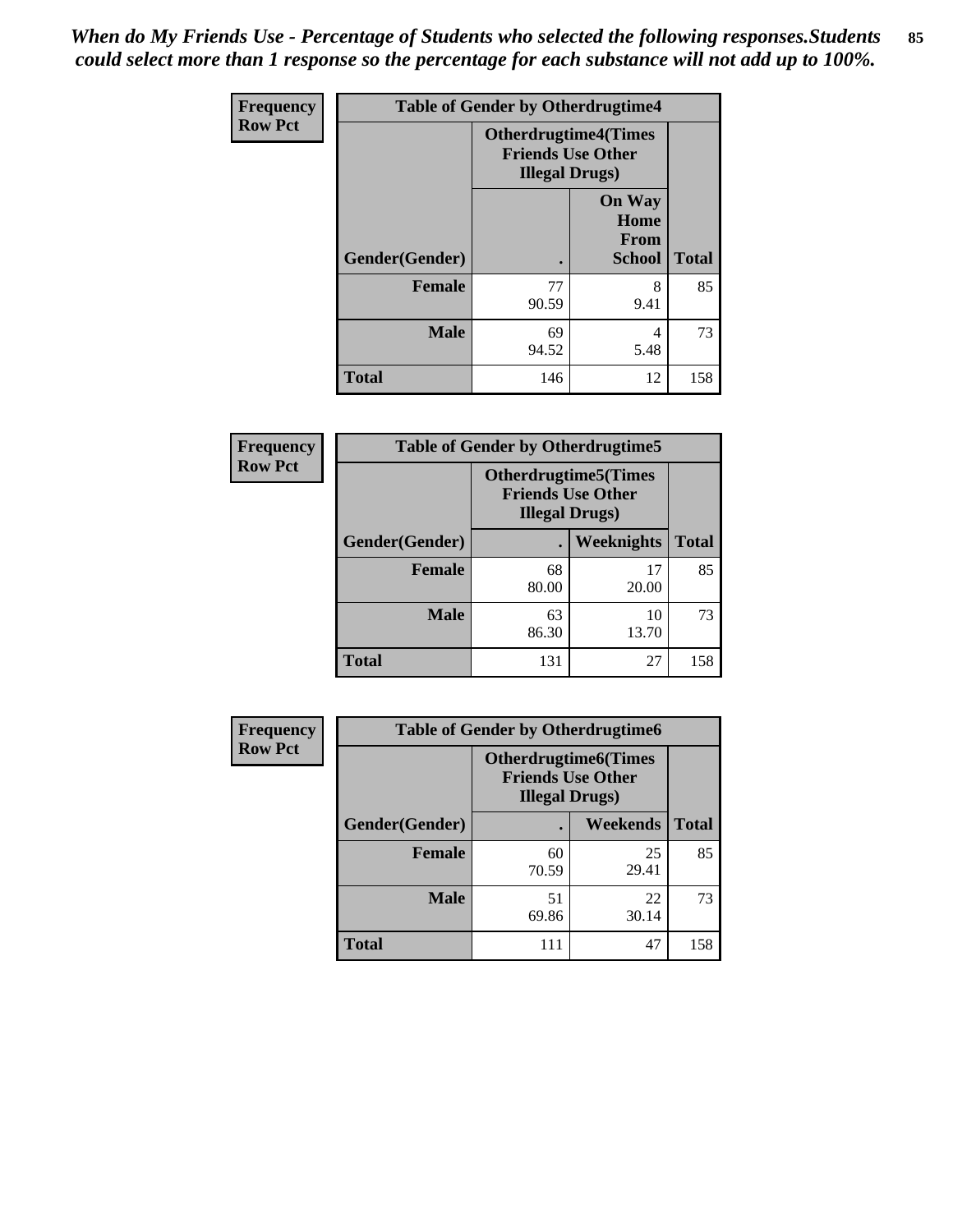*When do My Friends Use - Percentage of Students who selected the following responses.Students could select more than 1 response so the percentage for each substance will not add up to 100%.*

**Frequency**
**Row Pct**

| Table of Gender by Otherdrugtime4 | | | |
|---|---|---|---|
| | Otherdrugtime4(Times Friends Use Other Illegal Drugs) | | |
| Gender(Gender) | . | On Way Home From School | Total |
| Female | 77<br>90.59 | 8<br>9.41 | 85 |
| Male | 69<br>94.52 | 4<br>5.48 | 73 |
| Total | 146 | 12 | 158 |

**Frequency**
**Row Pct**

| Table of Gender by Otherdrugtime5 | | | |
|---|---|---|---|
| | Otherdrugtime5(Times Friends Use Other Illegal Drugs) | | |
| Gender(Gender) | . | Weeknights | Total |
| Female | 68<br>80.00 | 17<br>20.00 | 85 |
| Male | 63<br>86.30 | 10<br>13.70 | 73 |
| Total | 131 | 27 | 158 |

**Frequency**
**Row Pct**

| Table of Gender by Otherdrugtime6 | | | |
|---|---|---|---|
| | Otherdrugtime6(Times Friends Use Other Illegal Drugs) | | |
| Gender(Gender) | . | Weekends | Total |
| Female | 60<br>70.59 | 25<br>29.41 | 85 |
| Male | 51<br>69.86 | 22<br>30.14 | 73 |
| Total | 111 | 47 | 158 |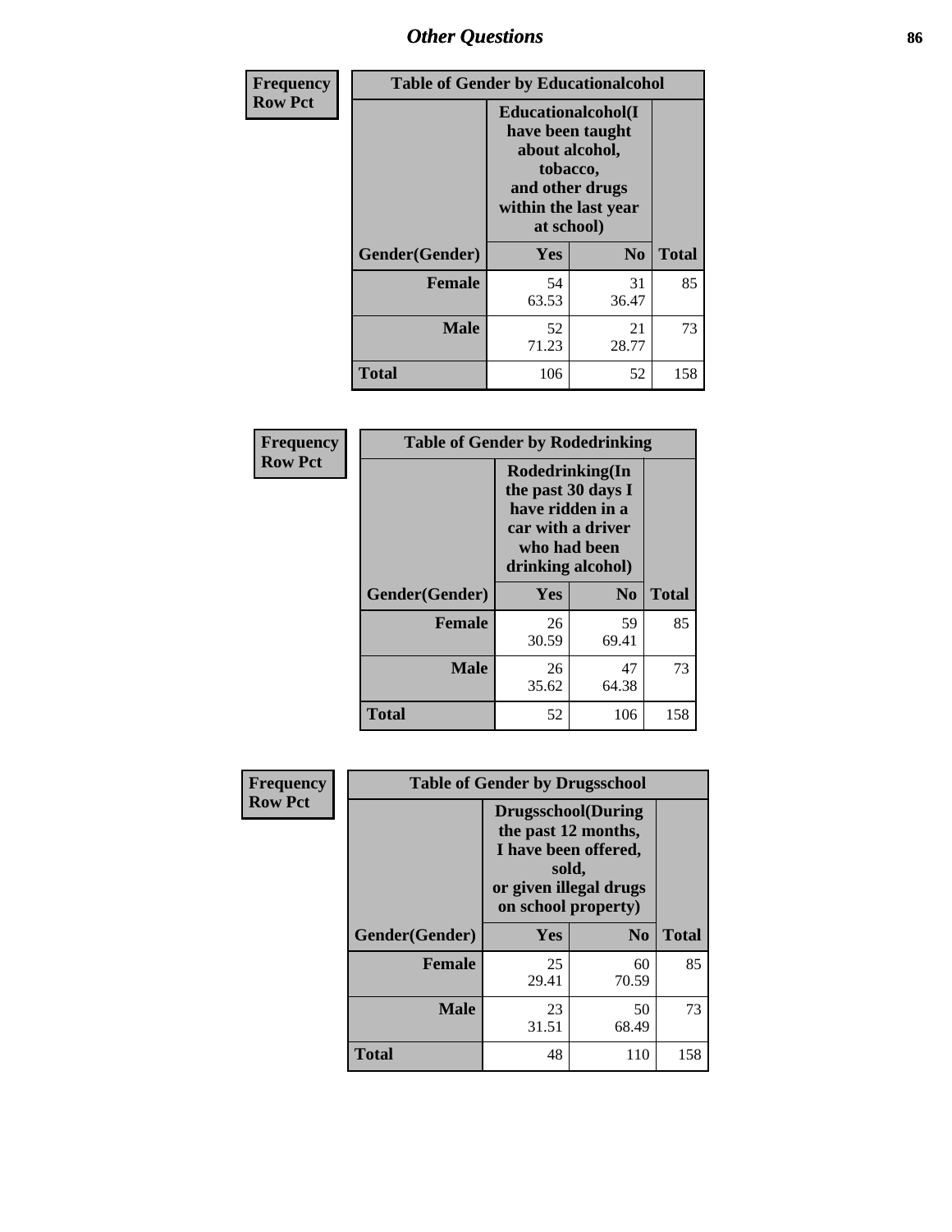## Other Questions

**Frequency Row Pct**

| Table of Gender by Educationalcohol | | | |
|---|---|---|---|
| | Educationalcohol(I have been taught about alcohol, tobacco, and other drugs within the last year at school) | | |
| Gender(Gender) | Yes | No | Total |
| Female | 54<br>63.53 | 31<br>36.47 | 85 |
| Male | 52<br>71.23 | 21<br>28.77 | 73 |
| Total | 106 | 52 | 158 |

**Frequency Row Pct**

| Table of Gender by Rodedrinking | | | |
|---|---|---|---|
| | Rodedrinking(In the past 30 days I have ridden in a car with a driver who had been drinking alcohol) | | |
| Gender(Gender) | Yes | No | Total |
| Female | 26<br>30.59 | 59<br>69.41 | 85 |
| Male | 26<br>35.62 | 47<br>64.38 | 73 |
| Total | 52 | 106 | 158 |

**Frequency Row Pct**

| Table of Gender by Drugsschool | | | |
|---|---|---|---|
| | Drugsschool(During the past 12 months, I have been offered, sold, or given illegal drugs on school property) | | |
| Gender(Gender) | Yes | No | Total |
| Female | 25<br>29.41 | 60<br>70.59 | 85 |
| Male | 23<br>31.51 | 50<br>68.49 | 73 |
| Total | 48 | 110 | 158 |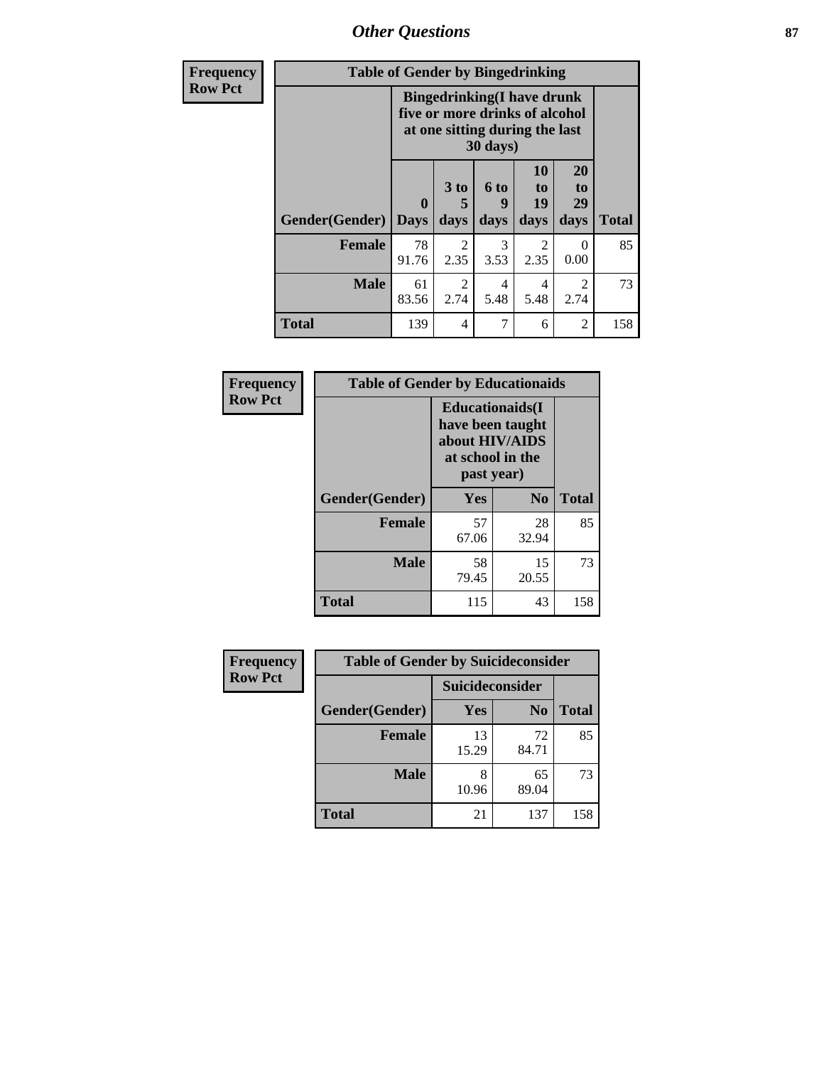# Other Questions

| Frequency Row Pct | Table of Gender by Bingedrinking | | | | | |
|---|---|---|---|---|---|---|
| | Bingedrinking(I have drunk five or more drinks of alcohol at one sitting during the last 30 days) | | | | | |
| Gender(Gender) | 0 Days | 3 to 5 days | 6 to 9 days | 10 to 19 days | 20 to 29 days | Total |
| Female | 78 91.76 | 2 2.35 | 3 3.53 | 2 2.35 | 0 0.00 | 85 |
| Male | 61 83.56 | 2 2.74 | 4 5.48 | 4 5.48 | 2 2.74 | 73 |
| Total | 139 | 4 | 7 | 6 | 2 | 158 |

| Frequency Row Pct | Table of Gender by Educationaids | | |
|---|---|---|---|
| | Educationaids(I have been taught about HIV/AIDS at school in the past year) | | |
| Gender(Gender) | Yes | No | Total |
| Female | 57 67.06 | 28 32.94 | 85 |
| Male | 58 79.45 | 15 20.55 | 73 |
| Total | 115 | 43 | 158 |

| Frequency Row Pct | Table of Gender by Suicideconsider | | |
|---|---|---|---|
| | Suicideconsider | | |
| Gender(Gender) | Yes | No | Total |
| Female | 13 15.29 | 72 84.71 | 85 |
| Male | 8 10.96 | 65 89.04 | 73 |
| Total | 21 | 137 | 158 |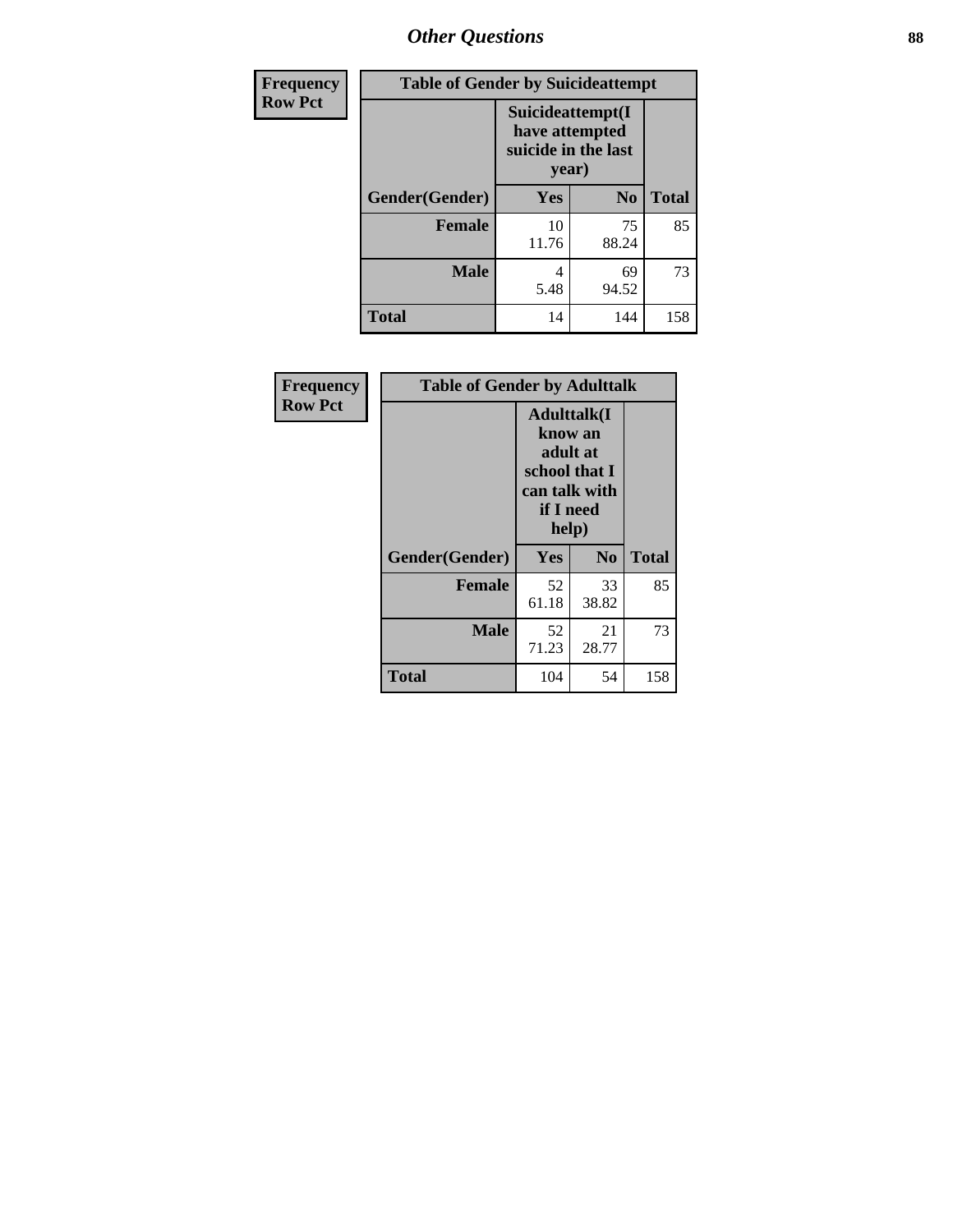| Frequency Row Pct | Table of Gender by Suicideattempt | | |
|---|---|---|---|
| | Suicideattempt(I have attempted suicide in the last year) | | |
| Gender(Gender) | Yes | No | Total |
| Female | 10<br>11.76 | 75<br>88.24 | 85 |
| Male | 4<br>5.48 | 69<br>94.52 | 73 |
| Total | 14 | 144 | 158 |

| Frequency Row Pct | Table of Gender by Adulttalk | | |
|---|---|---|---|
| | Adulttalk(I know an adult at school that I can talk with if I need help) | | |
| Gender(Gender) | Yes | No | Total |
| Female | 52<br>61.18 | 33<br>38.82 | 85 |
| Male | 52<br>71.23 | 21<br>28.77 | 73 |
| Total | 104 | 54 | 158 |